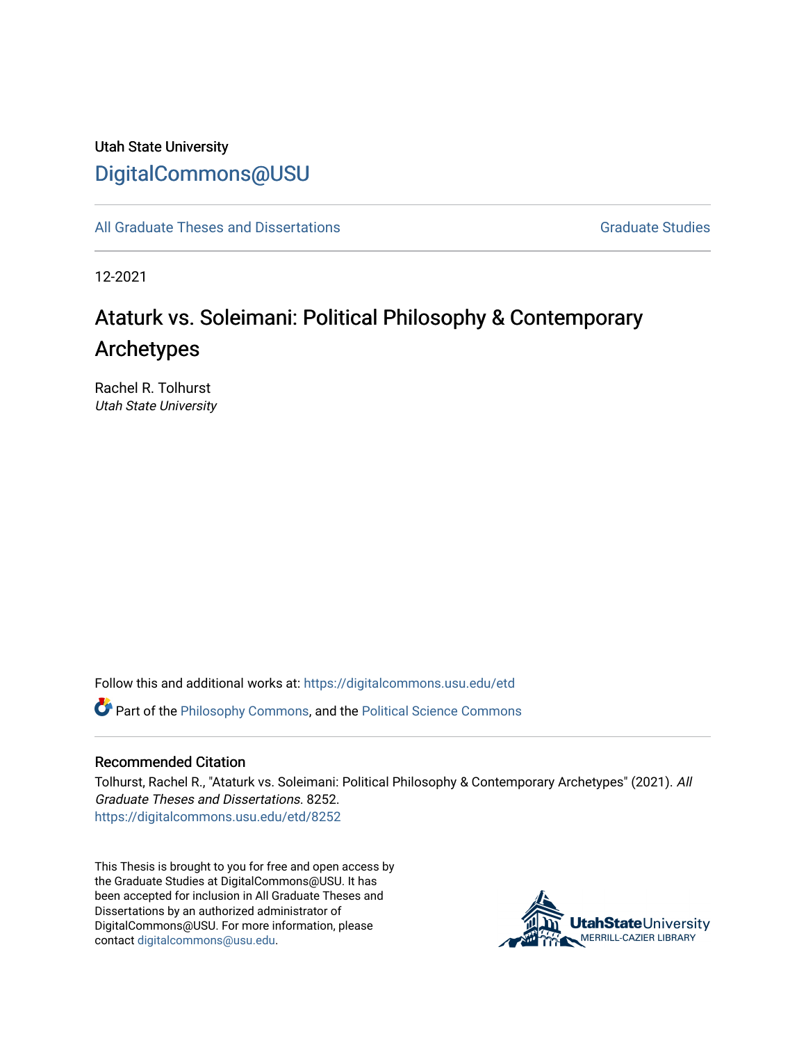Utah State University

DigitalCommons@USU

All Graduate Theses and Dissertations

Graduate Studies

12-2021

# Ataturk vs. Soleimani: Political Philosophy & Contemporary Archetypes

Rachel R. Tolhurst
*Utah State University*

Follow this and additional works at: https://digitalcommons.usu.edu/etd

Part of the Philosophy Commons, and the Political Science Commons

### Recommended Citation

Tolhurst, Rachel R., "Ataturk vs. Soleimani: Political Philosophy & Contemporary Archetypes" (2021). *All Graduate Theses and Dissertations.* 8252.
https://digitalcommons.usu.edu/etd/8252

This Thesis is brought to you for free and open access by the Graduate Studies at DigitalCommons@USU. It has been accepted for inclusion in All Graduate Theses and Dissertations by an authorized administrator of DigitalCommons@USU. For more information, please contact digitalcommons@usu.edu.

UtahStateUniversity
MERRILL-CAZIER LIBRARY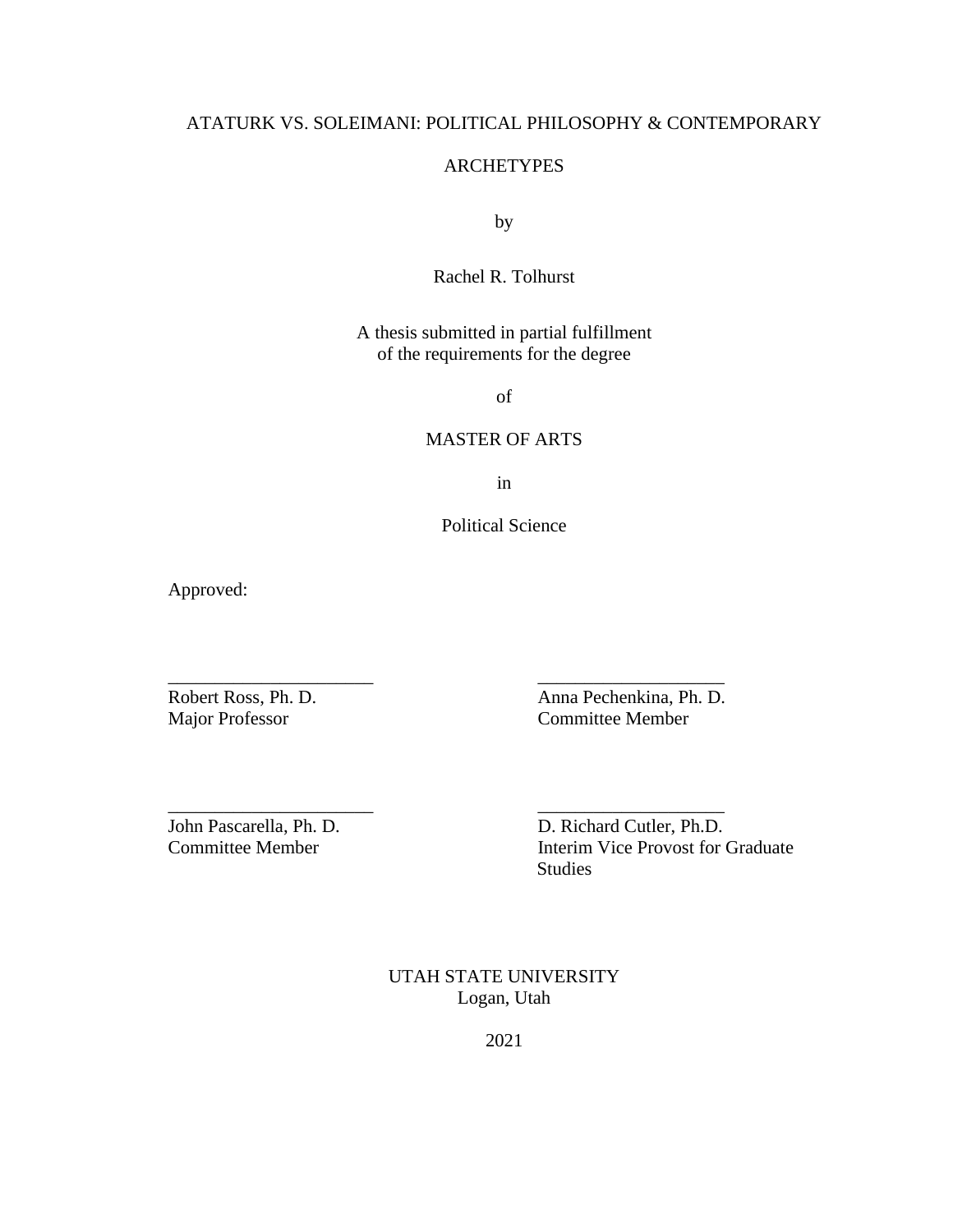ATATURK VS. SOLEIMANI: POLITICAL PHILOSOPHY & CONTEMPORARY ARCHETYPES

by

Rachel R. Tolhurst

A thesis submitted in partial fulfillment
of the requirements for the degree

of

MASTER OF ARTS

in

Political Science

Approved:

______________________
Robert Ross, Ph. D.
Major Professor

______________________
Anna Pechenkina, Ph. D.
Committee Member

______________________
John Pascarella, Ph. D.
Committee Member

______________________
D. Richard Cutler, Ph.D.
Interim Vice Provost for Graduate Studies

UTAH STATE UNIVERSITY
Logan, Utah

2021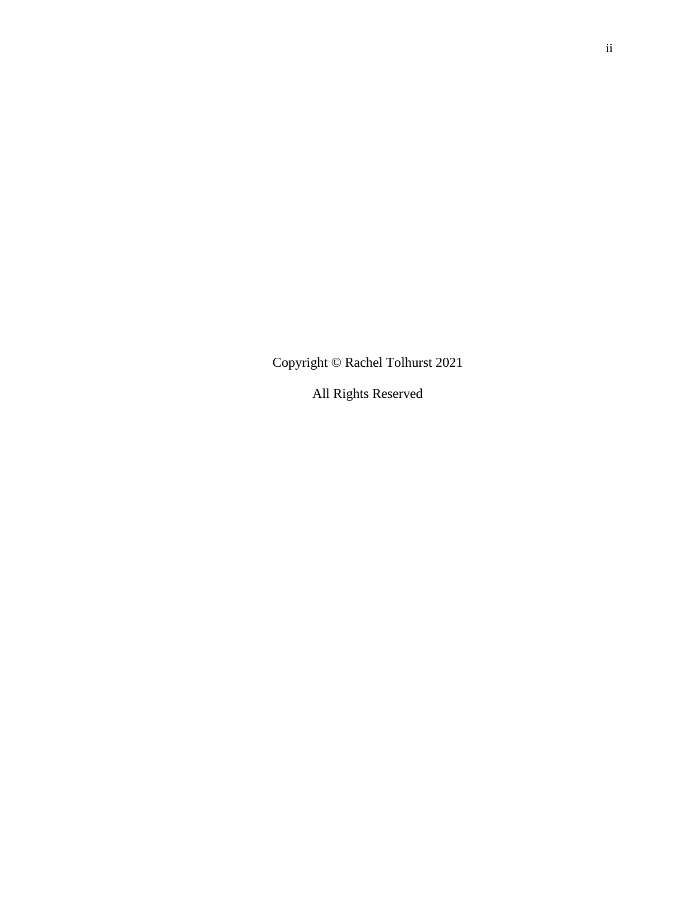Copyright © Rachel Tolhurst 2021

All Rights Reserved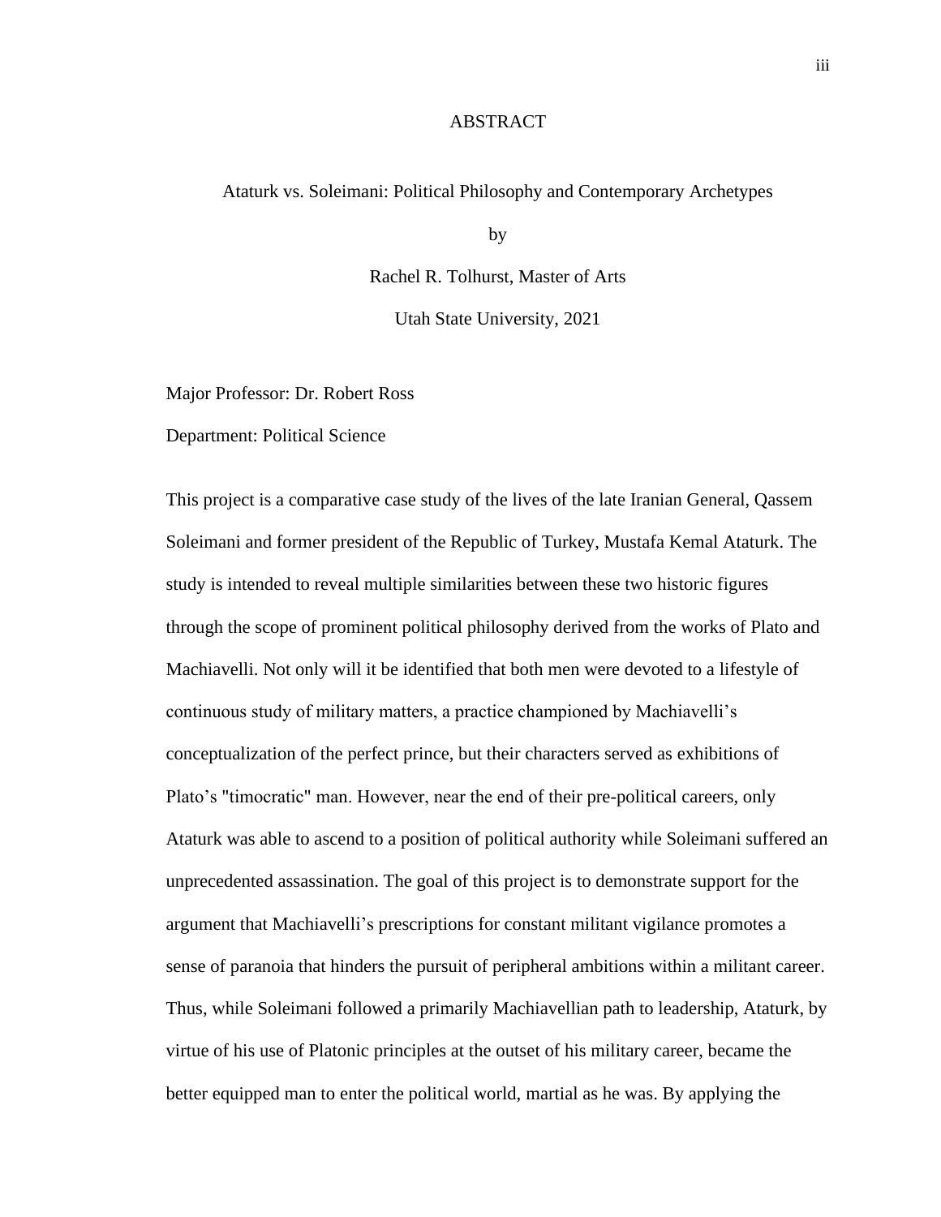# ABSTRACT

Ataturk vs. Soleimani: Political Philosophy and Contemporary Archetypes

by

Rachel R. Tolhurst, Master of Arts

Utah State University, 2021

Major Professor: Dr. Robert Ross

Department: Political Science

This project is a comparative case study of the lives of the late Iranian General, Qassem Soleimani and former president of the Republic of Turkey, Mustafa Kemal Ataturk. The study is intended to reveal multiple similarities between these two historic figures through the scope of prominent political philosophy derived from the works of Plato and Machiavelli. Not only will it be identified that both men were devoted to a lifestyle of continuous study of military matters, a practice championed by Machiavelli's conceptualization of the perfect prince, but their characters served as exhibitions of Plato's "timocratic" man. However, near the end of their pre-political careers, only Ataturk was able to ascend to a position of political authority while Soleimani suffered an unprecedented assassination. The goal of this project is to demonstrate support for the argument that Machiavelli's prescriptions for constant militant vigilance promotes a sense of paranoia that hinders the pursuit of peripheral ambitions within a militant career. Thus, while Soleimani followed a primarily Machiavellian path to leadership, Ataturk, by virtue of his use of Platonic principles at the outset of his military career, became the better equipped man to enter the political world, martial as he was. By applying the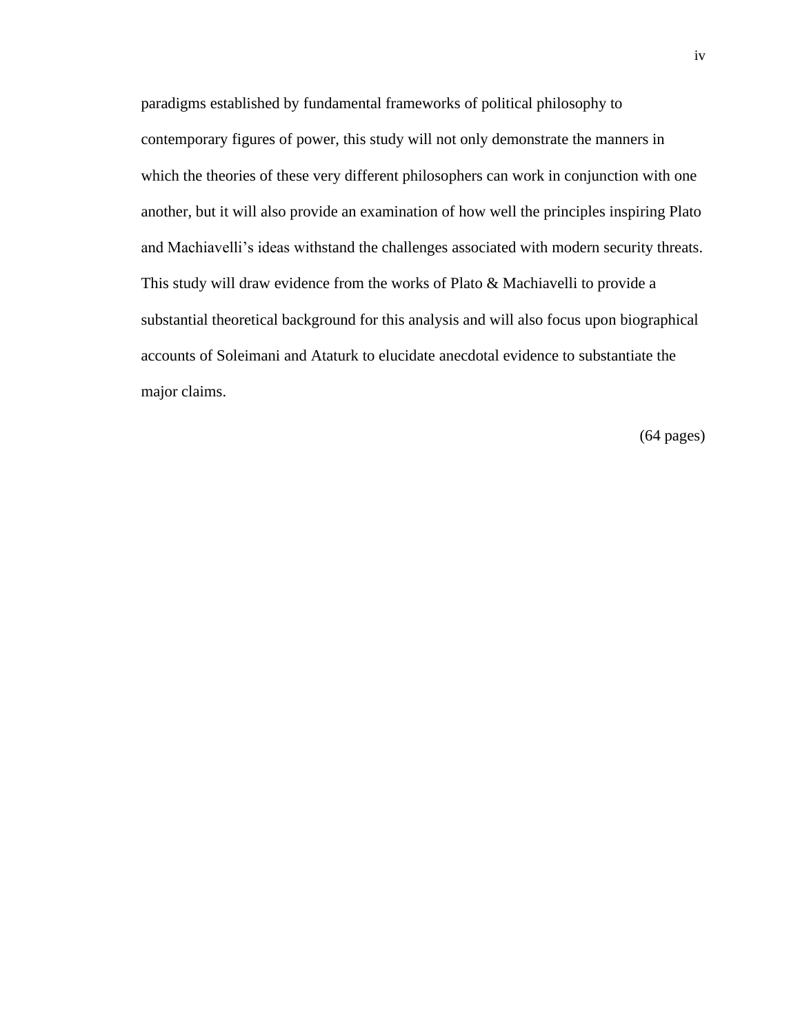paradigms established by fundamental frameworks of political philosophy to contemporary figures of power, this study will not only demonstrate the manners in which the theories of these very different philosophers can work in conjunction with one another, but it will also provide an examination of how well the principles inspiring Plato and Machiavelli's ideas withstand the challenges associated with modern security threats. This study will draw evidence from the works of Plato & Machiavelli to provide a substantial theoretical background for this analysis and will also focus upon biographical accounts of Soleimani and Ataturk to elucidate anecdotal evidence to substantiate the major claims.

(64 pages)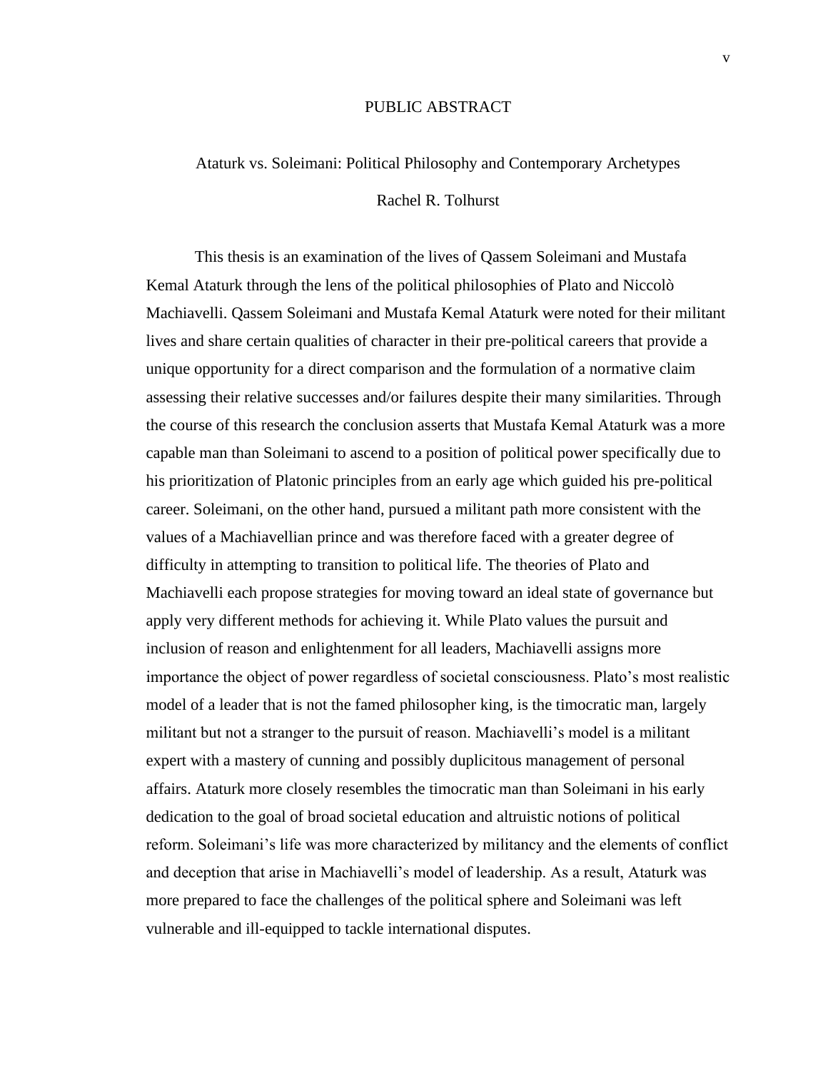# PUBLIC ABSTRACT

Ataturk vs. Soleimani: Political Philosophy and Contemporary Archetypes

Rachel R. Tolhurst

This thesis is an examination of the lives of Qassem Soleimani and Mustafa Kemal Ataturk through the lens of the political philosophies of Plato and Niccolò Machiavelli. Qassem Soleimani and Mustafa Kemal Ataturk were noted for their militant lives and share certain qualities of character in their pre-political careers that provide a unique opportunity for a direct comparison and the formulation of a normative claim assessing their relative successes and/or failures despite their many similarities. Through the course of this research the conclusion asserts that Mustafa Kemal Ataturk was a more capable man than Soleimani to ascend to a position of political power specifically due to his prioritization of Platonic principles from an early age which guided his pre-political career. Soleimani, on the other hand, pursued a militant path more consistent with the values of a Machiavellian prince and was therefore faced with a greater degree of difficulty in attempting to transition to political life. The theories of Plato and Machiavelli each propose strategies for moving toward an ideal state of governance but apply very different methods for achieving it. While Plato values the pursuit and inclusion of reason and enlightenment for all leaders, Machiavelli assigns more importance the object of power regardless of societal consciousness. Plato's most realistic model of a leader that is not the famed philosopher king, is the timocratic man, largely militant but not a stranger to the pursuit of reason. Machiavelli's model is a militant expert with a mastery of cunning and possibly duplicitous management of personal affairs. Ataturk more closely resembles the timocratic man than Soleimani in his early dedication to the goal of broad societal education and altruistic notions of political reform. Soleimani's life was more characterized by militancy and the elements of conflict and deception that arise in Machiavelli's model of leadership. As a result, Ataturk was more prepared to face the challenges of the political sphere and Soleimani was left vulnerable and ill-equipped to tackle international disputes.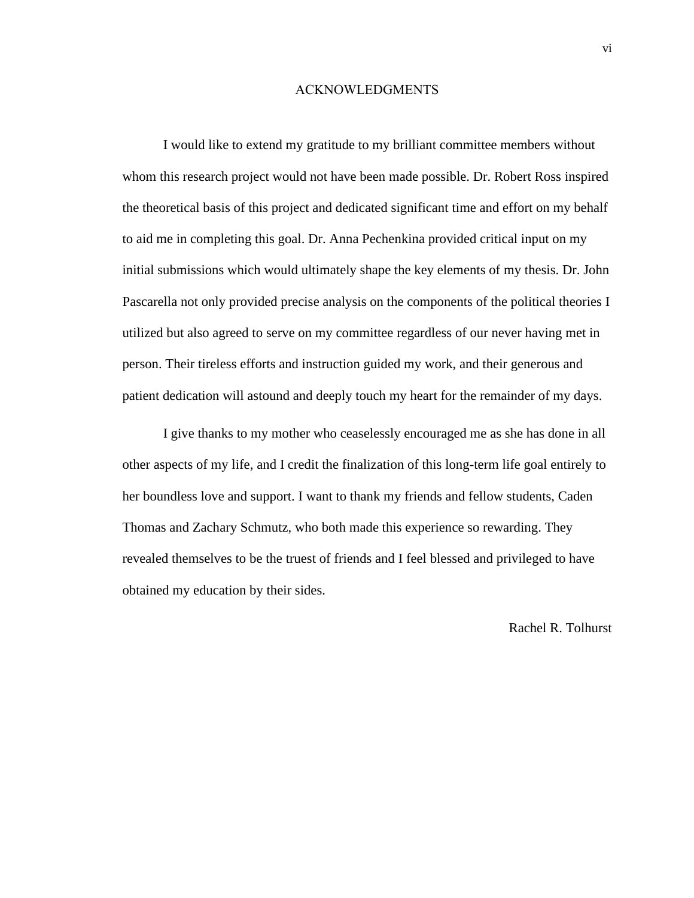# ACKNOWLEDGMENTS

I would like to extend my gratitude to my brilliant committee members without whom this research project would not have been made possible. Dr. Robert Ross inspired the theoretical basis of this project and dedicated significant time and effort on my behalf to aid me in completing this goal. Dr. Anna Pechenkina provided critical input on my initial submissions which would ultimately shape the key elements of my thesis. Dr. John Pascarella not only provided precise analysis on the components of the political theories I utilized but also agreed to serve on my committee regardless of our never having met in person. Their tireless efforts and instruction guided my work, and their generous and patient dedication will astound and deeply touch my heart for the remainder of my days.

I give thanks to my mother who ceaselessly encouraged me as she has done in all other aspects of my life, and I credit the finalization of this long-term life goal entirely to her boundless love and support. I want to thank my friends and fellow students, Caden Thomas and Zachary Schmutz, who both made this experience so rewarding. They revealed themselves to be the truest of friends and I feel blessed and privileged to have obtained my education by their sides.

Rachel R. Tolhurst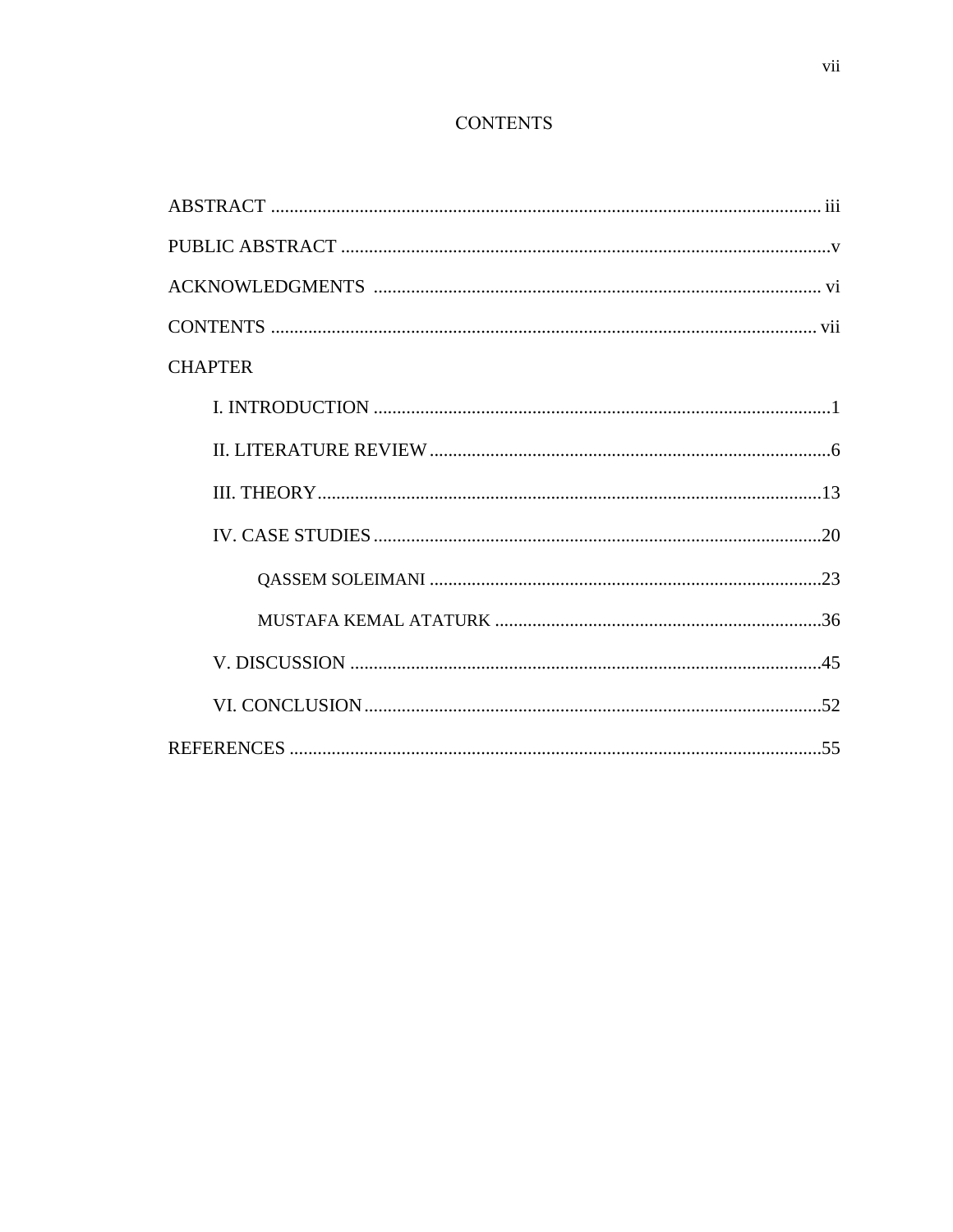# CONTENTS

ABSTRACT .................................................................................................................... iii

PUBLIC ABSTRACT ........................................................................................................v

ACKNOWLEDGMENTS ............................................................................................... vi

CONTENTS .................................................................................................................... vii

CHAPTER

- I. INTRODUCTION .................................................................................................1
- II. LITERATURE REVIEW.....................................................................................6
- III. THEORY...........................................................................................................13
- IV. CASE STUDIES................................................................................................20
  - QASSEM SOLEIMANI ....................................................................................23
  - MUSTAFA KEMAL ATATURK ......................................................................36
- V. DISCUSSION .....................................................................................................45
- VI. CONCLUSION..................................................................................................52

REFERENCES .................................................................................................................55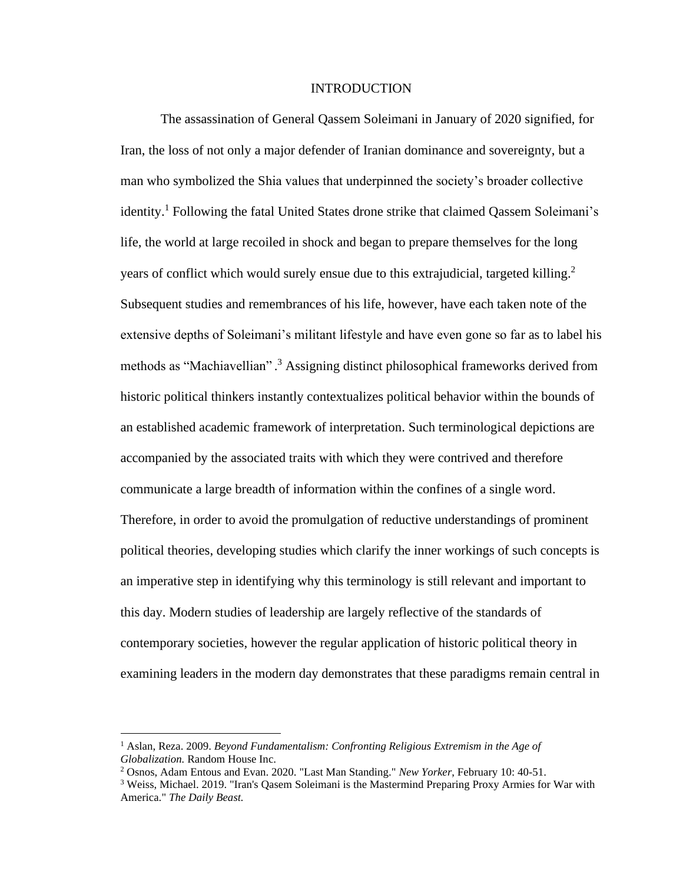# INTRODUCTION

The assassination of General Qassem Soleimani in January of 2020 signified, for Iran, the loss of not only a major defender of Iranian dominance and sovereignty, but a man who symbolized the Shia values that underpinned the society's broader collective identity.[1] Following the fatal United States drone strike that claimed Qassem Soleimani's life, the world at large recoiled in shock and began to prepare themselves for the long years of conflict which would surely ensue due to this extrajudicial, targeted killing.[2] Subsequent studies and remembrances of his life, however, have each taken note of the extensive depths of Soleimani's militant lifestyle and have even gone so far as to label his methods as "Machiavellian" .[3] Assigning distinct philosophical frameworks derived from historic political thinkers instantly contextualizes political behavior within the bounds of an established academic framework of interpretation. Such terminological depictions are accompanied by the associated traits with which they were contrived and therefore communicate a large breadth of information within the confines of a single word. Therefore, in order to avoid the promulgation of reductive understandings of prominent political theories, developing studies which clarify the inner workings of such concepts is an imperative step in identifying why this terminology is still relevant and important to this day. Modern studies of leadership are largely reflective of the standards of contemporary societies, however the regular application of historic political theory in examining leaders in the modern day demonstrates that these paradigms remain central in

---

[1] Aslan, Reza. 2009. *Beyond Fundamentalism: Confronting Religious Extremism in the Age of Globalization.* Random House Inc.

[2] Osnos, Adam Entous and Evan. 2020. "Last Man Standing." *New Yorker*, February 10: 40-51.

[3] Weiss, Michael. 2019. "Iran's Qasem Soleimani is the Mastermind Preparing Proxy Armies for War with America." *The Daily Beast.*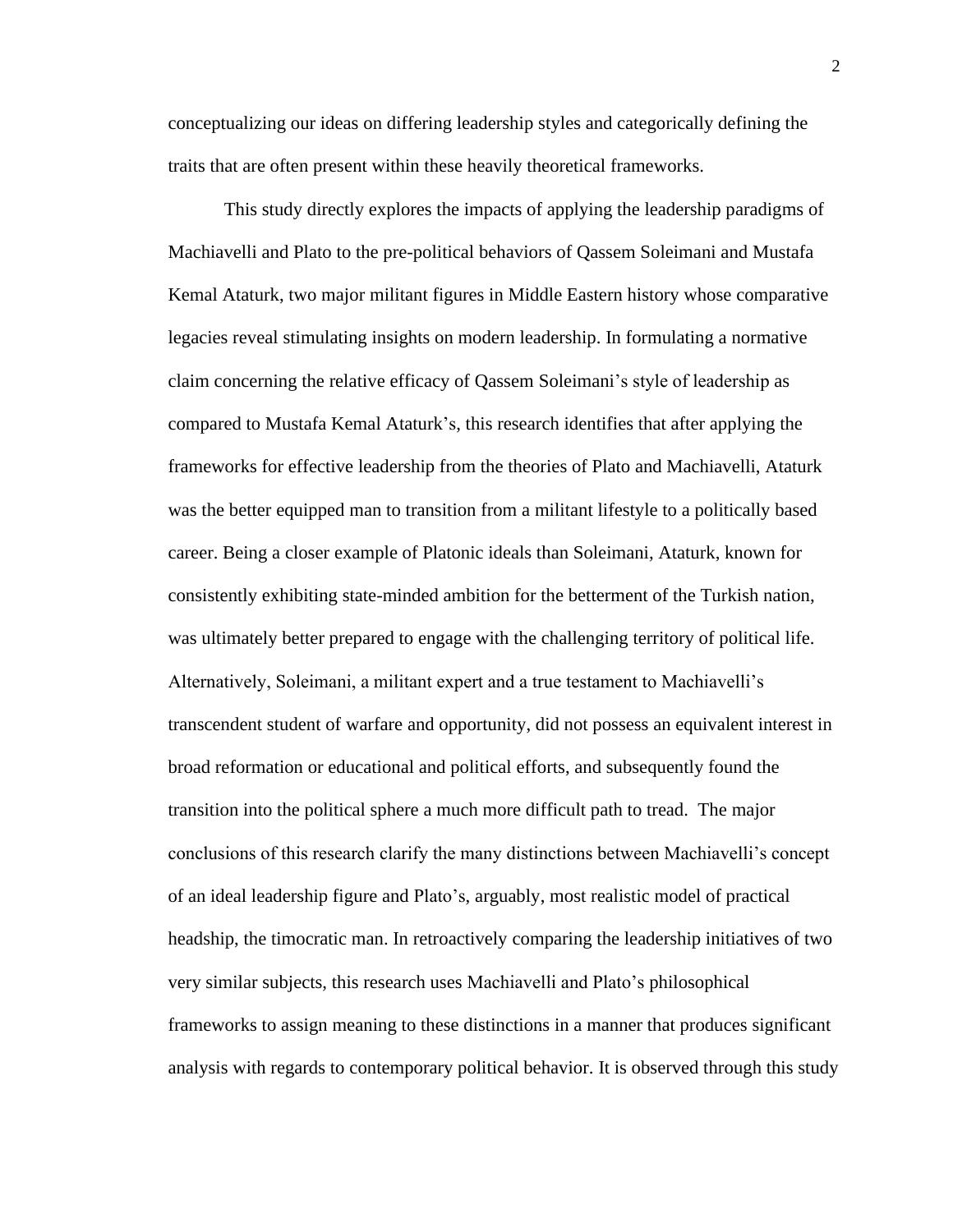conceptualizing our ideas on differing leadership styles and categorically defining the traits that are often present within these heavily theoretical frameworks.

This study directly explores the impacts of applying the leadership paradigms of Machiavelli and Plato to the pre-political behaviors of Qassem Soleimani and Mustafa Kemal Ataturk, two major militant figures in Middle Eastern history whose comparative legacies reveal stimulating insights on modern leadership. In formulating a normative claim concerning the relative efficacy of Qassem Soleimani's style of leadership as compared to Mustafa Kemal Ataturk's, this research identifies that after applying the frameworks for effective leadership from the theories of Plato and Machiavelli, Ataturk was the better equipped man to transition from a militant lifestyle to a politically based career. Being a closer example of Platonic ideals than Soleimani, Ataturk, known for consistently exhibiting state-minded ambition for the betterment of the Turkish nation, was ultimately better prepared to engage with the challenging territory of political life. Alternatively, Soleimani, a militant expert and a true testament to Machiavelli's transcendent student of warfare and opportunity, did not possess an equivalent interest in broad reformation or educational and political efforts, and subsequently found the transition into the political sphere a much more difficult path to tread. The major conclusions of this research clarify the many distinctions between Machiavelli's concept of an ideal leadership figure and Plato's, arguably, most realistic model of practical headship, the timocratic man. In retroactively comparing the leadership initiatives of two very similar subjects, this research uses Machiavelli and Plato's philosophical frameworks to assign meaning to these distinctions in a manner that produces significant analysis with regards to contemporary political behavior. It is observed through this study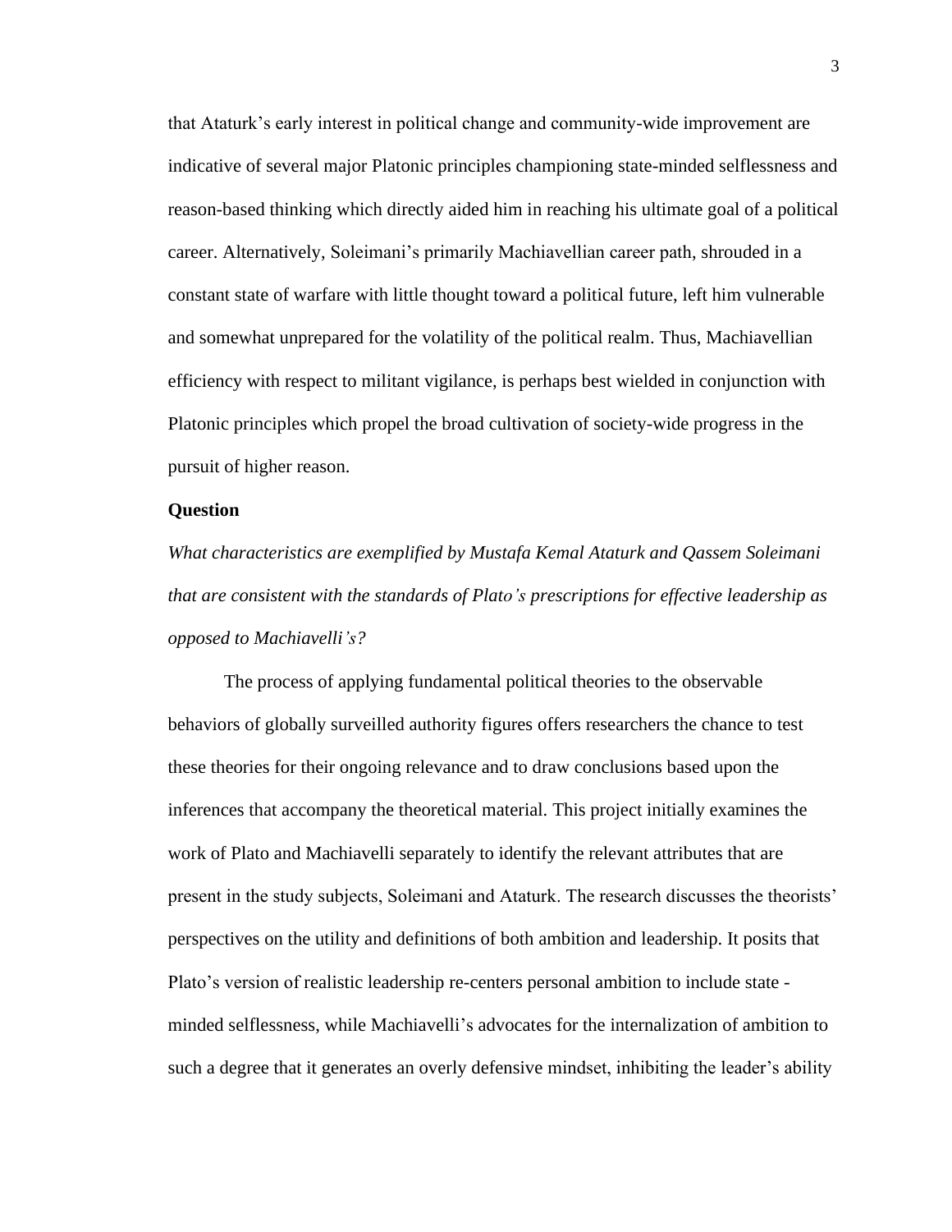that Ataturk's early interest in political change and community-wide improvement are indicative of several major Platonic principles championing state-minded selflessness and reason-based thinking which directly aided him in reaching his ultimate goal of a political career. Alternatively, Soleimani's primarily Machiavellian career path, shrouded in a constant state of warfare with little thought toward a political future, left him vulnerable and somewhat unprepared for the volatility of the political realm. Thus, Machiavellian efficiency with respect to militant vigilance, is perhaps best wielded in conjunction with Platonic principles which propel the broad cultivation of society-wide progress in the pursuit of higher reason.

**Question**

*What characteristics are exemplified by Mustafa Kemal Ataturk and Qassem Soleimani that are consistent with the standards of Plato's prescriptions for effective leadership as opposed to Machiavelli's?*

The process of applying fundamental political theories to the observable behaviors of globally surveilled authority figures offers researchers the chance to test these theories for their ongoing relevance and to draw conclusions based upon the inferences that accompany the theoretical material. This project initially examines the work of Plato and Machiavelli separately to identify the relevant attributes that are present in the study subjects, Soleimani and Ataturk. The research discusses the theorists' perspectives on the utility and definitions of both ambition and leadership. It posits that Plato's version of realistic leadership re-centers personal ambition to include state - minded selflessness, while Machiavelli's advocates for the internalization of ambition to such a degree that it generates an overly defensive mindset, inhibiting the leader's ability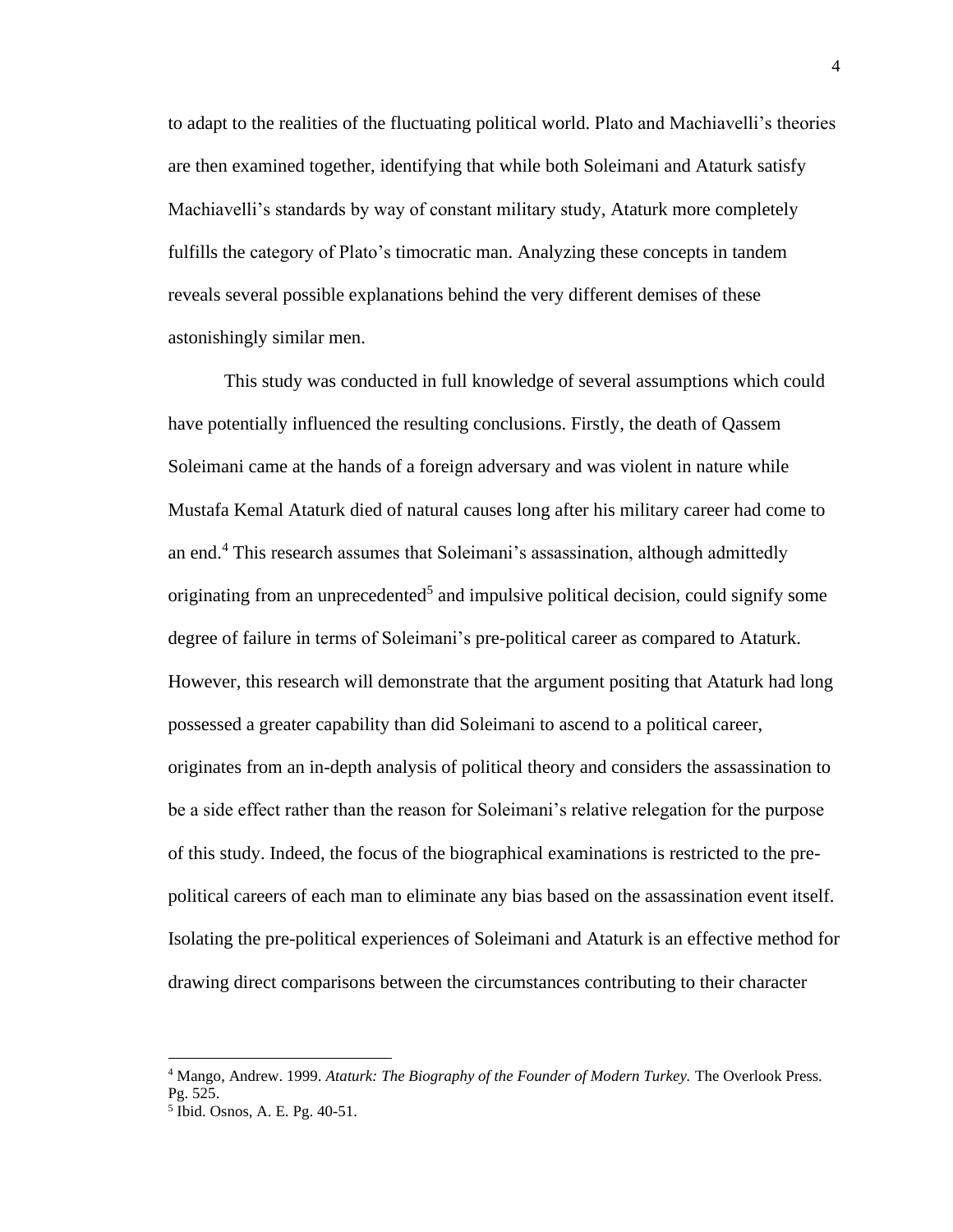to adapt to the realities of the fluctuating political world. Plato and Machiavelli's theories are then examined together, identifying that while both Soleimani and Ataturk satisfy Machiavelli's standards by way of constant military study, Ataturk more completely fulfills the category of Plato's timocratic man. Analyzing these concepts in tandem reveals several possible explanations behind the very different demises of these astonishingly similar men.

This study was conducted in full knowledge of several assumptions which could have potentially influenced the resulting conclusions. Firstly, the death of Qassem Soleimani came at the hands of a foreign adversary and was violent in nature while Mustafa Kemal Ataturk died of natural causes long after his military career had come to an end.[4] This research assumes that Soleimani's assassination, although admittedly originating from an unprecedented[5] and impulsive political decision, could signify some degree of failure in terms of Soleimani's pre-political career as compared to Ataturk. However, this research will demonstrate that the argument positing that Ataturk had long possessed a greater capability than did Soleimani to ascend to a political career, originates from an in-depth analysis of political theory and considers the assassination to be a side effect rather than the reason for Soleimani's relative relegation for the purpose of this study. Indeed, the focus of the biographical examinations is restricted to the pre-political careers of each man to eliminate any bias based on the assassination event itself. Isolating the pre-political experiences of Soleimani and Ataturk is an effective method for drawing direct comparisons between the circumstances contributing to their character

---

[4] Mango, Andrew. 1999. *Ataturk: The Biography of the Founder of Modern Turkey.* The Overlook Press. Pg. 525.

[5] Ibid. Osnos, A. E. Pg. 40-51.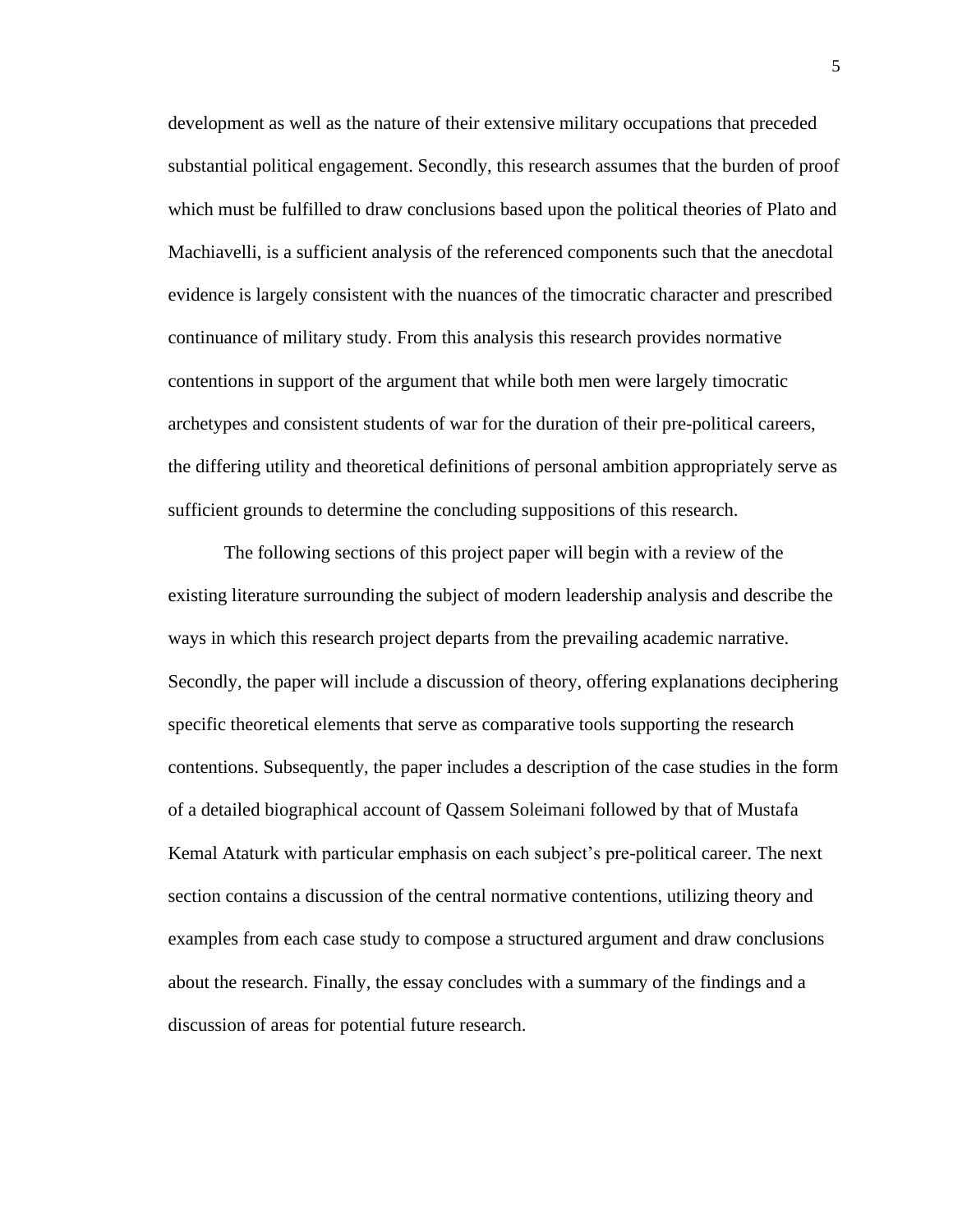development as well as the nature of their extensive military occupations that preceded substantial political engagement. Secondly, this research assumes that the burden of proof which must be fulfilled to draw conclusions based upon the political theories of Plato and Machiavelli, is a sufficient analysis of the referenced components such that the anecdotal evidence is largely consistent with the nuances of the timocratic character and prescribed continuance of military study. From this analysis this research provides normative contentions in support of the argument that while both men were largely timocratic archetypes and consistent students of war for the duration of their pre-political careers, the differing utility and theoretical definitions of personal ambition appropriately serve as sufficient grounds to determine the concluding suppositions of this research.

The following sections of this project paper will begin with a review of the existing literature surrounding the subject of modern leadership analysis and describe the ways in which this research project departs from the prevailing academic narrative. Secondly, the paper will include a discussion of theory, offering explanations deciphering specific theoretical elements that serve as comparative tools supporting the research contentions. Subsequently, the paper includes a description of the case studies in the form of a detailed biographical account of Qassem Soleimani followed by that of Mustafa Kemal Ataturk with particular emphasis on each subject's pre-political career. The next section contains a discussion of the central normative contentions, utilizing theory and examples from each case study to compose a structured argument and draw conclusions about the research. Finally, the essay concludes with a summary of the findings and a discussion of areas for potential future research.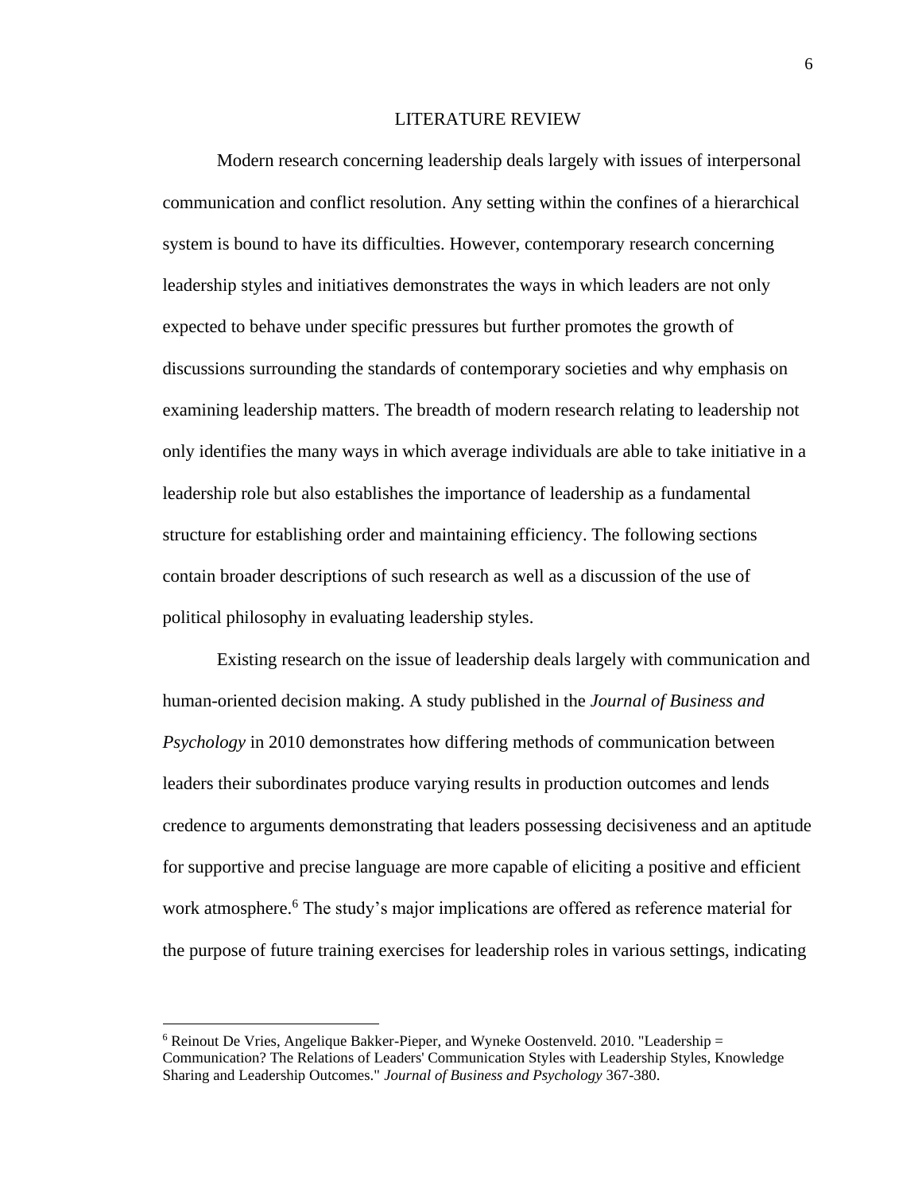# LITERATURE REVIEW

Modern research concerning leadership deals largely with issues of interpersonal communication and conflict resolution. Any setting within the confines of a hierarchical system is bound to have its difficulties. However, contemporary research concerning leadership styles and initiatives demonstrates the ways in which leaders are not only expected to behave under specific pressures but further promotes the growth of discussions surrounding the standards of contemporary societies and why emphasis on examining leadership matters. The breadth of modern research relating to leadership not only identifies the many ways in which average individuals are able to take initiative in a leadership role but also establishes the importance of leadership as a fundamental structure for establishing order and maintaining efficiency. The following sections contain broader descriptions of such research as well as a discussion of the use of political philosophy in evaluating leadership styles.

Existing research on the issue of leadership deals largely with communication and human-oriented decision making. A study published in the *Journal of Business and Psychology* in 2010 demonstrates how differing methods of communication between leaders their subordinates produce varying results in production outcomes and lends credence to arguments demonstrating that leaders possessing decisiveness and an aptitude for supportive and precise language are more capable of eliciting a positive and efficient work atmosphere.[6] The study's major implications are offered as reference material for the purpose of future training exercises for leadership roles in various settings, indicating

---

[6] Reinout De Vries, Angelique Bakker-Pieper, and Wyneke Oostenveld. 2010. "Leadership = Communication? The Relations of Leaders' Communication Styles with Leadership Styles, Knowledge Sharing and Leadership Outcomes." *Journal of Business and Psychology* 367-380.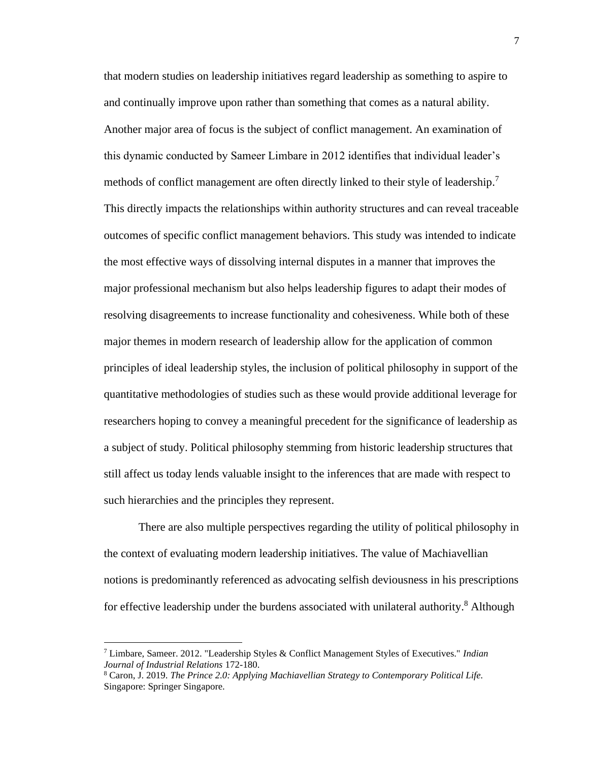that modern studies on leadership initiatives regard leadership as something to aspire to and continually improve upon rather than something that comes as a natural ability. Another major area of focus is the subject of conflict management. An examination of this dynamic conducted by Sameer Limbare in 2012 identifies that individual leader's methods of conflict management are often directly linked to their style of leadership.[7] This directly impacts the relationships within authority structures and can reveal traceable outcomes of specific conflict management behaviors. This study was intended to indicate the most effective ways of dissolving internal disputes in a manner that improves the major professional mechanism but also helps leadership figures to adapt their modes of resolving disagreements to increase functionality and cohesiveness. While both of these major themes in modern research of leadership allow for the application of common principles of ideal leadership styles, the inclusion of political philosophy in support of the quantitative methodologies of studies such as these would provide additional leverage for researchers hoping to convey a meaningful precedent for the significance of leadership as a subject of study. Political philosophy stemming from historic leadership structures that still affect us today lends valuable insight to the inferences that are made with respect to such hierarchies and the principles they represent.

There are also multiple perspectives regarding the utility of political philosophy in the context of evaluating modern leadership initiatives. The value of Machiavellian notions is predominantly referenced as advocating selfish deviousness in his prescriptions for effective leadership under the burdens associated with unilateral authority.[8] Although

---

[7] Limbare, Sameer. 2012. "Leadership Styles & Conflict Management Styles of Executives." *Indian Journal of Industrial Relations* 172-180.

[8] Caron, J. 2019. *The Prince 2.0: Applying Machiavellian Strategy to Contemporary Political Life.* Singapore: Springer Singapore.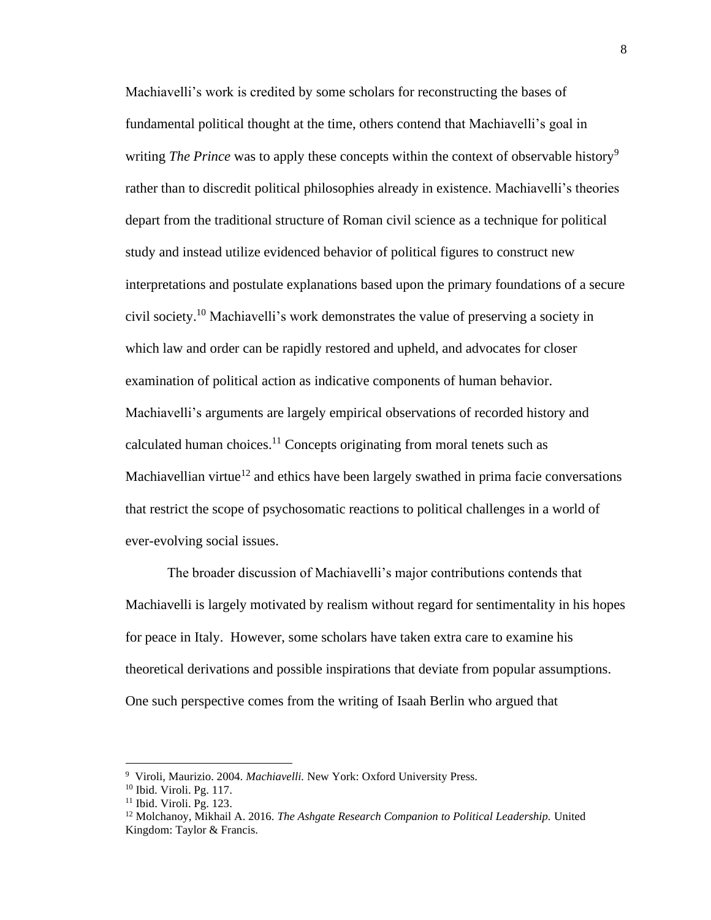Machiavelli's work is credited by some scholars for reconstructing the bases of fundamental political thought at the time, others contend that Machiavelli's goal in writing *The Prince* was to apply these concepts within the context of observable history[9] rather than to discredit political philosophies already in existence. Machiavelli's theories depart from the traditional structure of Roman civil science as a technique for political study and instead utilize evidenced behavior of political figures to construct new interpretations and postulate explanations based upon the primary foundations of a secure civil society.[10] Machiavelli's work demonstrates the value of preserving a society in which law and order can be rapidly restored and upheld, and advocates for closer examination of political action as indicative components of human behavior. Machiavelli's arguments are largely empirical observations of recorded history and calculated human choices.[11] Concepts originating from moral tenets such as Machiavellian virtue[12] and ethics have been largely swathed in prima facie conversations that restrict the scope of psychosomatic reactions to political challenges in a world of ever-evolving social issues.

The broader discussion of Machiavelli's major contributions contends that Machiavelli is largely motivated by realism without regard for sentimentality in his hopes for peace in Italy. However, some scholars have taken extra care to examine his theoretical derivations and possible inspirations that deviate from popular assumptions. One such perspective comes from the writing of Isaah Berlin who argued that

---

9 Viroli, Maurizio. 2004. *Machiavelli.* New York: Oxford University Press.

10 Ibid. Viroli. Pg. 117.

11 Ibid. Viroli. Pg. 123.

12 Molchanoy, Mikhail A. 2016. *The Ashgate Research Companion to Political Leadership.* United Kingdom: Taylor & Francis.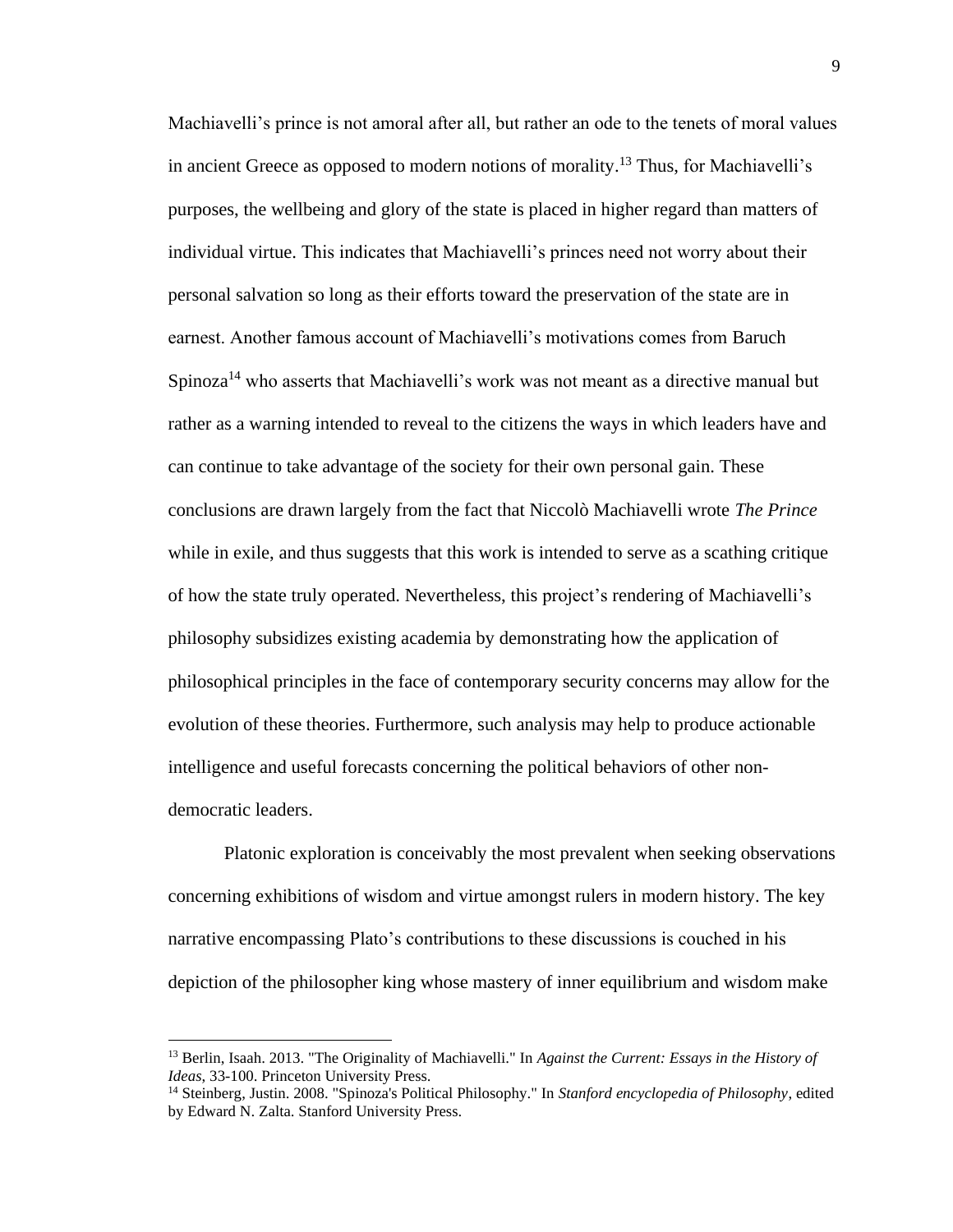Machiavelli's prince is not amoral after all, but rather an ode to the tenets of moral values in ancient Greece as opposed to modern notions of morality.[13] Thus, for Machiavelli's purposes, the wellbeing and glory of the state is placed in higher regard than matters of individual virtue. This indicates that Machiavelli's princes need not worry about their personal salvation so long as their efforts toward the preservation of the state are in earnest. Another famous account of Machiavelli's motivations comes from Baruch Spinoza[14] who asserts that Machiavelli's work was not meant as a directive manual but rather as a warning intended to reveal to the citizens the ways in which leaders have and can continue to take advantage of the society for their own personal gain. These conclusions are drawn largely from the fact that Niccolò Machiavelli wrote *The Prince* while in exile, and thus suggests that this work is intended to serve as a scathing critique of how the state truly operated. Nevertheless, this project's rendering of Machiavelli's philosophy subsidizes existing academia by demonstrating how the application of philosophical principles in the face of contemporary security concerns may allow for the evolution of these theories. Furthermore, such analysis may help to produce actionable intelligence and useful forecasts concerning the political behaviors of other non-democratic leaders.

Platonic exploration is conceivably the most prevalent when seeking observations concerning exhibitions of wisdom and virtue amongst rulers in modern history. The key narrative encompassing Plato's contributions to these discussions is couched in his depiction of the philosopher king whose mastery of inner equilibrium and wisdom make

---

[13] Berlin, Isaah. 2013. "The Originality of Machiavelli." In *Against the Current: Essays in the History of Ideas*, 33-100. Princeton University Press.

[14] Steinberg, Justin. 2008. "Spinoza's Political Philosophy." In *Stanford encyclopedia of Philosophy*, edited by Edward N. Zalta. Stanford University Press.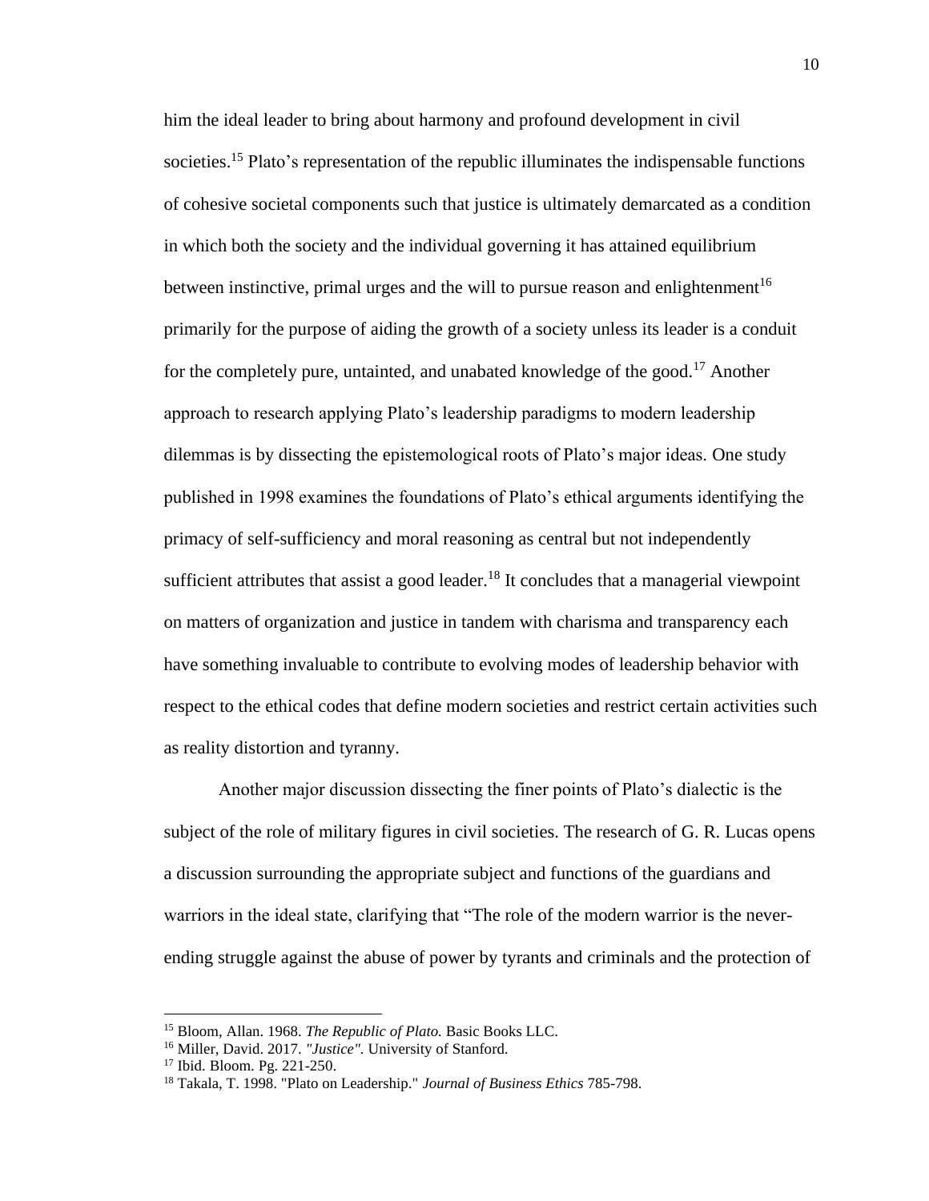him the ideal leader to bring about harmony and profound development in civil societies.[15] Plato's representation of the republic illuminates the indispensable functions of cohesive societal components such that justice is ultimately demarcated as a condition in which both the society and the individual governing it has attained equilibrium between instinctive, primal urges and the will to pursue reason and enlightenment[16] primarily for the purpose of aiding the growth of a society unless its leader is a conduit for the completely pure, untainted, and unabated knowledge of the good.[17] Another approach to research applying Plato's leadership paradigms to modern leadership dilemmas is by dissecting the epistemological roots of Plato's major ideas. One study published in 1998 examines the foundations of Plato's ethical arguments identifying the primacy of self-sufficiency and moral reasoning as central but not independently sufficient attributes that assist a good leader.[18] It concludes that a managerial viewpoint on matters of organization and justice in tandem with charisma and transparency each have something invaluable to contribute to evolving modes of leadership behavior with respect to the ethical codes that define modern societies and restrict certain activities such as reality distortion and tyranny.

Another major discussion dissecting the finer points of Plato's dialectic is the subject of the role of military figures in civil societies. The research of G. R. Lucas opens a discussion surrounding the appropriate subject and functions of the guardians and warriors in the ideal state, clarifying that "The role of the modern warrior is the never-ending struggle against the abuse of power by tyrants and criminals and the protection of

---

[15] Bloom, Allan. 1968. *The Republic of Plato.* Basic Books LLC.

[16] Miller, David. 2017. *"Justice".* University of Stanford.

[17] Ibid. Bloom. Pg. 221-250.

[18] Takala, T. 1998. "Plato on Leadership." *Journal of Business Ethics* 785-798.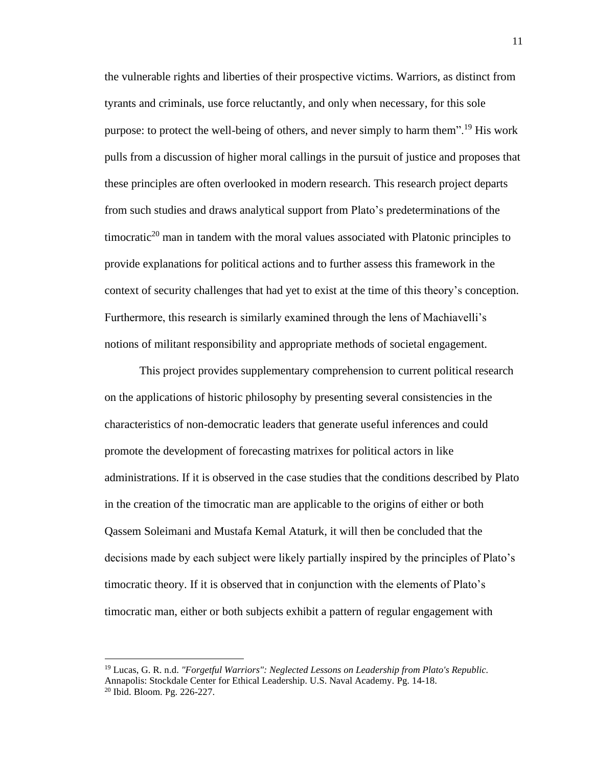the vulnerable rights and liberties of their prospective victims. Warriors, as distinct from tyrants and criminals, use force reluctantly, and only when necessary, for this sole purpose: to protect the well-being of others, and never simply to harm them".[19] His work pulls from a discussion of higher moral callings in the pursuit of justice and proposes that these principles are often overlooked in modern research. This research project departs from such studies and draws analytical support from Plato's predeterminations of the timocratic[20] man in tandem with the moral values associated with Platonic principles to provide explanations for political actions and to further assess this framework in the context of security challenges that had yet to exist at the time of this theory's conception. Furthermore, this research is similarly examined through the lens of Machiavelli's notions of militant responsibility and appropriate methods of societal engagement.

This project provides supplementary comprehension to current political research on the applications of historic philosophy by presenting several consistencies in the characteristics of non-democratic leaders that generate useful inferences and could promote the development of forecasting matrixes for political actors in like administrations. If it is observed in the case studies that the conditions described by Plato in the creation of the timocratic man are applicable to the origins of either or both Qassem Soleimani and Mustafa Kemal Ataturk, it will then be concluded that the decisions made by each subject were likely partially inspired by the principles of Plato's timocratic theory. If it is observed that in conjunction with the elements of Plato's timocratic man, either or both subjects exhibit a pattern of regular engagement with

---

[19] Lucas, G. R. n.d. *"Forgetful Warriors": Neglected Lessons on Leadership from Plato's Republic*. Annapolis: Stockdale Center for Ethical Leadership. U.S. Naval Academy. Pg. 14-18.

[20] Ibid. Bloom. Pg. 226-227.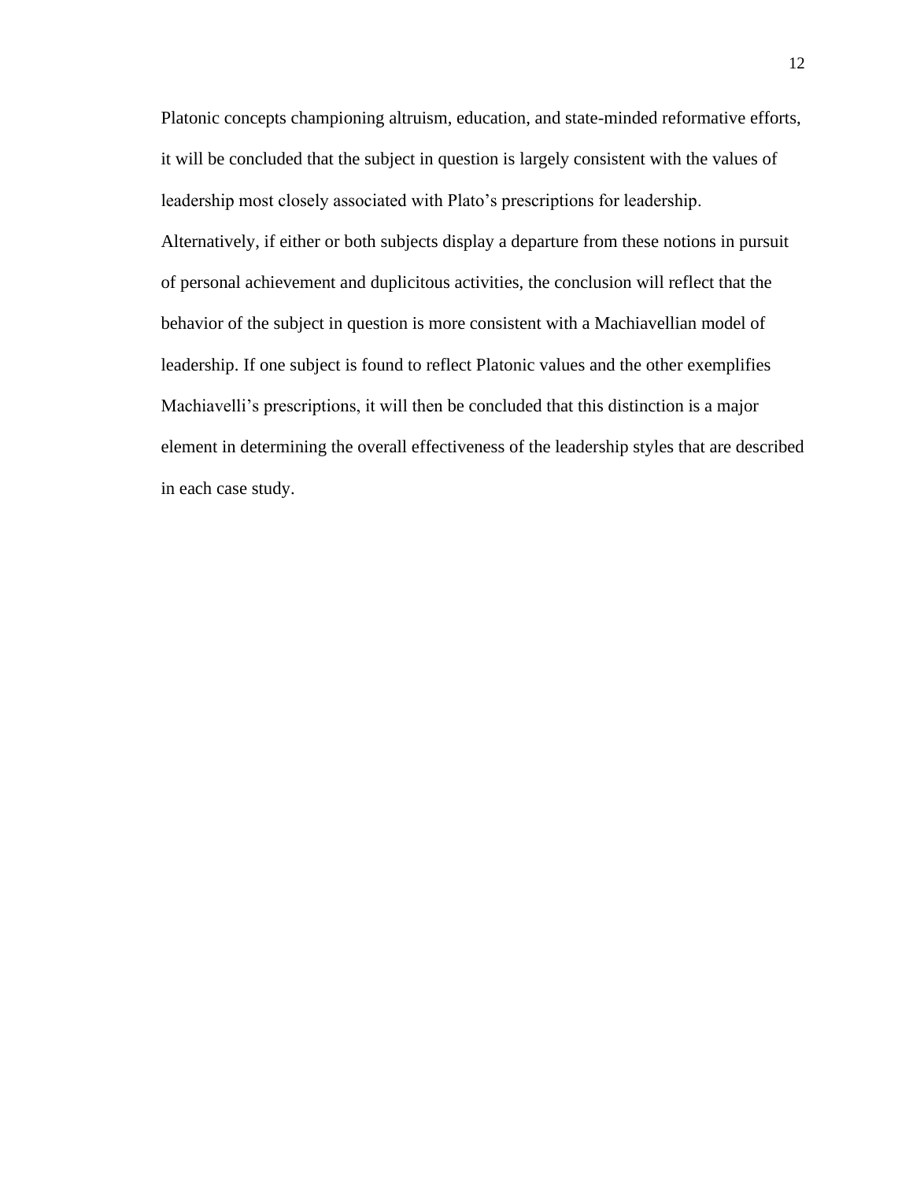Platonic concepts championing altruism, education, and state-minded reformative efforts, it will be concluded that the subject in question is largely consistent with the values of leadership most closely associated with Plato's prescriptions for leadership. Alternatively, if either or both subjects display a departure from these notions in pursuit of personal achievement and duplicitous activities, the conclusion will reflect that the behavior of the subject in question is more consistent with a Machiavellian model of leadership. If one subject is found to reflect Platonic values and the other exemplifies Machiavelli's prescriptions, it will then be concluded that this distinction is a major element in determining the overall effectiveness of the leadership styles that are described in each case study.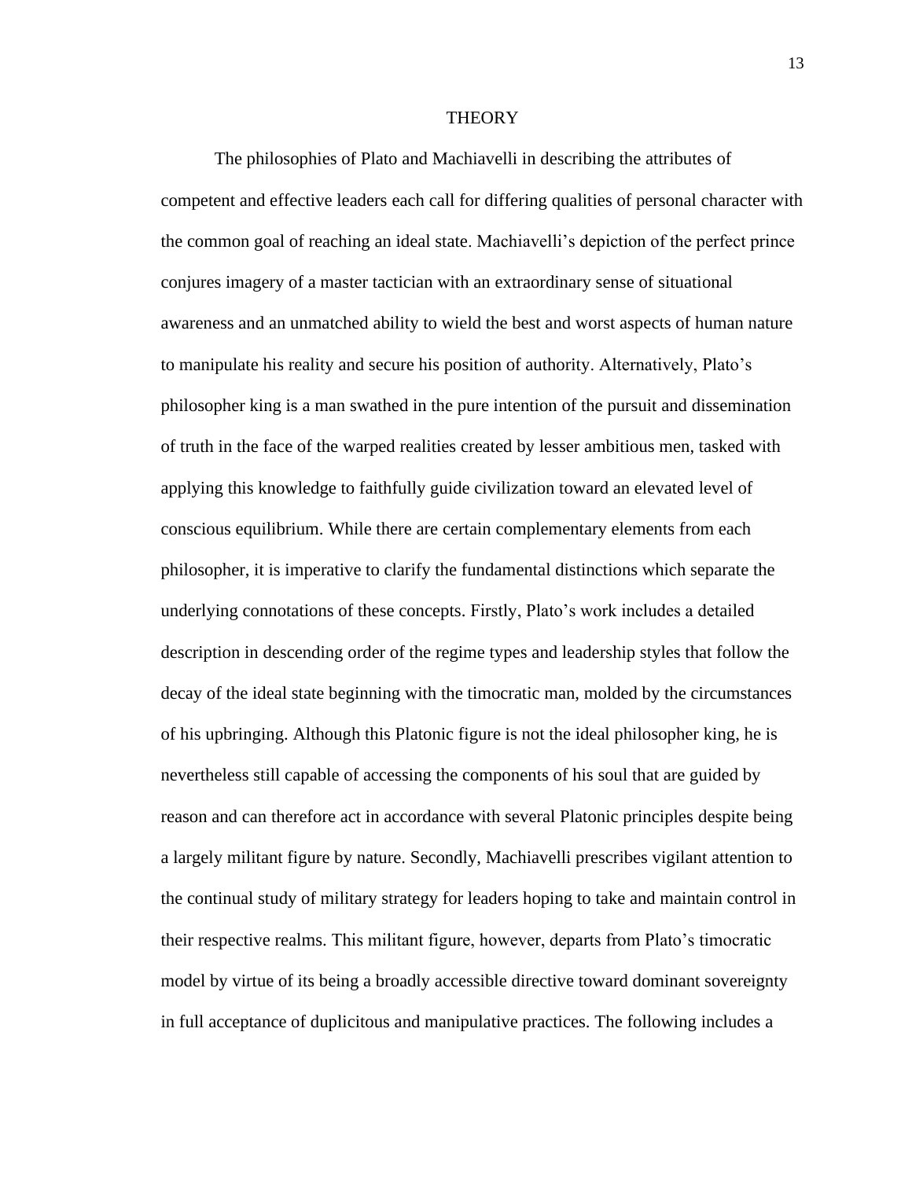# THEORY

The philosophies of Plato and Machiavelli in describing the attributes of competent and effective leaders each call for differing qualities of personal character with the common goal of reaching an ideal state. Machiavelli's depiction of the perfect prince conjures imagery of a master tactician with an extraordinary sense of situational awareness and an unmatched ability to wield the best and worst aspects of human nature to manipulate his reality and secure his position of authority. Alternatively, Plato's philosopher king is a man swathed in the pure intention of the pursuit and dissemination of truth in the face of the warped realities created by lesser ambitious men, tasked with applying this knowledge to faithfully guide civilization toward an elevated level of conscious equilibrium. While there are certain complementary elements from each philosopher, it is imperative to clarify the fundamental distinctions which separate the underlying connotations of these concepts. Firstly, Plato's work includes a detailed description in descending order of the regime types and leadership styles that follow the decay of the ideal state beginning with the timocratic man, molded by the circumstances of his upbringing. Although this Platonic figure is not the ideal philosopher king, he is nevertheless still capable of accessing the components of his soul that are guided by reason and can therefore act in accordance with several Platonic principles despite being a largely militant figure by nature. Secondly, Machiavelli prescribes vigilant attention to the continual study of military strategy for leaders hoping to take and maintain control in their respective realms. This militant figure, however, departs from Plato's timocratic model by virtue of its being a broadly accessible directive toward dominant sovereignty in full acceptance of duplicitous and manipulative practices. The following includes a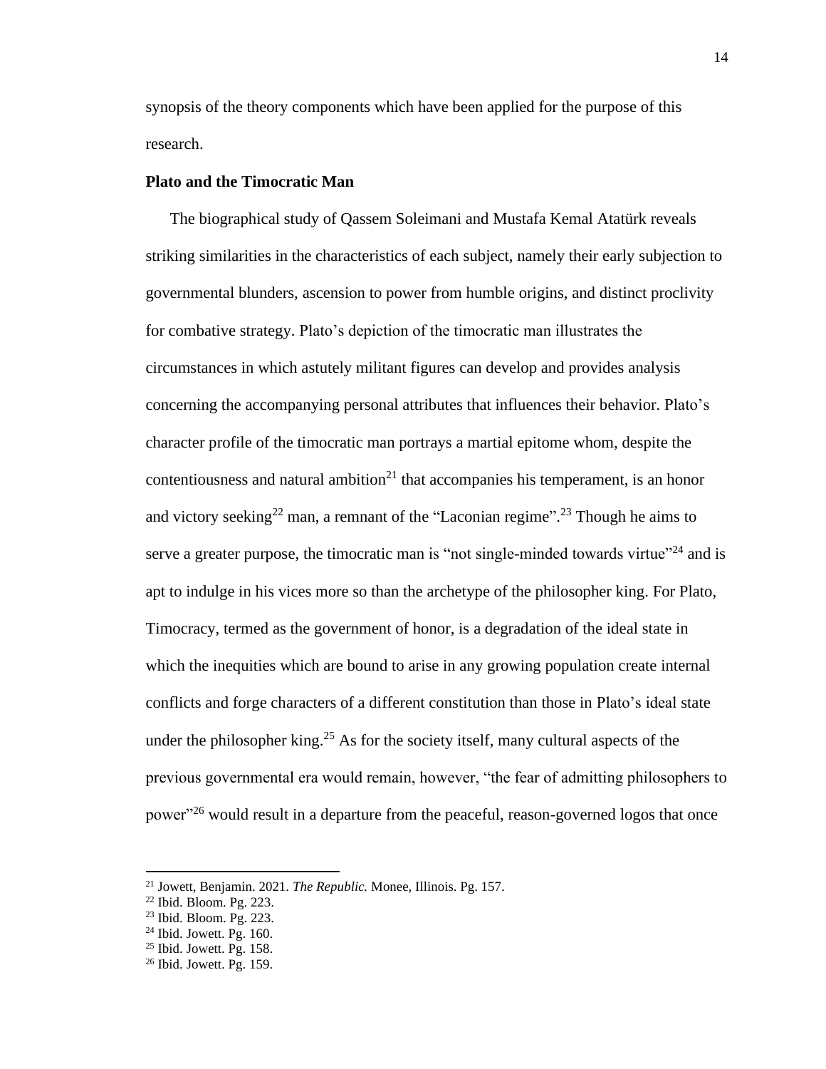synopsis of the theory components which have been applied for the purpose of this research.

**Plato and the Timocratic Man**

The biographical study of Qassem Soleimani and Mustafa Kemal Atatürk reveals striking similarities in the characteristics of each subject, namely their early subjection to governmental blunders, ascension to power from humble origins, and distinct proclivity for combative strategy. Plato's depiction of the timocratic man illustrates the circumstances in which astutely militant figures can develop and provides analysis concerning the accompanying personal attributes that influences their behavior. Plato's character profile of the timocratic man portrays a martial epitome whom, despite the contentiousness and natural ambition[21] that accompanies his temperament, is an honor and victory seeking[22] man, a remnant of the "Laconian regime".[23] Though he aims to serve a greater purpose, the timocratic man is "not single-minded towards virtue"[24] and is apt to indulge in his vices more so than the archetype of the philosopher king. For Plato, Timocracy, termed as the government of honor, is a degradation of the ideal state in which the inequities which are bound to arise in any growing population create internal conflicts and forge characters of a different constitution than those in Plato's ideal state under the philosopher king.[25] As for the society itself, many cultural aspects of the previous governmental era would remain, however, "the fear of admitting philosophers to power"[26] would result in a departure from the peaceful, reason-governed logos that once

[21] Jowett, Benjamin. 2021. *The Republic.* Monee, Illinois. Pg. 157.
[22] Ibid. Bloom. Pg. 223.
[23] Ibid. Bloom. Pg. 223.
[24] Ibid. Jowett. Pg. 160.
[25] Ibid. Jowett. Pg. 158.
[26] Ibid. Jowett. Pg. 159.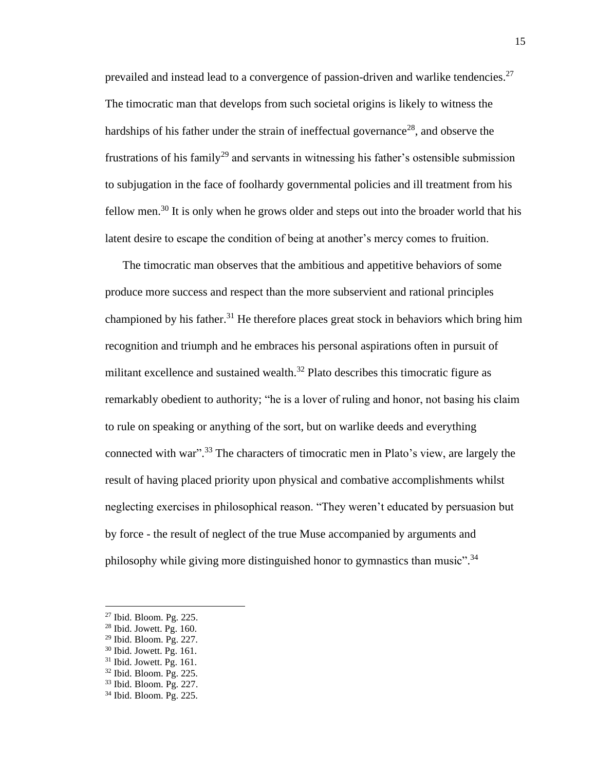prevailed and instead lead to a convergence of passion-driven and warlike tendencies.[27] The timocratic man that develops from such societal origins is likely to witness the hardships of his father under the strain of ineffectual governance[28], and observe the frustrations of his family[29] and servants in witnessing his father's ostensible submission to subjugation in the face of foolhardy governmental policies and ill treatment from his fellow men.[30] It is only when he grows older and steps out into the broader world that his latent desire to escape the condition of being at another's mercy comes to fruition.

The timocratic man observes that the ambitious and appetitive behaviors of some produce more success and respect than the more subservient and rational principles championed by his father.[31] He therefore places great stock in behaviors which bring him recognition and triumph and he embraces his personal aspirations often in pursuit of militant excellence and sustained wealth.[32] Plato describes this timocratic figure as remarkably obedient to authority; "he is a lover of ruling and honor, not basing his claim to rule on speaking or anything of the sort, but on warlike deeds and everything connected with war".[33] The characters of timocratic men in Plato's view, are largely the result of having placed priority upon physical and combative accomplishments whilst neglecting exercises in philosophical reason. "They weren't educated by persuasion but by force - the result of neglect of the true Muse accompanied by arguments and philosophy while giving more distinguished honor to gymnastics than music".[34]

---

[27] Ibid. Bloom. Pg. 225.
[28] Ibid. Jowett. Pg. 160.
[29] Ibid. Bloom. Pg. 227.
[30] Ibid. Jowett. Pg. 161.
[31] Ibid. Jowett. Pg. 161.
[32] Ibid. Bloom. Pg. 225.
[33] Ibid. Bloom. Pg. 227.
[34] Ibid. Bloom. Pg. 225.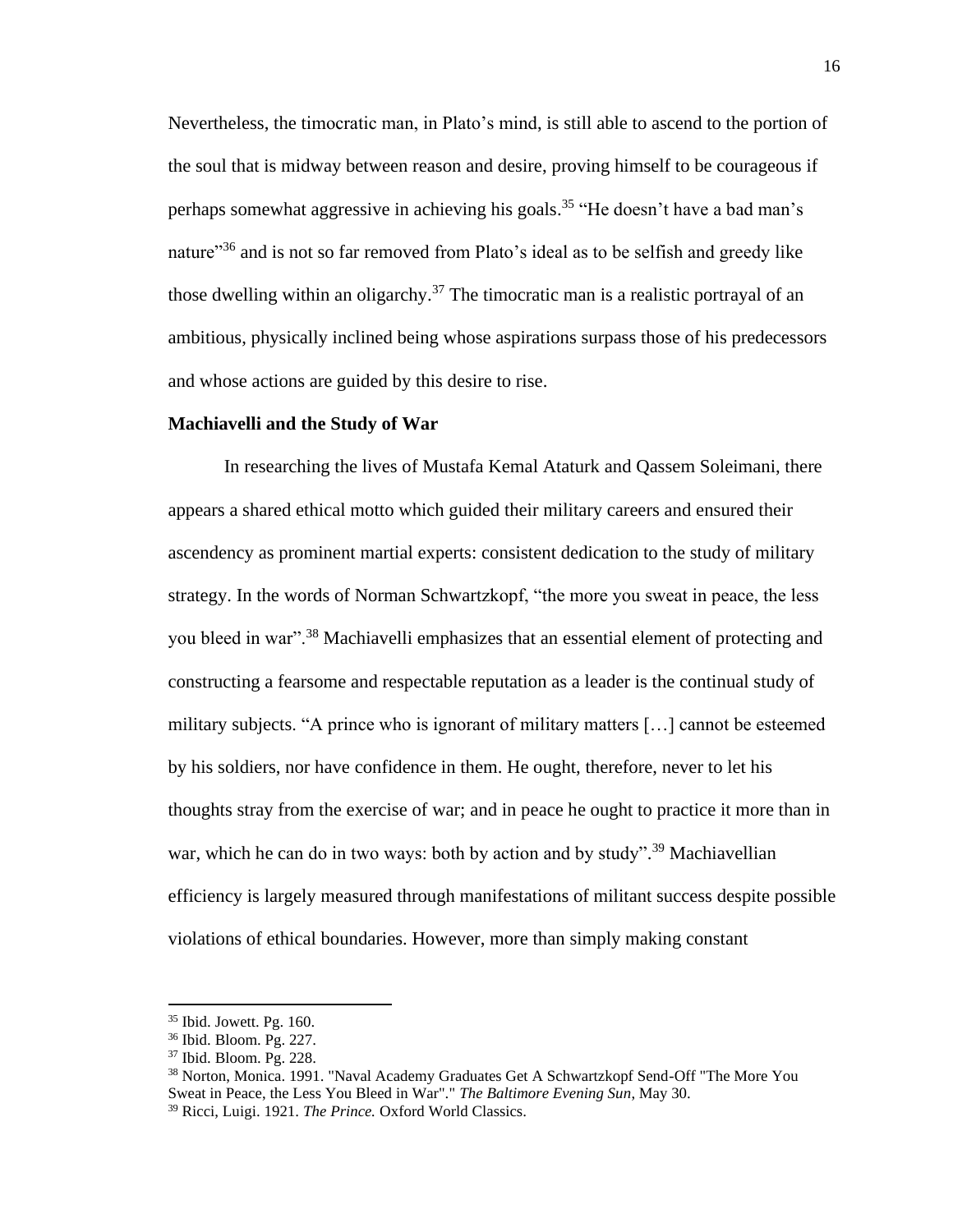Nevertheless, the timocratic man, in Plato's mind, is still able to ascend to the portion of the soul that is midway between reason and desire, proving himself to be courageous if perhaps somewhat aggressive in achieving his goals.[35] "He doesn't have a bad man's nature"[36] and is not so far removed from Plato's ideal as to be selfish and greedy like those dwelling within an oligarchy.[37] The timocratic man is a realistic portrayal of an ambitious, physically inclined being whose aspirations surpass those of his predecessors and whose actions are guided by this desire to rise.

**Machiavelli and the Study of War**

In researching the lives of Mustafa Kemal Ataturk and Qassem Soleimani, there appears a shared ethical motto which guided their military careers and ensured their ascendency as prominent martial experts: consistent dedication to the study of military strategy. In the words of Norman Schwartzkopf, "the more you sweat in peace, the less you bleed in war".[38] Machiavelli emphasizes that an essential element of protecting and constructing a fearsome and respectable reputation as a leader is the continual study of military subjects. "A prince who is ignorant of military matters […] cannot be esteemed by his soldiers, nor have confidence in them. He ought, therefore, never to let his thoughts stray from the exercise of war; and in peace he ought to practice it more than in war, which he can do in two ways: both by action and by study".[39] Machiavellian efficiency is largely measured through manifestations of militant success despite possible violations of ethical boundaries. However, more than simply making constant

---

[35] Ibid. Jowett. Pg. 160.

[36] Ibid. Bloom. Pg. 227.

[37] Ibid. Bloom. Pg. 228.

[38] Norton, Monica. 1991. "Naval Academy Graduates Get A Schwartzkopf Send-Off "The More You Sweat in Peace, the Less You Bleed in War"." *The Baltimore Evening Sun,* May 30.

[39] Ricci, Luigi. 1921. *The Prince.* Oxford World Classics.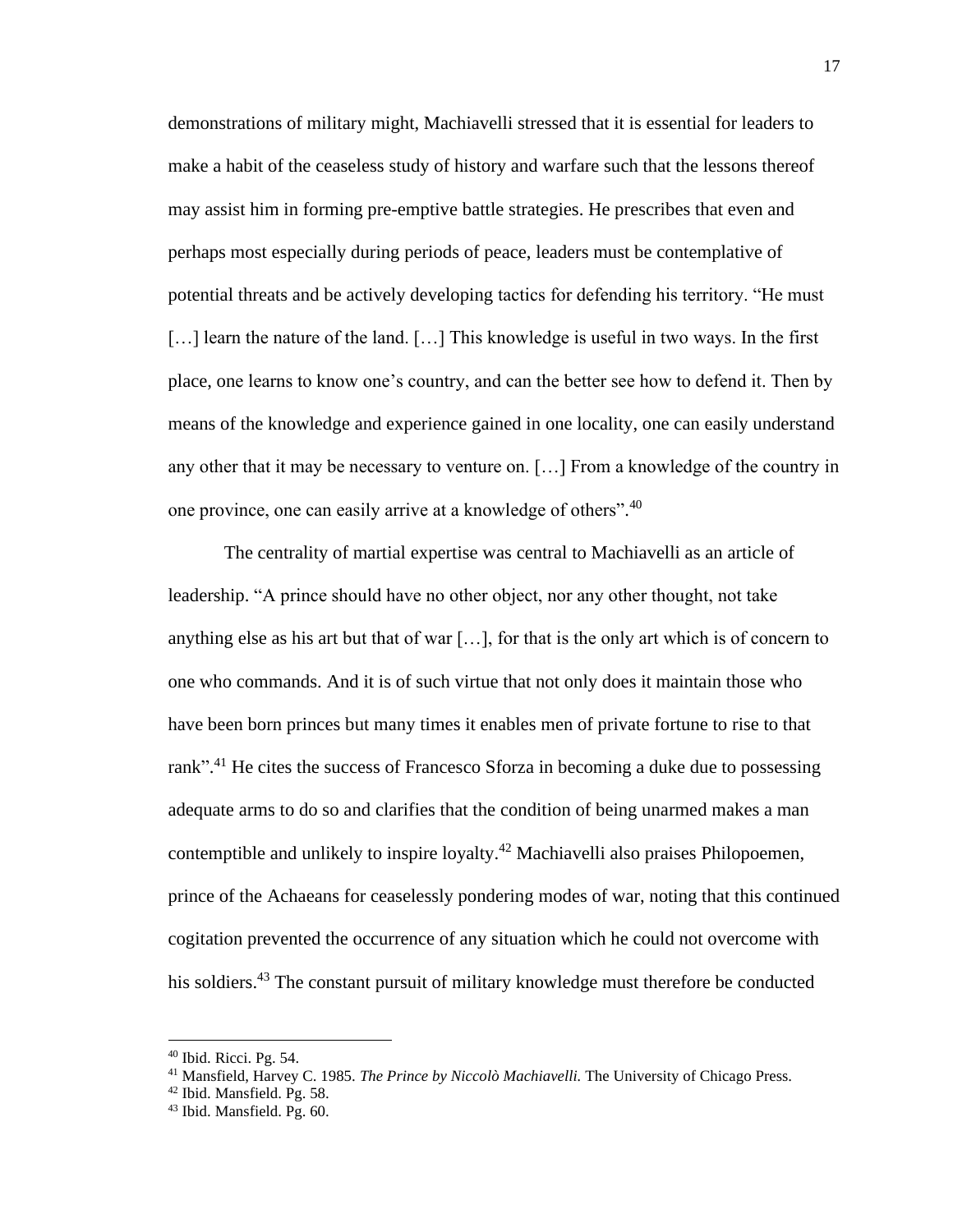demonstrations of military might, Machiavelli stressed that it is essential for leaders to make a habit of the ceaseless study of history and warfare such that the lessons thereof may assist him in forming pre-emptive battle strategies. He prescribes that even and perhaps most especially during periods of peace, leaders must be contemplative of potential threats and be actively developing tactics for defending his territory. "He must […] learn the nature of the land. […] This knowledge is useful in two ways. In the first place, one learns to know one's country, and can the better see how to defend it. Then by means of the knowledge and experience gained in one locality, one can easily understand any other that it may be necessary to venture on. […] From a knowledge of the country in one province, one can easily arrive at a knowledge of others".[40]

The centrality of martial expertise was central to Machiavelli as an article of leadership. "A prince should have no other object, nor any other thought, not take anything else as his art but that of war […], for that is the only art which is of concern to one who commands. And it is of such virtue that not only does it maintain those who have been born princes but many times it enables men of private fortune to rise to that rank".[41] He cites the success of Francesco Sforza in becoming a duke due to possessing adequate arms to do so and clarifies that the condition of being unarmed makes a man contemptible and unlikely to inspire loyalty.[42] Machiavelli also praises Philopoemen, prince of the Achaeans for ceaselessly pondering modes of war, noting that this continued cogitation prevented the occurrence of any situation which he could not overcome with his soldiers.[43] The constant pursuit of military knowledge must therefore be conducted

---

[40] Ibid. Ricci. Pg. 54.

[41] Mansfield, Harvey C. 1985. *The Prince by Niccolò Machiavelli.* The University of Chicago Press.

[42] Ibid. Mansfield. Pg. 58.

[43] Ibid. Mansfield. Pg. 60.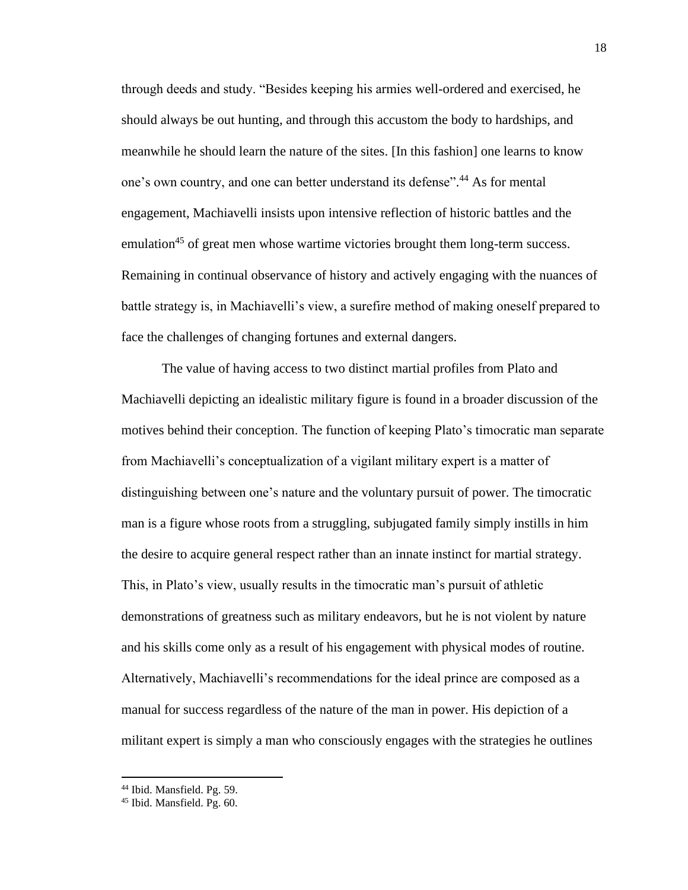through deeds and study. "Besides keeping his armies well-ordered and exercised, he should always be out hunting, and through this accustom the body to hardships, and meanwhile he should learn the nature of the sites. [In this fashion] one learns to know one's own country, and one can better understand its defense".[44] As for mental engagement, Machiavelli insists upon intensive reflection of historic battles and the emulation[45] of great men whose wartime victories brought them long-term success. Remaining in continual observance of history and actively engaging with the nuances of battle strategy is, in Machiavelli's view, a surefire method of making oneself prepared to face the challenges of changing fortunes and external dangers.

The value of having access to two distinct martial profiles from Plato and Machiavelli depicting an idealistic military figure is found in a broader discussion of the motives behind their conception. The function of keeping Plato's timocratic man separate from Machiavelli's conceptualization of a vigilant military expert is a matter of distinguishing between one's nature and the voluntary pursuit of power. The timocratic man is a figure whose roots from a struggling, subjugated family simply instills in him the desire to acquire general respect rather than an innate instinct for martial strategy. This, in Plato's view, usually results in the timocratic man's pursuit of athletic demonstrations of greatness such as military endeavors, but he is not violent by nature and his skills come only as a result of his engagement with physical modes of routine. Alternatively, Machiavelli's recommendations for the ideal prince are composed as a manual for success regardless of the nature of the man in power. His depiction of a militant expert is simply a man who consciously engages with the strategies he outlines

[44] Ibid. Mansfield. Pg. 59.

[45] Ibid. Mansfield. Pg. 60.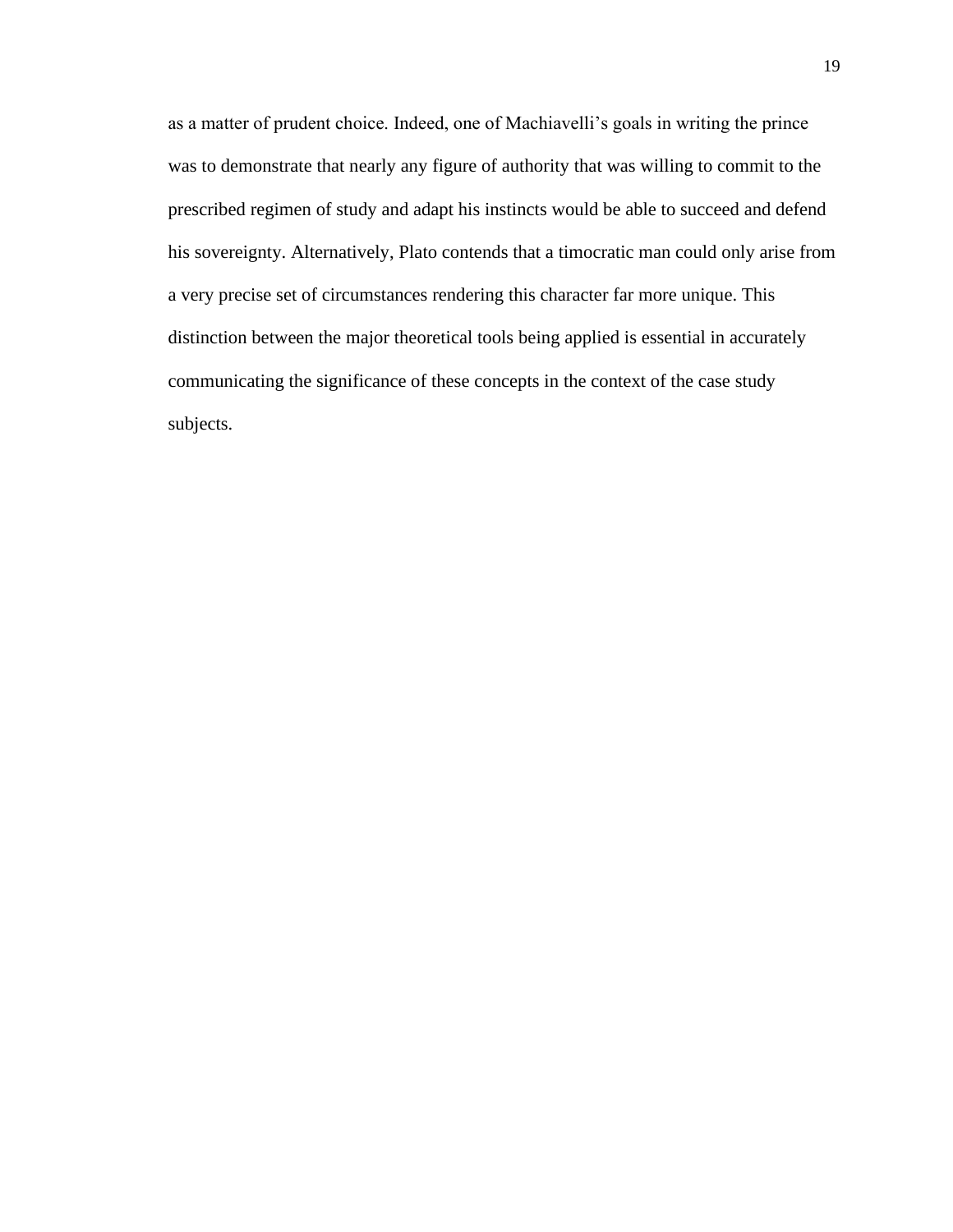as a matter of prudent choice. Indeed, one of Machiavelli's goals in writing the prince was to demonstrate that nearly any figure of authority that was willing to commit to the prescribed regimen of study and adapt his instincts would be able to succeed and defend his sovereignty. Alternatively, Plato contends that a timocratic man could only arise from a very precise set of circumstances rendering this character far more unique. This distinction between the major theoretical tools being applied is essential in accurately communicating the significance of these concepts in the context of the case study subjects.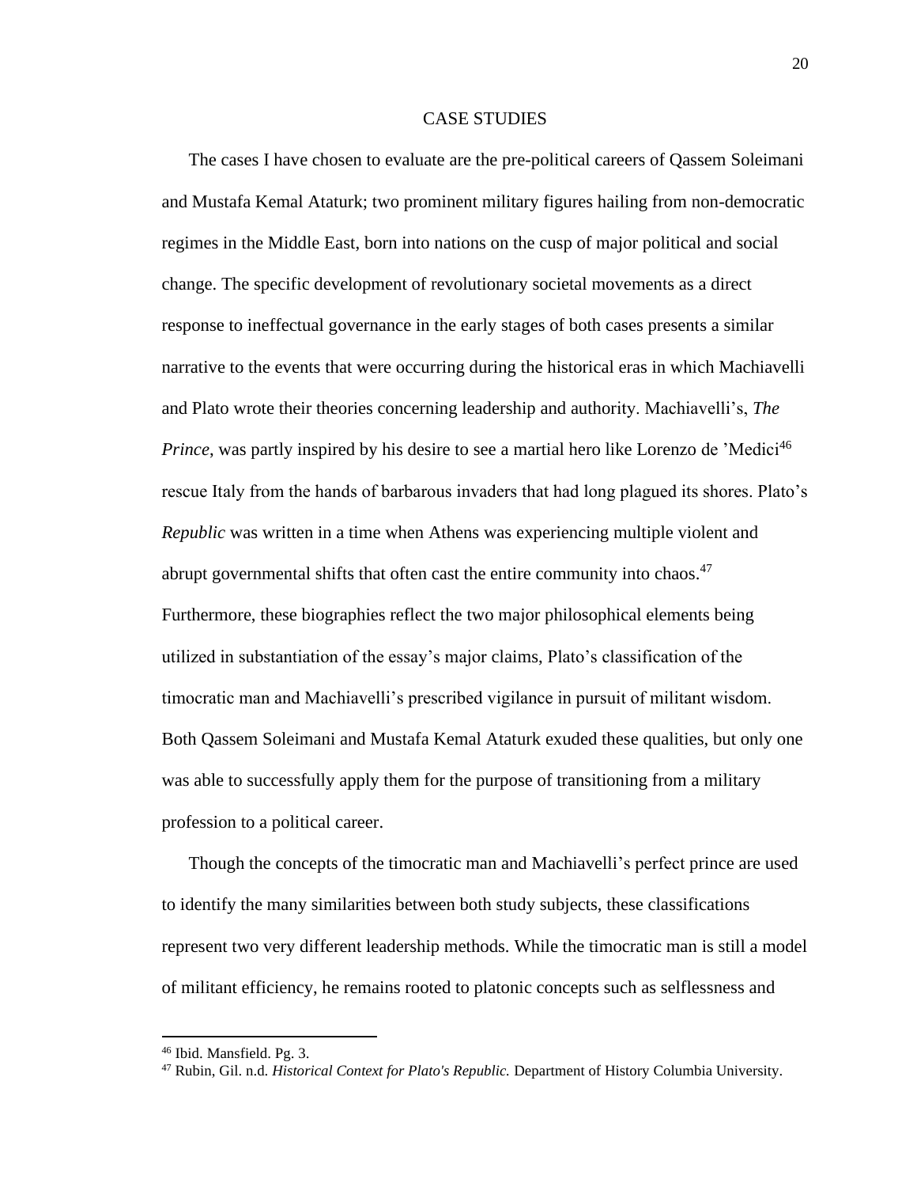## CASE STUDIES

The cases I have chosen to evaluate are the pre-political careers of Qassem Soleimani and Mustafa Kemal Ataturk; two prominent military figures hailing from non-democratic regimes in the Middle East, born into nations on the cusp of major political and social change. The specific development of revolutionary societal movements as a direct response to ineffectual governance in the early stages of both cases presents a similar narrative to the events that were occurring during the historical eras in which Machiavelli and Plato wrote their theories concerning leadership and authority. Machiavelli's, *The Prince*, was partly inspired by his desire to see a martial hero like Lorenzo de 'Medici[46] rescue Italy from the hands of barbarous invaders that had long plagued its shores. Plato's *Republic* was written in a time when Athens was experiencing multiple violent and abrupt governmental shifts that often cast the entire community into chaos.[47] Furthermore, these biographies reflect the two major philosophical elements being utilized in substantiation of the essay's major claims, Plato's classification of the timocratic man and Machiavelli's prescribed vigilance in pursuit of militant wisdom. Both Qassem Soleimani and Mustafa Kemal Ataturk exuded these qualities, but only one was able to successfully apply them for the purpose of transitioning from a military profession to a political career.

Though the concepts of the timocratic man and Machiavelli's perfect prince are used to identify the many similarities between both study subjects, these classifications represent two very different leadership methods. While the timocratic man is still a model of militant efficiency, he remains rooted to platonic concepts such as selflessness and

---

[46] Ibid. Mansfield. Pg. 3.

[47] Rubin, Gil. n.d. *Historical Context for Plato's Republic.* Department of History Columbia University.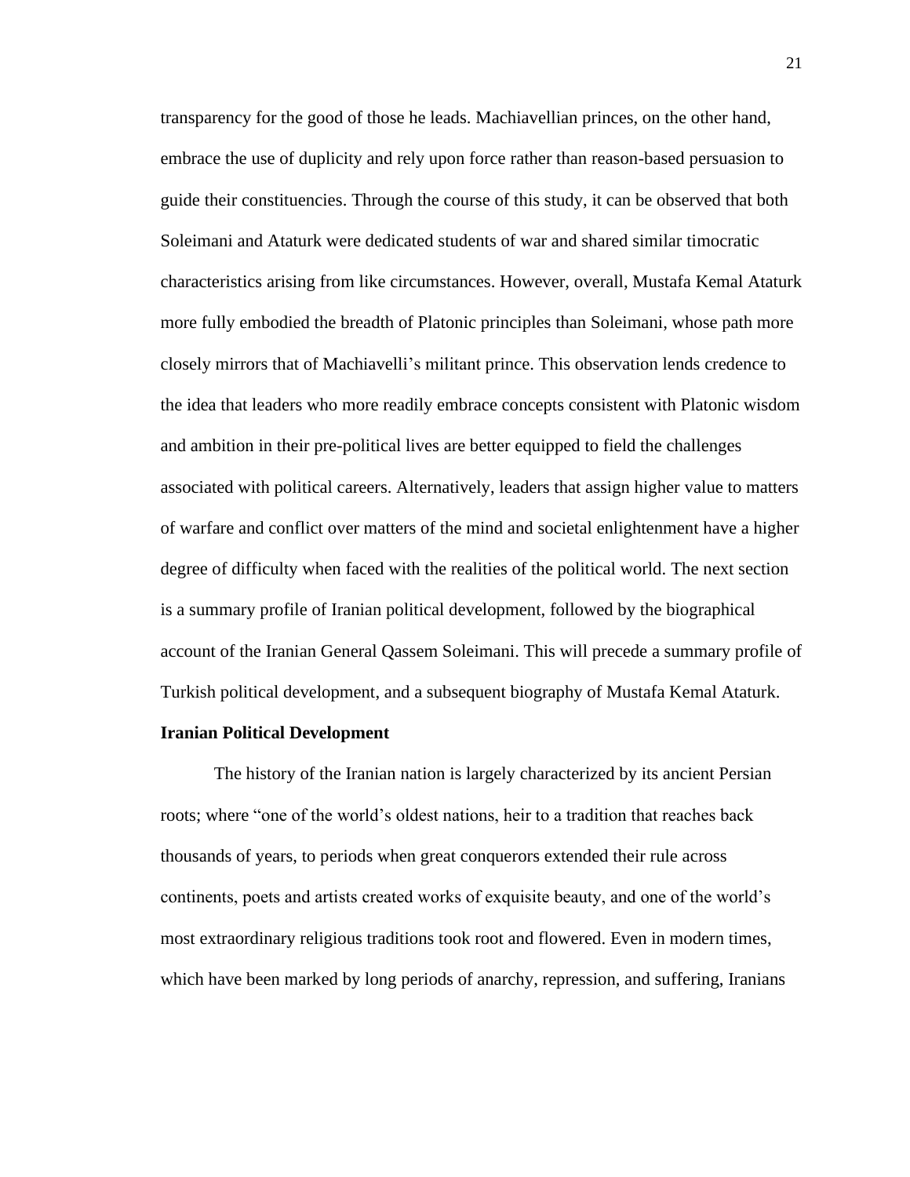transparency for the good of those he leads. Machiavellian princes, on the other hand, embrace the use of duplicity and rely upon force rather than reason-based persuasion to guide their constituencies. Through the course of this study, it can be observed that both Soleimani and Ataturk were dedicated students of war and shared similar timocratic characteristics arising from like circumstances. However, overall, Mustafa Kemal Ataturk more fully embodied the breadth of Platonic principles than Soleimani, whose path more closely mirrors that of Machiavelli's militant prince. This observation lends credence to the idea that leaders who more readily embrace concepts consistent with Platonic wisdom and ambition in their pre-political lives are better equipped to field the challenges associated with political careers. Alternatively, leaders that assign higher value to matters of warfare and conflict over matters of the mind and societal enlightenment have a higher degree of difficulty when faced with the realities of the political world. The next section is a summary profile of Iranian political development, followed by the biographical account of the Iranian General Qassem Soleimani. This will precede a summary profile of Turkish political development, and a subsequent biography of Mustafa Kemal Ataturk.

**Iranian Political Development**

The history of the Iranian nation is largely characterized by its ancient Persian roots; where "one of the world's oldest nations, heir to a tradition that reaches back thousands of years, to periods when great conquerors extended their rule across continents, poets and artists created works of exquisite beauty, and one of the world's most extraordinary religious traditions took root and flowered. Even in modern times, which have been marked by long periods of anarchy, repression, and suffering, Iranians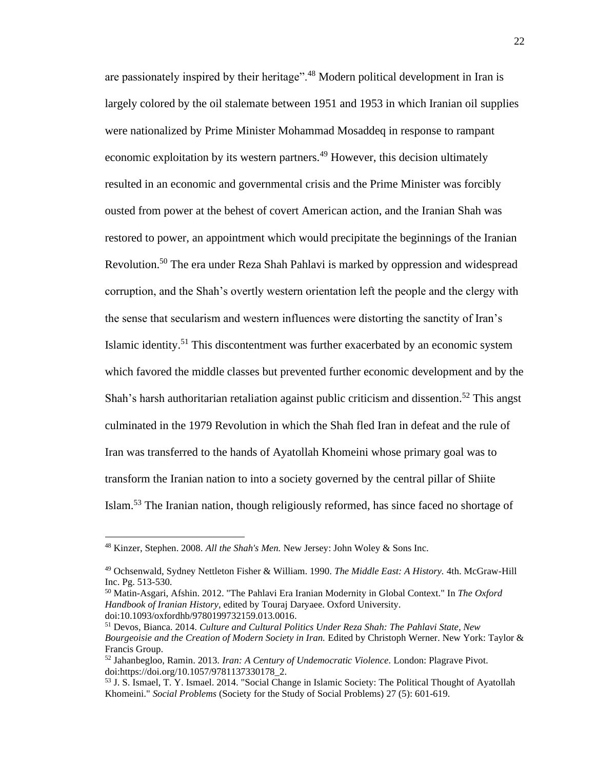are passionately inspired by their heritage".[48] Modern political development in Iran is largely colored by the oil stalemate between 1951 and 1953 in which Iranian oil supplies were nationalized by Prime Minister Mohammad Mosaddeq in response to rampant economic exploitation by its western partners.[49] However, this decision ultimately resulted in an economic and governmental crisis and the Prime Minister was forcibly ousted from power at the behest of covert American action, and the Iranian Shah was restored to power, an appointment which would precipitate the beginnings of the Iranian Revolution.[50] The era under Reza Shah Pahlavi is marked by oppression and widespread corruption, and the Shah's overtly western orientation left the people and the clergy with the sense that secularism and western influences were distorting the sanctity of Iran's Islamic identity.[51] This discontentment was further exacerbated by an economic system which favored the middle classes but prevented further economic development and by the Shah's harsh authoritarian retaliation against public criticism and dissention.[52] This angst culminated in the 1979 Revolution in which the Shah fled Iran in defeat and the rule of Iran was transferred to the hands of Ayatollah Khomeini whose primary goal was to transform the Iranian nation to into a society governed by the central pillar of Shiite Islam.[53] The Iranian nation, though religiously reformed, has since faced no shortage of

---

[48] Kinzer, Stephen. 2008. *All the Shah's Men.* New Jersey: John Woley & Sons Inc.

[49] Ochsenwald, Sydney Nettleton Fisher & William. 1990. *The Middle East: A History.* 4th. McGraw-Hill Inc. Pg. 513-530.

[50] Matin-Asgari, Afshin. 2012. "The Pahlavi Era Iranian Modernity in Global Context." In *The Oxford Handbook of Iranian History*, edited by Touraj Daryaee. Oxford University. doi:10.1093/oxfordhb/9780199732159.013.0016.

[51] Devos, Bianca. 2014. *Culture and Cultural Politics Under Reza Shah: The Pahlavi State, New Bourgeoisie and the Creation of Modern Society in Iran.* Edited by Christoph Werner. New York: Taylor & Francis Group.

[52] Jahanbegloo, Ramin. 2013. *Iran: A Century of Undemocratic Violence.* London: Plagrave Pivot. doi:https://doi.org/10.1057/9781137330178_2.

[53] J. S. Ismael, T. Y. Ismael. 2014. "Social Change in Islamic Society: The Political Thought of Ayatollah Khomeini." *Social Problems* (Society for the Study of Social Problems) 27 (5): 601-619.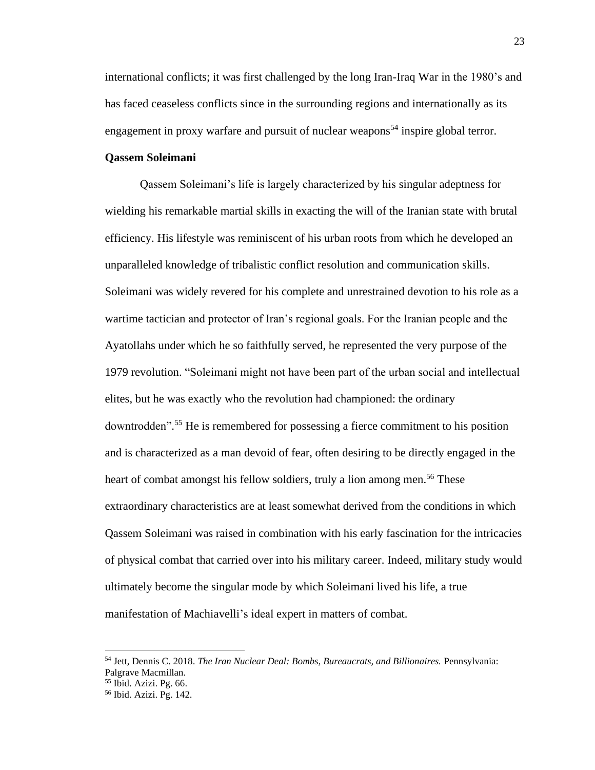international conflicts; it was first challenged by the long Iran-Iraq War in the 1980's and has faced ceaseless conflicts since in the surrounding regions and internationally as its engagement in proxy warfare and pursuit of nuclear weapons[54] inspire global terror.

**Qassem Soleimani**

Qassem Soleimani's life is largely characterized by his singular adeptness for wielding his remarkable martial skills in exacting the will of the Iranian state with brutal efficiency. His lifestyle was reminiscent of his urban roots from which he developed an unparalleled knowledge of tribalistic conflict resolution and communication skills. Soleimani was widely revered for his complete and unrestrained devotion to his role as a wartime tactician and protector of Iran's regional goals. For the Iranian people and the Ayatollahs under which he so faithfully served, he represented the very purpose of the 1979 revolution. "Soleimani might not have been part of the urban social and intellectual elites, but he was exactly who the revolution had championed: the ordinary downtrodden".[55] He is remembered for possessing a fierce commitment to his position and is characterized as a man devoid of fear, often desiring to be directly engaged in the heart of combat amongst his fellow soldiers, truly a lion among men.[56] These extraordinary characteristics are at least somewhat derived from the conditions in which Qassem Soleimani was raised in combination with his early fascination for the intricacies of physical combat that carried over into his military career. Indeed, military study would ultimately become the singular mode by which Soleimani lived his life, a true manifestation of Machiavelli's ideal expert in matters of combat.

---

[54] Jett, Dennis C. 2018. *The Iran Nuclear Deal: Bombs, Bureaucrats, and Billionaires.* Pennsylvania: Palgrave Macmillan.

[55] Ibid. Azizi. Pg. 66.

[56] Ibid. Azizi. Pg. 142.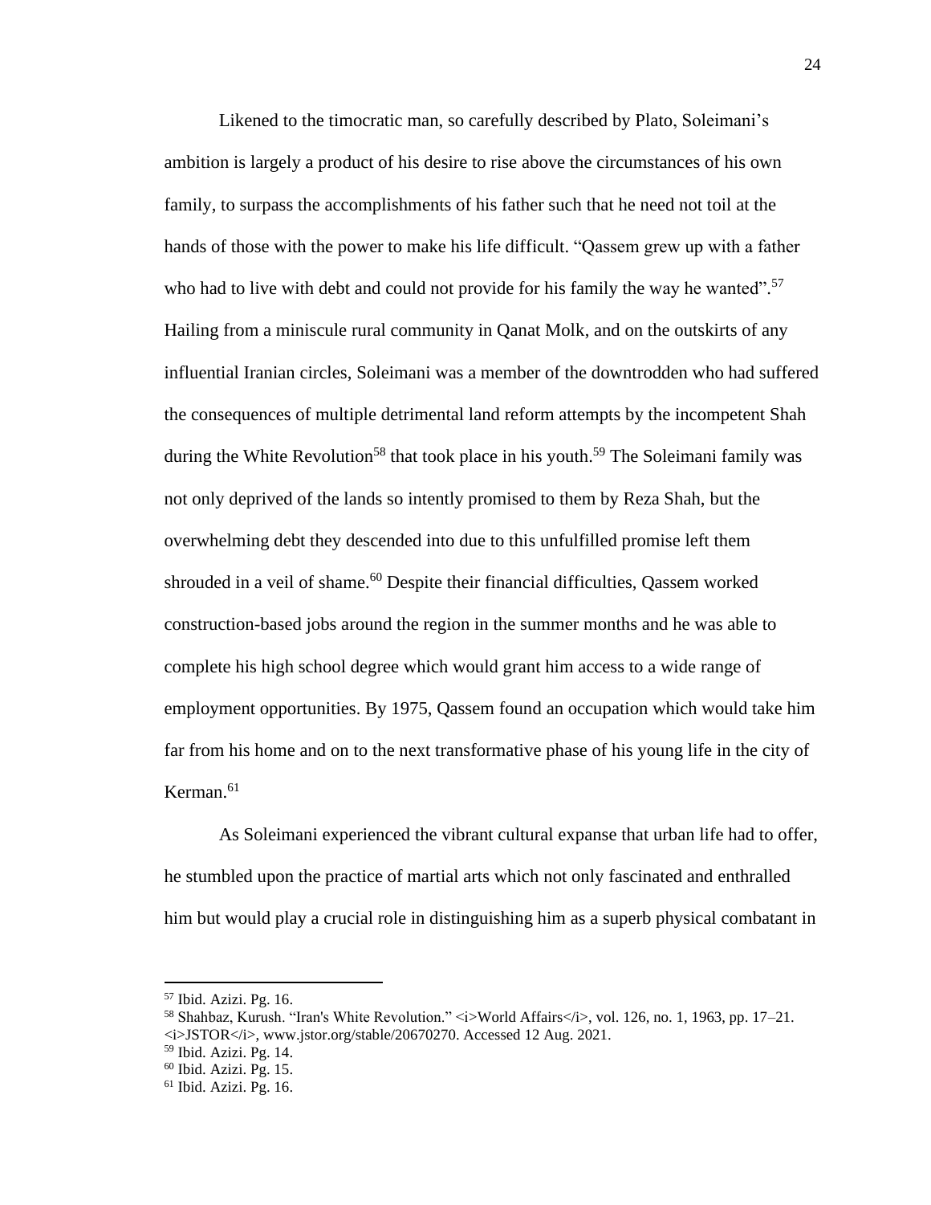Likened to the timocratic man, so carefully described by Plato, Soleimani's ambition is largely a product of his desire to rise above the circumstances of his own family, to surpass the accomplishments of his father such that he need not toil at the hands of those with the power to make his life difficult. "Qassem grew up with a father who had to live with debt and could not provide for his family the way he wanted".[57] Hailing from a miniscule rural community in Qanat Molk, and on the outskirts of any influential Iranian circles, Soleimani was a member of the downtrodden who had suffered the consequences of multiple detrimental land reform attempts by the incompetent Shah during the White Revolution[58] that took place in his youth.[59] The Soleimani family was not only deprived of the lands so intently promised to them by Reza Shah, but the overwhelming debt they descended into due to this unfulfilled promise left them shrouded in a veil of shame.[60] Despite their financial difficulties, Qassem worked construction-based jobs around the region in the summer months and he was able to complete his high school degree which would grant him access to a wide range of employment opportunities. By 1975, Qassem found an occupation which would take him far from his home and on to the next transformative phase of his young life in the city of Kerman.[61]

As Soleimani experienced the vibrant cultural expanse that urban life had to offer, he stumbled upon the practice of martial arts which not only fascinated and enthralled him but would play a crucial role in distinguishing him as a superb physical combatant in

---

[57] Ibid. Azizi. Pg. 16.

[58] Shahbaz, Kurush. "Iran's White Revolution." <i>World Affairs</i>, vol. 126, no. 1, 1963, pp. 17–21. <i>JSTOR</i>, www.jstor.org/stable/20670270. Accessed 12 Aug. 2021.

[59] Ibid. Azizi. Pg. 14.

[60] Ibid. Azizi. Pg. 15.

[61] Ibid. Azizi. Pg. 16.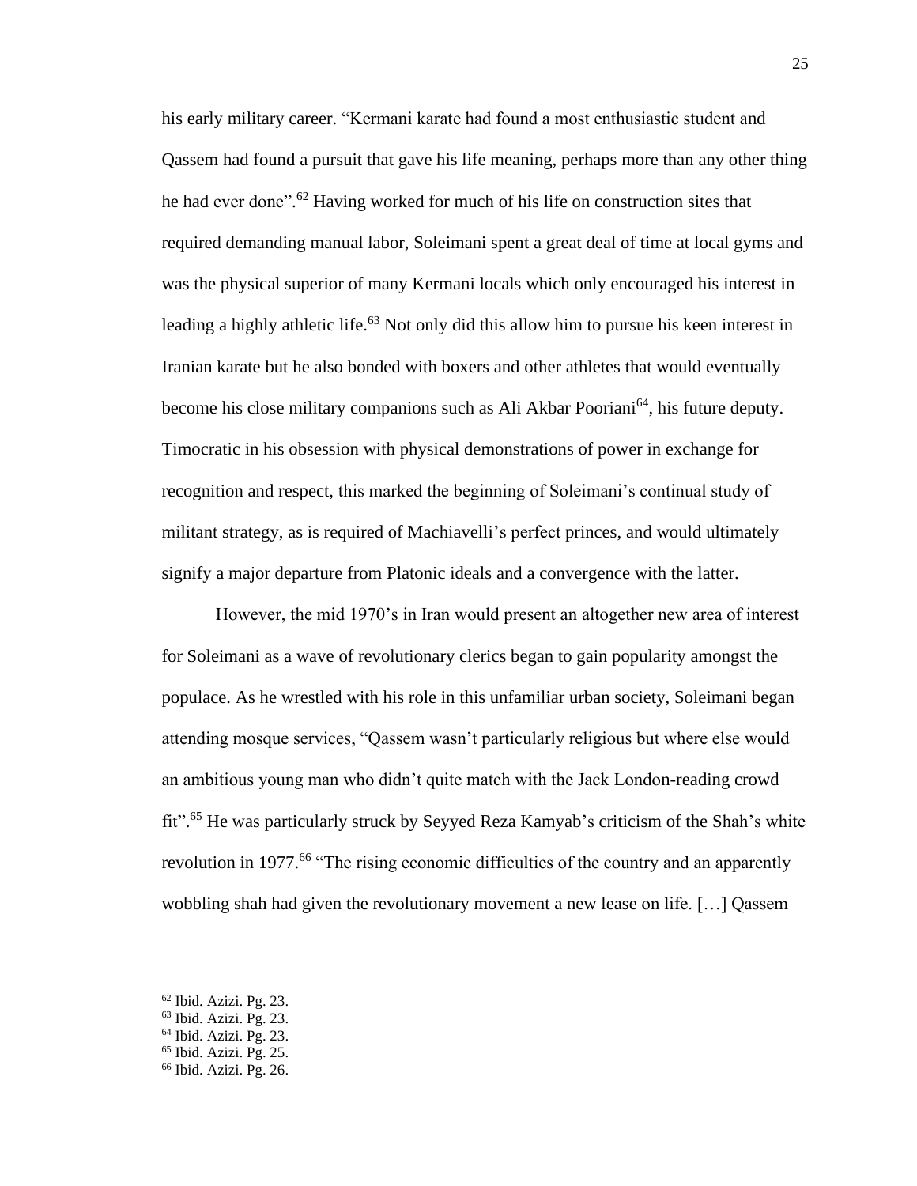his early military career. "Kermani karate had found a most enthusiastic student and Qassem had found a pursuit that gave his life meaning, perhaps more than any other thing he had ever done".[62] Having worked for much of his life on construction sites that required demanding manual labor, Soleimani spent a great deal of time at local gyms and was the physical superior of many Kermani locals which only encouraged his interest in leading a highly athletic life.[63] Not only did this allow him to pursue his keen interest in Iranian karate but he also bonded with boxers and other athletes that would eventually become his close military companions such as Ali Akbar Pooriani[64], his future deputy. Timocratic in his obsession with physical demonstrations of power in exchange for recognition and respect, this marked the beginning of Soleimani's continual study of militant strategy, as is required of Machiavelli's perfect princes, and would ultimately signify a major departure from Platonic ideals and a convergence with the latter.

However, the mid 1970's in Iran would present an altogether new area of interest for Soleimani as a wave of revolutionary clerics began to gain popularity amongst the populace. As he wrestled with his role in this unfamiliar urban society, Soleimani began attending mosque services, "Qassem wasn't particularly religious but where else would an ambitious young man who didn't quite match with the Jack London-reading crowd fit".[65] He was particularly struck by Seyyed Reza Kamyab's criticism of the Shah's white revolution in 1977.[66] "The rising economic difficulties of the country and an apparently wobbling shah had given the revolutionary movement a new lease on life. […] Qassem

---

[62] Ibid. Azizi. Pg. 23.
[63] Ibid. Azizi. Pg. 23.
[64] Ibid. Azizi. Pg. 23.
[65] Ibid. Azizi. Pg. 25.
[66] Ibid. Azizi. Pg. 26.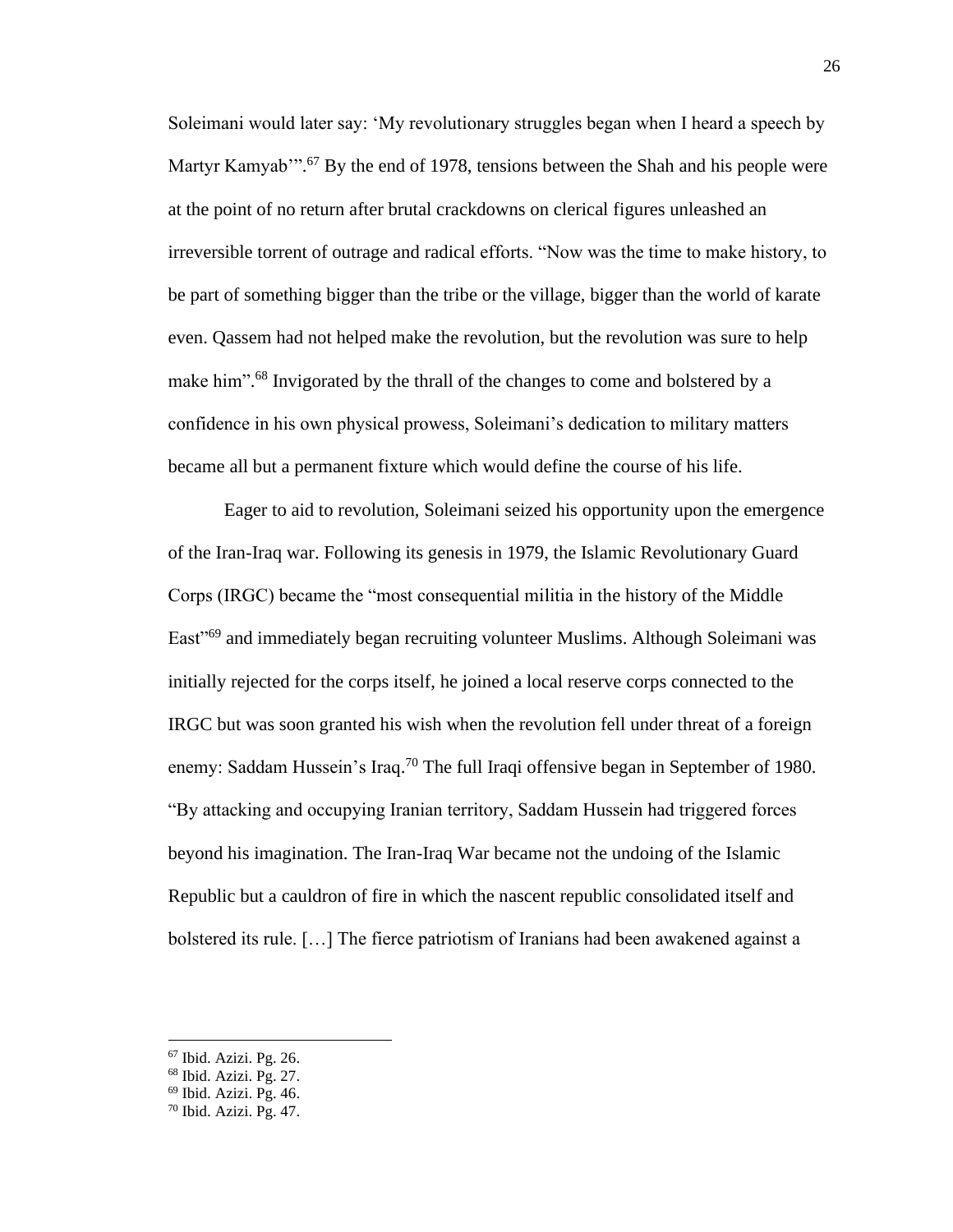Soleimani would later say: 'My revolutionary struggles began when I heard a speech by Martyr Kamyab'".[67] By the end of 1978, tensions between the Shah and his people were at the point of no return after brutal crackdowns on clerical figures unleashed an irreversible torrent of outrage and radical efforts. "Now was the time to make history, to be part of something bigger than the tribe or the village, bigger than the world of karate even. Qassem had not helped make the revolution, but the revolution was sure to help make him".[68] Invigorated by the thrall of the changes to come and bolstered by a confidence in his own physical prowess, Soleimani's dedication to military matters became all but a permanent fixture which would define the course of his life.

Eager to aid to revolution, Soleimani seized his opportunity upon the emergence of the Iran-Iraq war. Following its genesis in 1979, the Islamic Revolutionary Guard Corps (IRGC) became the "most consequential militia in the history of the Middle East"[69] and immediately began recruiting volunteer Muslims. Although Soleimani was initially rejected for the corps itself, he joined a local reserve corps connected to the IRGC but was soon granted his wish when the revolution fell under threat of a foreign enemy: Saddam Hussein's Iraq.[70] The full Iraqi offensive began in September of 1980. "By attacking and occupying Iranian territory, Saddam Hussein had triggered forces beyond his imagination. The Iran-Iraq War became not the undoing of the Islamic Republic but a cauldron of fire in which the nascent republic consolidated itself and bolstered its rule. […] The fierce patriotism of Iranians had been awakened against a

---

[67] Ibid. Azizi. Pg. 26.
[68] Ibid. Azizi. Pg. 27.
[69] Ibid. Azizi. Pg. 46.
[70] Ibid. Azizi. Pg. 47.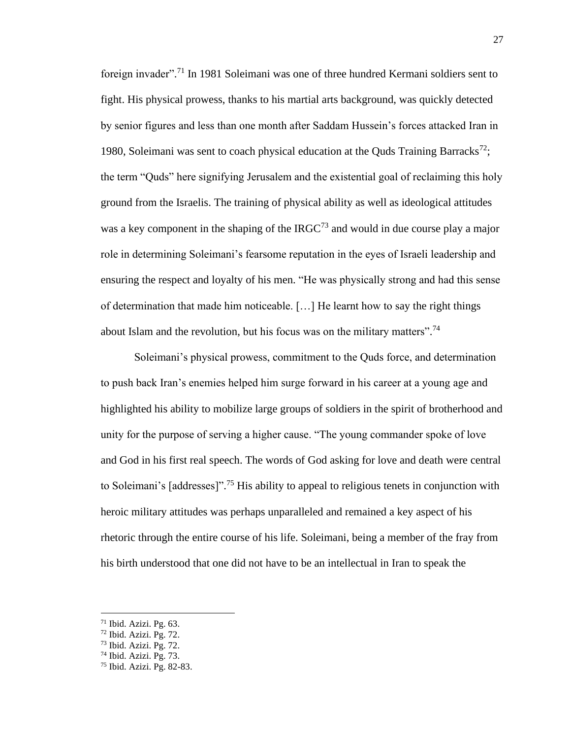foreign invader".[71] In 1981 Soleimani was one of three hundred Kermani soldiers sent to fight. His physical prowess, thanks to his martial arts background, was quickly detected by senior figures and less than one month after Saddam Hussein's forces attacked Iran in 1980, Soleimani was sent to coach physical education at the Quds Training Barracks[72]; the term "Quds" here signifying Jerusalem and the existential goal of reclaiming this holy ground from the Israelis. The training of physical ability as well as ideological attitudes was a key component in the shaping of the IRGC[73] and would in due course play a major role in determining Soleimani's fearsome reputation in the eyes of Israeli leadership and ensuring the respect and loyalty of his men. "He was physically strong and had this sense of determination that made him noticeable. […] He learnt how to say the right things about Islam and the revolution, but his focus was on the military matters".[74]

Soleimani's physical prowess, commitment to the Quds force, and determination to push back Iran's enemies helped him surge forward in his career at a young age and highlighted his ability to mobilize large groups of soldiers in the spirit of brotherhood and unity for the purpose of serving a higher cause. "The young commander spoke of love and God in his first real speech. The words of God asking for love and death were central to Soleimani's [addresses]".[75] His ability to appeal to religious tenets in conjunction with heroic military attitudes was perhaps unparalleled and remained a key aspect of his rhetoric through the entire course of his life. Soleimani, being a member of the fray from his birth understood that one did not have to be an intellectual in Iran to speak the

---

[71] Ibid. Azizi. Pg. 63.
[72] Ibid. Azizi. Pg. 72.
[73] Ibid. Azizi. Pg. 72.
[74] Ibid. Azizi. Pg. 73.
[75] Ibid. Azizi. Pg. 82-83.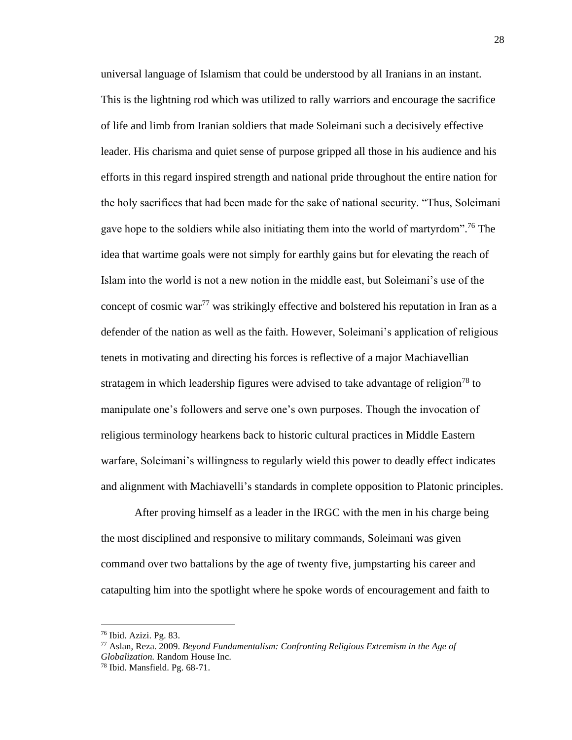universal language of Islamism that could be understood by all Iranians in an instant. This is the lightning rod which was utilized to rally warriors and encourage the sacrifice of life and limb from Iranian soldiers that made Soleimani such a decisively effective leader. His charisma and quiet sense of purpose gripped all those in his audience and his efforts in this regard inspired strength and national pride throughout the entire nation for the holy sacrifices that had been made for the sake of national security. "Thus, Soleimani gave hope to the soldiers while also initiating them into the world of martyrdom".[76] The idea that wartime goals were not simply for earthly gains but for elevating the reach of Islam into the world is not a new notion in the middle east, but Soleimani's use of the concept of cosmic war[77] was strikingly effective and bolstered his reputation in Iran as a defender of the nation as well as the faith. However, Soleimani's application of religious tenets in motivating and directing his forces is reflective of a major Machiavellian stratagem in which leadership figures were advised to take advantage of religion[78] to manipulate one's followers and serve one's own purposes. Though the invocation of religious terminology hearkens back to historic cultural practices in Middle Eastern warfare, Soleimani's willingness to regularly wield this power to deadly effect indicates and alignment with Machiavelli's standards in complete opposition to Platonic principles.

After proving himself as a leader in the IRGC with the men in his charge being the most disciplined and responsive to military commands, Soleimani was given command over two battalions by the age of twenty five, jumpstarting his career and catapulting him into the spotlight where he spoke words of encouragement and faith to

---

[76] Ibid. Azizi. Pg. 83.

[77] Aslan, Reza. 2009. *Beyond Fundamentalism: Confronting Religious Extremism in the Age of Globalization.* Random House Inc.

[78] Ibid. Mansfield. Pg. 68-71.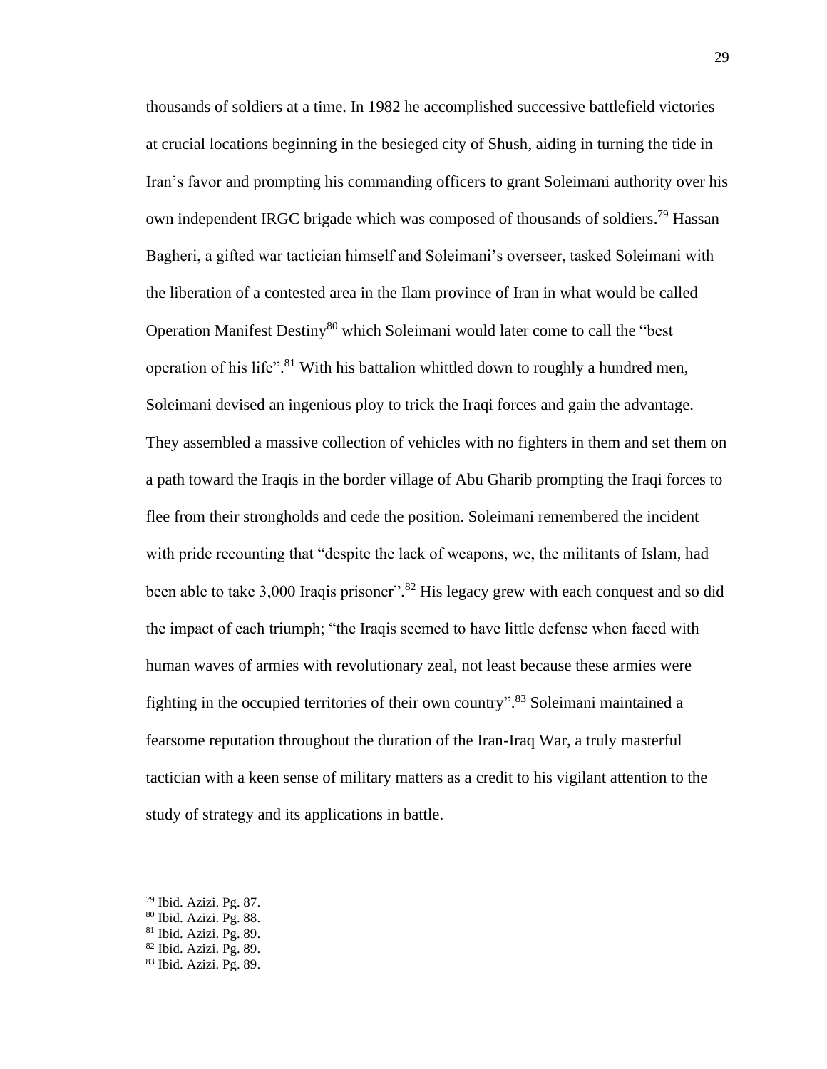thousands of soldiers at a time. In 1982 he accomplished successive battlefield victories at crucial locations beginning in the besieged city of Shush, aiding in turning the tide in Iran's favor and prompting his commanding officers to grant Soleimani authority over his own independent IRGC brigade which was composed of thousands of soldiers.[79] Hassan Bagheri, a gifted war tactician himself and Soleimani's overseer, tasked Soleimani with the liberation of a contested area in the Ilam province of Iran in what would be called Operation Manifest Destiny[80] which Soleimani would later come to call the "best operation of his life".[81] With his battalion whittled down to roughly a hundred men, Soleimani devised an ingenious ploy to trick the Iraqi forces and gain the advantage. They assembled a massive collection of vehicles with no fighters in them and set them on a path toward the Iraqis in the border village of Abu Gharib prompting the Iraqi forces to flee from their strongholds and cede the position. Soleimani remembered the incident with pride recounting that "despite the lack of weapons, we, the militants of Islam, had been able to take 3,000 Iraqis prisoner".[82] His legacy grew with each conquest and so did the impact of each triumph; "the Iraqis seemed to have little defense when faced with human waves of armies with revolutionary zeal, not least because these armies were fighting in the occupied territories of their own country".[83] Soleimani maintained a fearsome reputation throughout the duration of the Iran-Iraq War, a truly masterful tactician with a keen sense of military matters as a credit to his vigilant attention to the study of strategy and its applications in battle.

---

[79] Ibid. Azizi. Pg. 87.
[80] Ibid. Azizi. Pg. 88.
[81] Ibid. Azizi. Pg. 89.
[82] Ibid. Azizi. Pg. 89.
[83] Ibid. Azizi. Pg. 89.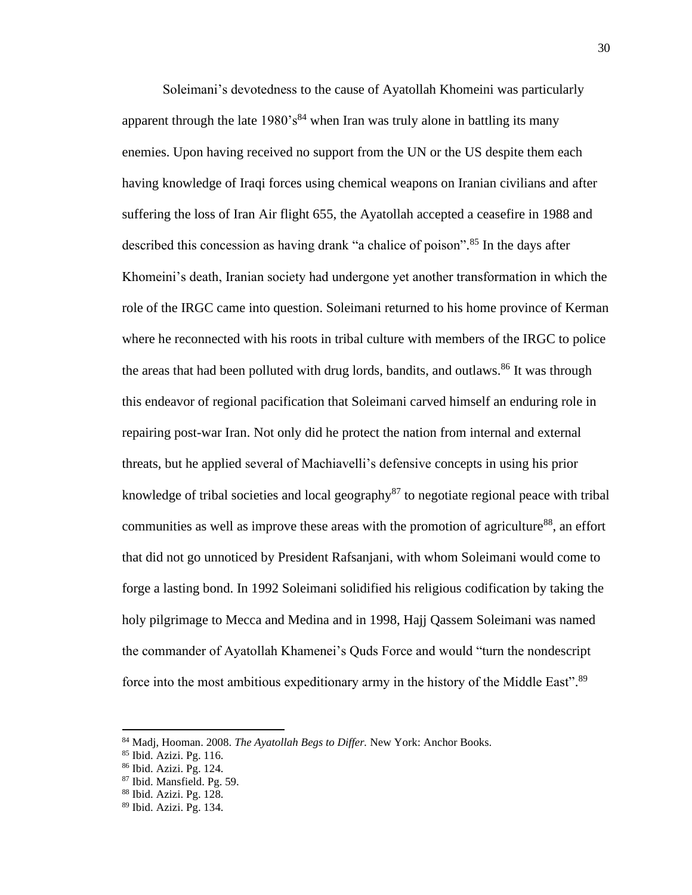Soleimani's devotedness to the cause of Ayatollah Khomeini was particularly apparent through the late 1980's[84] when Iran was truly alone in battling its many enemies. Upon having received no support from the UN or the US despite them each having knowledge of Iraqi forces using chemical weapons on Iranian civilians and after suffering the loss of Iran Air flight 655, the Ayatollah accepted a ceasefire in 1988 and described this concession as having drank "a chalice of poison".[85] In the days after Khomeini's death, Iranian society had undergone yet another transformation in which the role of the IRGC came into question. Soleimani returned to his home province of Kerman where he reconnected with his roots in tribal culture with members of the IRGC to police the areas that had been polluted with drug lords, bandits, and outlaws.[86] It was through this endeavor of regional pacification that Soleimani carved himself an enduring role in repairing post-war Iran. Not only did he protect the nation from internal and external threats, but he applied several of Machiavelli's defensive concepts in using his prior knowledge of tribal societies and local geography[87] to negotiate regional peace with tribal communities as well as improve these areas with the promotion of agriculture[88], an effort that did not go unnoticed by President Rafsanjani, with whom Soleimani would come to forge a lasting bond. In 1992 Soleimani solidified his religious codification by taking the holy pilgrimage to Mecca and Medina and in 1998, Hajj Qassem Soleimani was named the commander of Ayatollah Khamenei's Quds Force and would "turn the nondescript force into the most ambitious expeditionary army in the history of the Middle East".[89]

---

[84] Madj, Hooman. 2008. *The Ayatollah Begs to Differ.* New York: Anchor Books.

[85] Ibid. Azizi. Pg. 116.

[86] Ibid. Azizi. Pg. 124.

[87] Ibid. Mansfield. Pg. 59.

[88] Ibid. Azizi. Pg. 128.

[89] Ibid. Azizi. Pg. 134.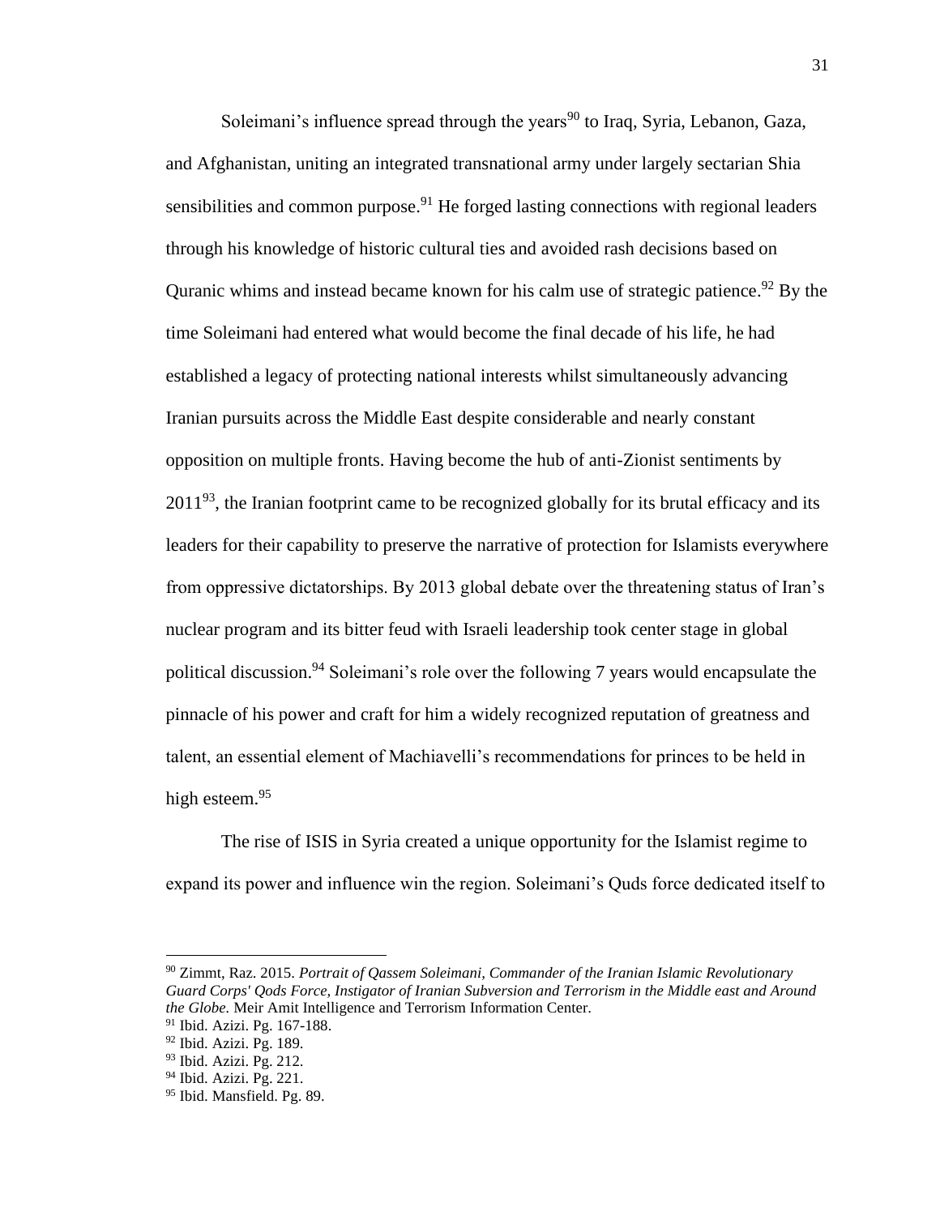Soleimani's influence spread through the years[90] to Iraq, Syria, Lebanon, Gaza, and Afghanistan, uniting an integrated transnational army under largely sectarian Shia sensibilities and common purpose.[91] He forged lasting connections with regional leaders through his knowledge of historic cultural ties and avoided rash decisions based on Quranic whims and instead became known for his calm use of strategic patience.[92] By the time Soleimani had entered what would become the final decade of his life, he had established a legacy of protecting national interests whilst simultaneously advancing Iranian pursuits across the Middle East despite considerable and nearly constant opposition on multiple fronts. Having become the hub of anti-Zionist sentiments by 2011[93], the Iranian footprint came to be recognized globally for its brutal efficacy and its leaders for their capability to preserve the narrative of protection for Islamists everywhere from oppressive dictatorships. By 2013 global debate over the threatening status of Iran's nuclear program and its bitter feud with Israeli leadership took center stage in global political discussion.[94] Soleimani's role over the following 7 years would encapsulate the pinnacle of his power and craft for him a widely recognized reputation of greatness and talent, an essential element of Machiavelli's recommendations for princes to be held in high esteem.[95]

The rise of ISIS in Syria created a unique opportunity for the Islamist regime to expand its power and influence win the region. Soleimani's Quds force dedicated itself to

---

[90] Zimmt, Raz. 2015. *Portrait of Qassem Soleimani, Commander of the Iranian Islamic Revolutionary Guard Corps' Qods Force, Instigator of Iranian Subversion and Terrorism in the Middle east and Around the Globe.* Meir Amit Intelligence and Terrorism Information Center.

[91] Ibid. Azizi. Pg. 167-188.

[92] Ibid. Azizi. Pg. 189.

[93] Ibid. Azizi. Pg. 212.

[94] Ibid. Azizi. Pg. 221.

[95] Ibid. Mansfield. Pg. 89.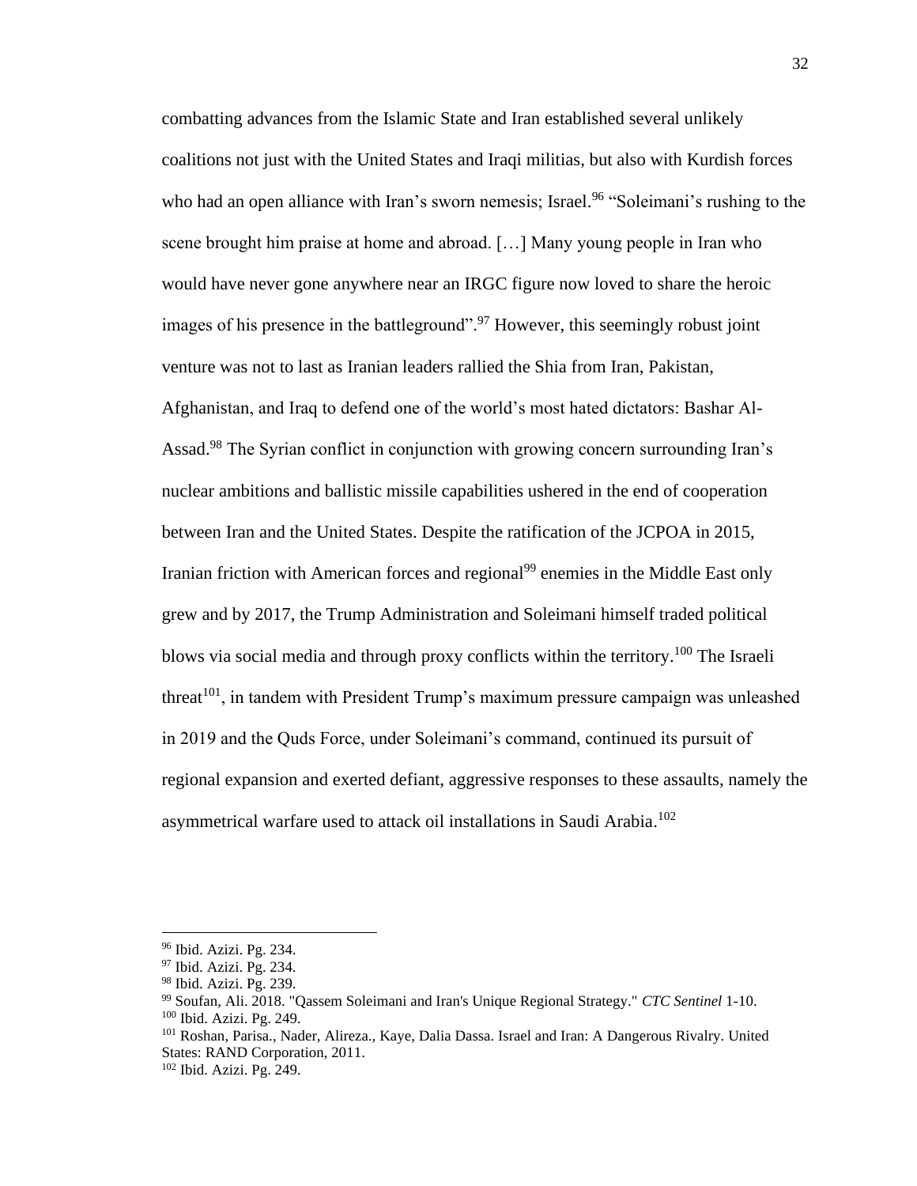combatting advances from the Islamic State and Iran established several unlikely coalitions not just with the United States and Iraqi militias, but also with Kurdish forces who had an open alliance with Iran's sworn nemesis; Israel.[96] "Soleimani's rushing to the scene brought him praise at home and abroad. […] Many young people in Iran who would have never gone anywhere near an IRGC figure now loved to share the heroic images of his presence in the battleground".[97] However, this seemingly robust joint venture was not to last as Iranian leaders rallied the Shia from Iran, Pakistan, Afghanistan, and Iraq to defend one of the world's most hated dictators: Bashar Al-Assad.[98] The Syrian conflict in conjunction with growing concern surrounding Iran's nuclear ambitions and ballistic missile capabilities ushered in the end of cooperation between Iran and the United States. Despite the ratification of the JCPOA in 2015, Iranian friction with American forces and regional[99] enemies in the Middle East only grew and by 2017, the Trump Administration and Soleimani himself traded political blows via social media and through proxy conflicts within the territory.[100] The Israeli threat[101], in tandem with President Trump's maximum pressure campaign was unleashed in 2019 and the Quds Force, under Soleimani's command, continued its pursuit of regional expansion and exerted defiant, aggressive responses to these assaults, namely the asymmetrical warfare used to attack oil installations in Saudi Arabia.[102]

---

[96] Ibid. Azizi. Pg. 234.

[97] Ibid. Azizi. Pg. 234.

[98] Ibid. Azizi. Pg. 239.

[99] Soufan, Ali. 2018. "Qassem Soleimani and Iran's Unique Regional Strategy." *CTC Sentinel* 1-10.

[100] Ibid. Azizi. Pg. 249.

[101] Roshan, Parisa., Nader, Alireza., Kaye, Dalia Dassa. Israel and Iran: A Dangerous Rivalry. United States: RAND Corporation, 2011.

[102] Ibid. Azizi. Pg. 249.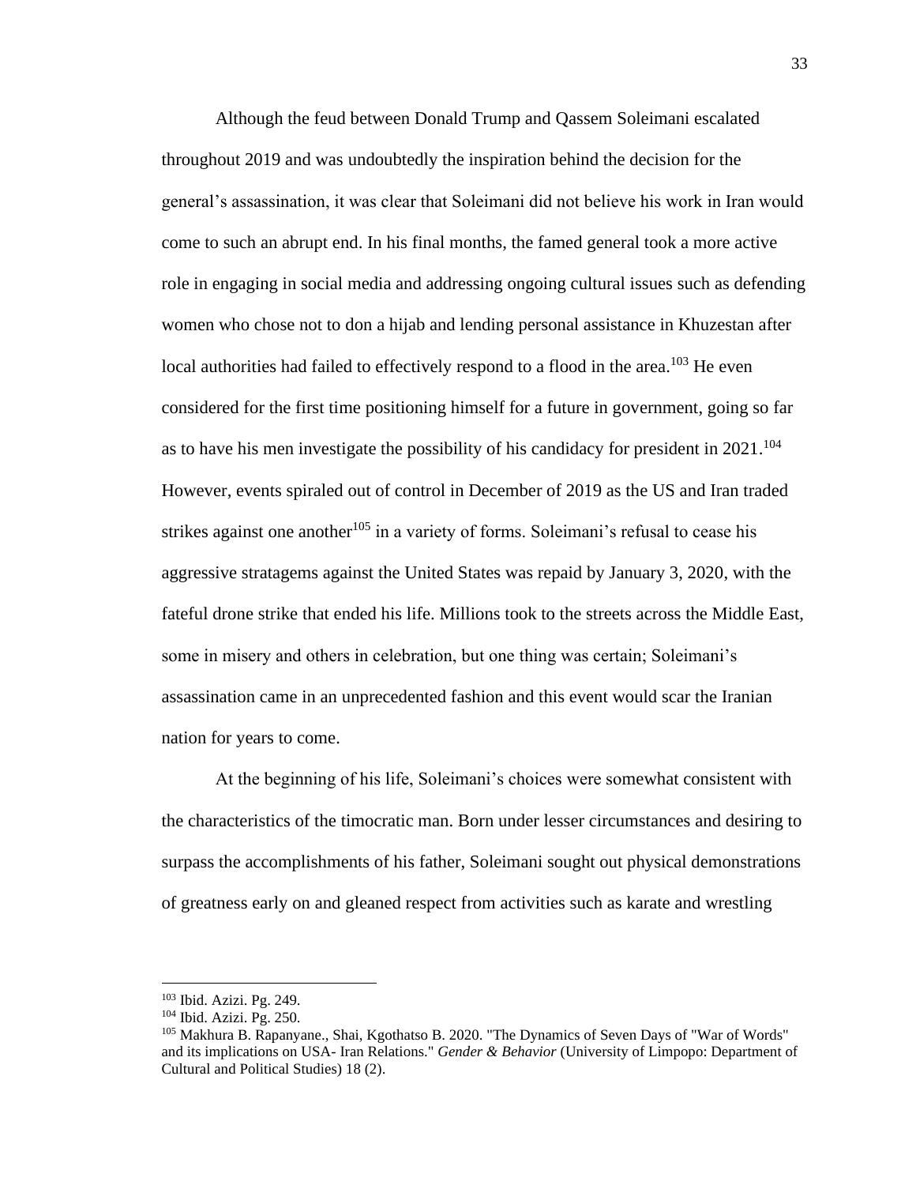Although the feud between Donald Trump and Qassem Soleimani escalated throughout 2019 and was undoubtedly the inspiration behind the decision for the general's assassination, it was clear that Soleimani did not believe his work in Iran would come to such an abrupt end. In his final months, the famed general took a more active role in engaging in social media and addressing ongoing cultural issues such as defending women who chose not to don a hijab and lending personal assistance in Khuzestan after local authorities had failed to effectively respond to a flood in the area.[103] He even considered for the first time positioning himself for a future in government, going so far as to have his men investigate the possibility of his candidacy for president in 2021.[104] However, events spiraled out of control in December of 2019 as the US and Iran traded strikes against one another[105] in a variety of forms. Soleimani's refusal to cease his aggressive stratagems against the United States was repaid by January 3, 2020, with the fateful drone strike that ended his life. Millions took to the streets across the Middle East, some in misery and others in celebration, but one thing was certain; Soleimani's assassination came in an unprecedented fashion and this event would scar the Iranian nation for years to come.

At the beginning of his life, Soleimani's choices were somewhat consistent with the characteristics of the timocratic man. Born under lesser circumstances and desiring to surpass the accomplishments of his father, Soleimani sought out physical demonstrations of greatness early on and gleaned respect from activities such as karate and wrestling

---

[103] Ibid. Azizi. Pg. 249.

[104] Ibid. Azizi. Pg. 250.

[105] Makhura B. Rapanyane., Shai, Kgothatso B. 2020. "The Dynamics of Seven Days of "War of Words" and its implications on USA- Iran Relations." *Gender & Behavior* (University of Limpopo: Department of Cultural and Political Studies) 18 (2).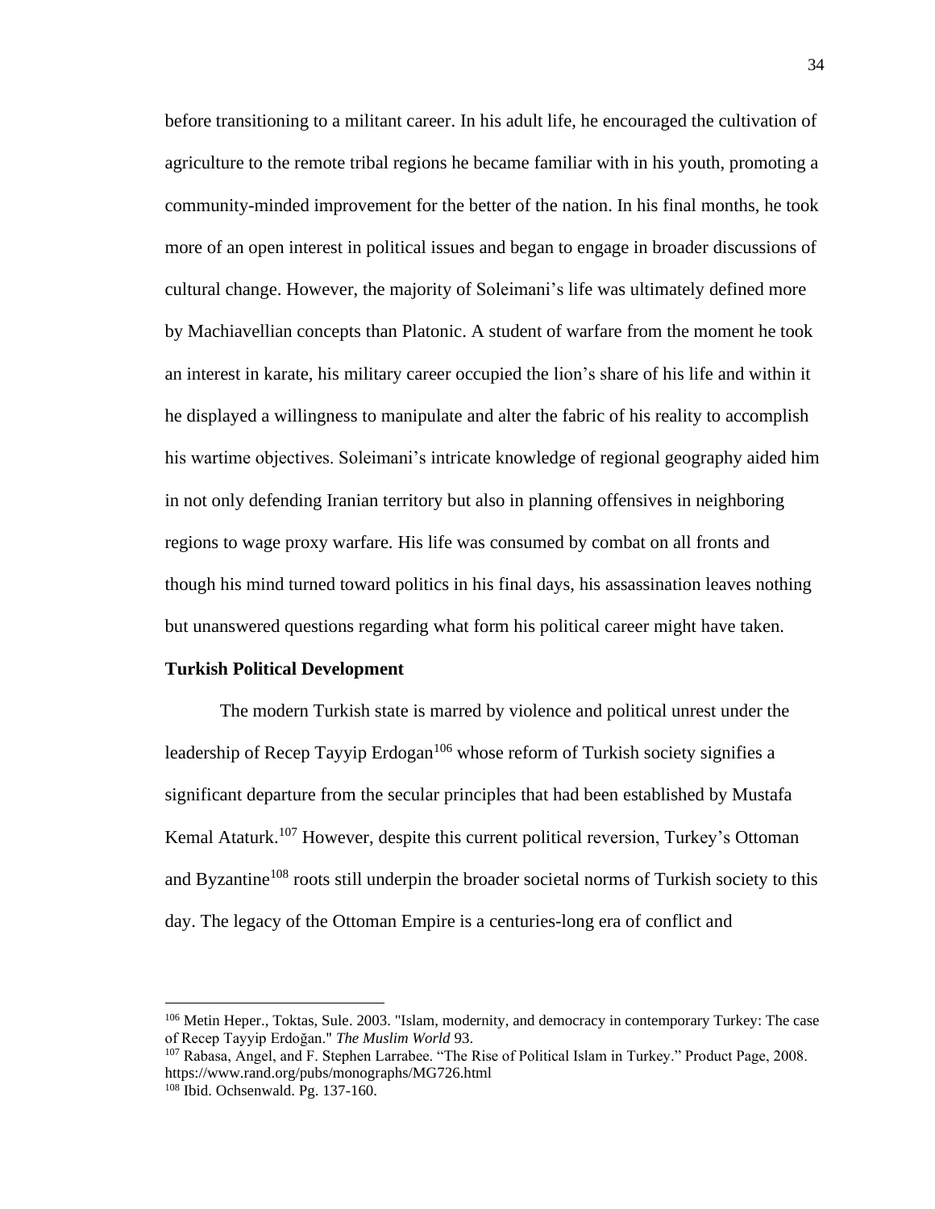before transitioning to a militant career. In his adult life, he encouraged the cultivation of agriculture to the remote tribal regions he became familiar with in his youth, promoting a community-minded improvement for the better of the nation. In his final months, he took more of an open interest in political issues and began to engage in broader discussions of cultural change. However, the majority of Soleimani's life was ultimately defined more by Machiavellian concepts than Platonic. A student of warfare from the moment he took an interest in karate, his military career occupied the lion's share of his life and within it he displayed a willingness to manipulate and alter the fabric of his reality to accomplish his wartime objectives. Soleimani's intricate knowledge of regional geography aided him in not only defending Iranian territory but also in planning offensives in neighboring regions to wage proxy warfare. His life was consumed by combat on all fronts and though his mind turned toward politics in his final days, his assassination leaves nothing but unanswered questions regarding what form his political career might have taken.

**Turkish Political Development**

The modern Turkish state is marred by violence and political unrest under the leadership of Recep Tayyip Erdogan[106] whose reform of Turkish society signifies a significant departure from the secular principles that had been established by Mustafa Kemal Ataturk.[107] However, despite this current political reversion, Turkey's Ottoman and Byzantine[108] roots still underpin the broader societal norms of Turkish society to this day. The legacy of the Ottoman Empire is a centuries-long era of conflict and

---

[106] Metin Heper., Toktas, Sule. 2003. "Islam, modernity, and democracy in contemporary Turkey: The case of Recep Tayyip Erdoğan." *The Muslim World* 93.

[107] Rabasa, Angel, and F. Stephen Larrabee. "The Rise of Political Islam in Turkey." Product Page, 2008. https://www.rand.org/pubs/monographs/MG726.html

[108] Ibid. Ochsenwald. Pg. 137-160.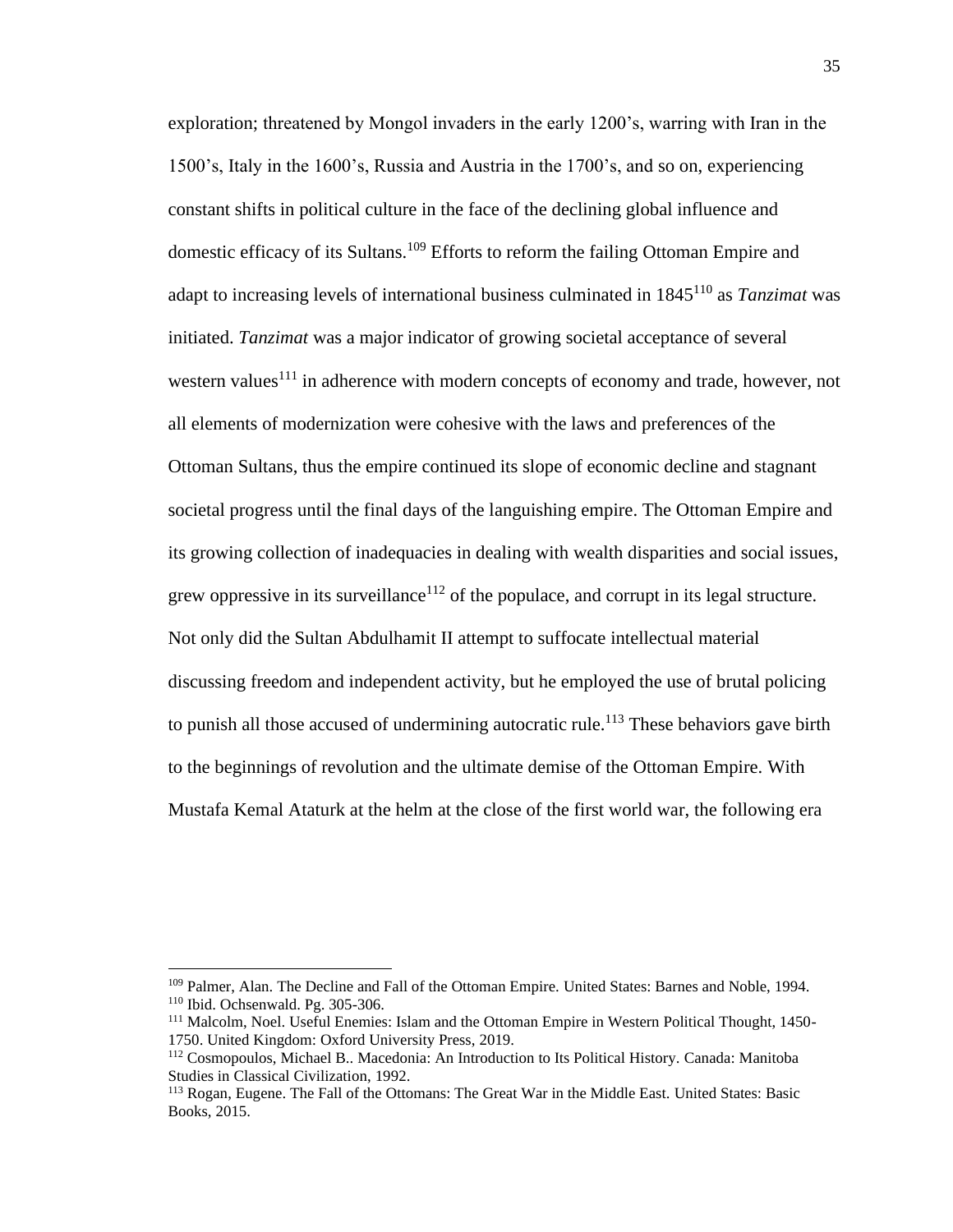exploration; threatened by Mongol invaders in the early 1200's, warring with Iran in the 1500's, Italy in the 1600's, Russia and Austria in the 1700's, and so on, experiencing constant shifts in political culture in the face of the declining global influence and domestic efficacy of its Sultans.[109] Efforts to reform the failing Ottoman Empire and adapt to increasing levels of international business culminated in 1845[110] as *Tanzimat* was initiated. *Tanzimat* was a major indicator of growing societal acceptance of several western values[111] in adherence with modern concepts of economy and trade, however, not all elements of modernization were cohesive with the laws and preferences of the Ottoman Sultans, thus the empire continued its slope of economic decline and stagnant societal progress until the final days of the languishing empire. The Ottoman Empire and its growing collection of inadequacies in dealing with wealth disparities and social issues, grew oppressive in its surveillance[112] of the populace, and corrupt in its legal structure. Not only did the Sultan Abdulhamit II attempt to suffocate intellectual material discussing freedom and independent activity, but he employed the use of brutal policing to punish all those accused of undermining autocratic rule.[113] These behaviors gave birth to the beginnings of revolution and the ultimate demise of the Ottoman Empire. With Mustafa Kemal Ataturk at the helm at the close of the first world war, the following era

---

[109] Palmer, Alan. The Decline and Fall of the Ottoman Empire. United States: Barnes and Noble, 1994.

[110] Ibid. Ochsenwald. Pg. 305-306.

[111] Malcolm, Noel. Useful Enemies: Islam and the Ottoman Empire in Western Political Thought, 1450-1750. United Kingdom: Oxford University Press, 2019.

[112] Cosmopoulos, Michael B.. Macedonia: An Introduction to Its Political History. Canada: Manitoba Studies in Classical Civilization, 1992.

[113] Rogan, Eugene. The Fall of the Ottomans: The Great War in the Middle East. United States: Basic Books, 2015.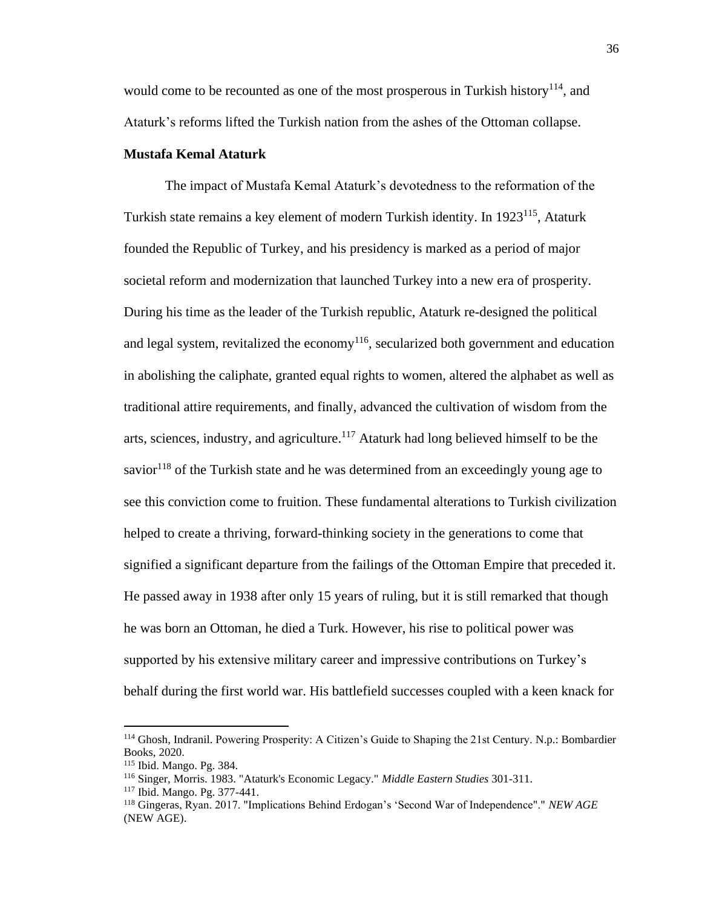would come to be recounted as one of the most prosperous in Turkish history[114], and Ataturk's reforms lifted the Turkish nation from the ashes of the Ottoman collapse.

**Mustafa Kemal Ataturk**

The impact of Mustafa Kemal Ataturk's devotedness to the reformation of the Turkish state remains a key element of modern Turkish identity. In 1923[115], Ataturk founded the Republic of Turkey, and his presidency is marked as a period of major societal reform and modernization that launched Turkey into a new era of prosperity. During his time as the leader of the Turkish republic, Ataturk re-designed the political and legal system, revitalized the economy[116], secularized both government and education in abolishing the caliphate, granted equal rights to women, altered the alphabet as well as traditional attire requirements, and finally, advanced the cultivation of wisdom from the arts, sciences, industry, and agriculture.[117] Ataturk had long believed himself to be the savior[118] of the Turkish state and he was determined from an exceedingly young age to see this conviction come to fruition. These fundamental alterations to Turkish civilization helped to create a thriving, forward-thinking society in the generations to come that signified a significant departure from the failings of the Ottoman Empire that preceded it. He passed away in 1938 after only 15 years of ruling, but it is still remarked that though he was born an Ottoman, he died a Turk. However, his rise to political power was supported by his extensive military career and impressive contributions on Turkey's behalf during the first world war. His battlefield successes coupled with a keen knack for

---

[114] Ghosh, Indranil. Powering Prosperity: A Citizen's Guide to Shaping the 21st Century. N.p.: Bombardier Books, 2020.

[115] Ibid. Mango. Pg. 384.

[116] Singer, Morris. 1983. "Ataturk's Economic Legacy." *Middle Eastern Studies* 301-311.

[117] Ibid. Mango. Pg. 377-441.

[118] Gingeras, Ryan. 2017. "Implications Behind Erdogan's 'Second War of Independence"." *NEW AGE* (NEW AGE).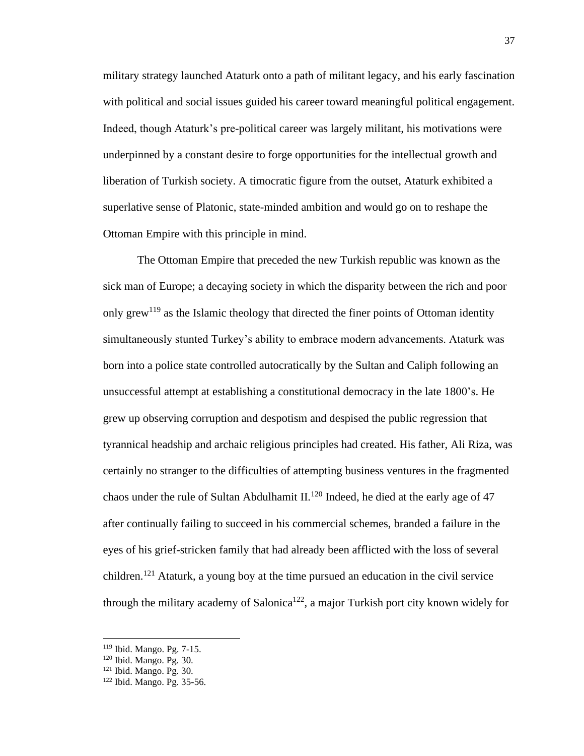military strategy launched Ataturk onto a path of militant legacy, and his early fascination with political and social issues guided his career toward meaningful political engagement. Indeed, though Ataturk's pre-political career was largely militant, his motivations were underpinned by a constant desire to forge opportunities for the intellectual growth and liberation of Turkish society. A timocratic figure from the outset, Ataturk exhibited a superlative sense of Platonic, state-minded ambition and would go on to reshape the Ottoman Empire with this principle in mind.

The Ottoman Empire that preceded the new Turkish republic was known as the sick man of Europe; a decaying society in which the disparity between the rich and poor only grew[119] as the Islamic theology that directed the finer points of Ottoman identity simultaneously stunted Turkey's ability to embrace modern advancements. Ataturk was born into a police state controlled autocratically by the Sultan and Caliph following an unsuccessful attempt at establishing a constitutional democracy in the late 1800's. He grew up observing corruption and despotism and despised the public regression that tyrannical headship and archaic religious principles had created. His father, Ali Riza, was certainly no stranger to the difficulties of attempting business ventures in the fragmented chaos under the rule of Sultan Abdulhamit II.[120] Indeed, he died at the early age of 47 after continually failing to succeed in his commercial schemes, branded a failure in the eyes of his grief-stricken family that had already been afflicted with the loss of several children.[121] Ataturk, a young boy at the time pursued an education in the civil service through the military academy of Salonica[122], a major Turkish port city known widely for

[119] Ibid. Mango. Pg. 7-15.
[120] Ibid. Mango. Pg. 30.
[121] Ibid. Mango. Pg. 30.
[122] Ibid. Mango. Pg. 35-56.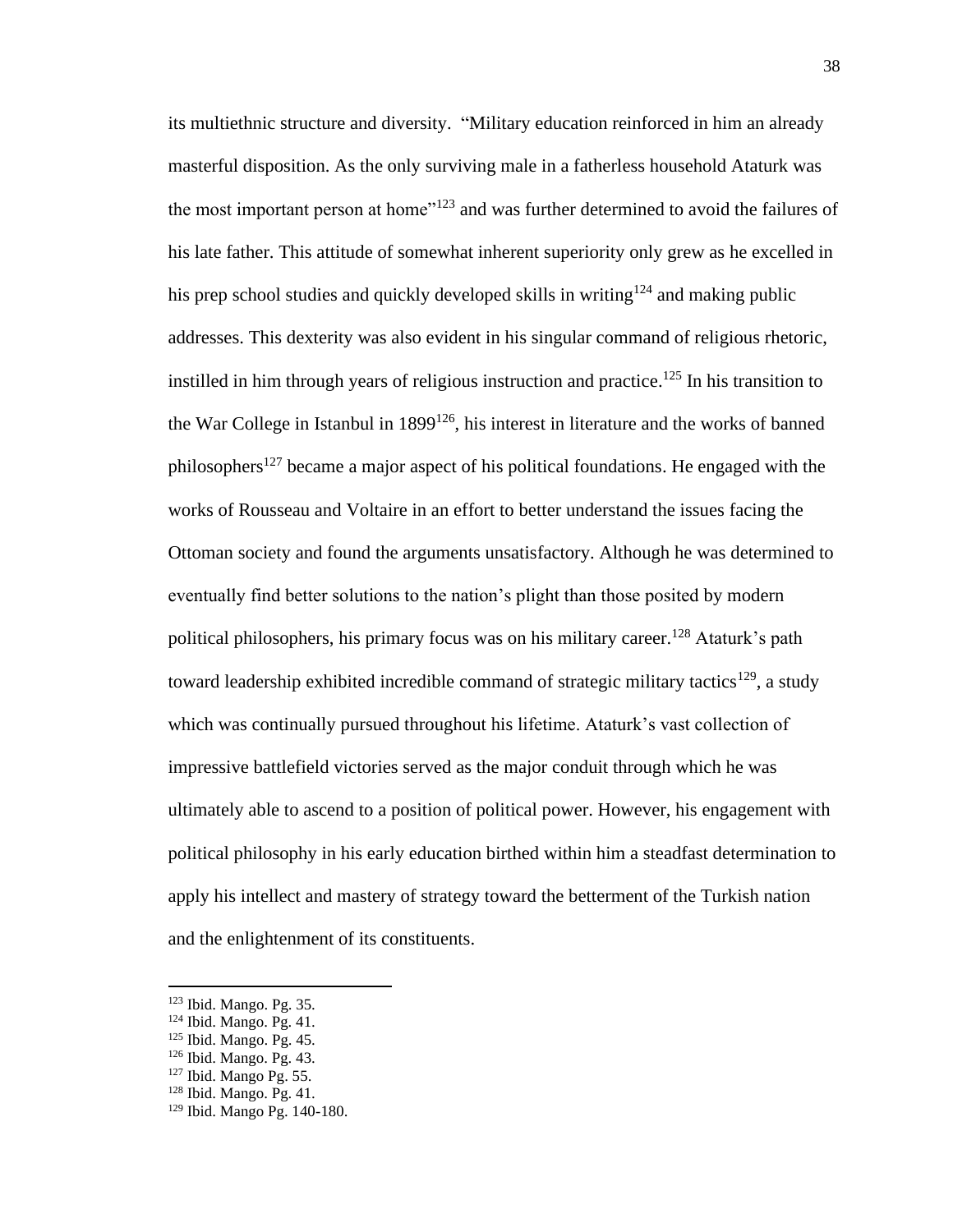its multiethnic structure and diversity. "Military education reinforced in him an already masterful disposition. As the only surviving male in a fatherless household Ataturk was the most important person at home"[123] and was further determined to avoid the failures of his late father. This attitude of somewhat inherent superiority only grew as he excelled in his prep school studies and quickly developed skills in writing[124] and making public addresses. This dexterity was also evident in his singular command of religious rhetoric, instilled in him through years of religious instruction and practice.[125] In his transition to the War College in Istanbul in 1899[126], his interest in literature and the works of banned philosophers[127] became a major aspect of his political foundations. He engaged with the works of Rousseau and Voltaire in an effort to better understand the issues facing the Ottoman society and found the arguments unsatisfactory. Although he was determined to eventually find better solutions to the nation's plight than those posited by modern political philosophers, his primary focus was on his military career.[128] Ataturk's path toward leadership exhibited incredible command of strategic military tactics[129], a study which was continually pursued throughout his lifetime. Ataturk's vast collection of impressive battlefield victories served as the major conduit through which he was ultimately able to ascend to a position of political power. However, his engagement with political philosophy in his early education birthed within him a steadfast determination to apply his intellect and mastery of strategy toward the betterment of the Turkish nation and the enlightenment of its constituents.

---

[123] Ibid. Mango. Pg. 35.
[124] Ibid. Mango. Pg. 41.
[125] Ibid. Mango. Pg. 45.
[126] Ibid. Mango. Pg. 43.
[127] Ibid. Mango Pg. 55.
[128] Ibid. Mango. Pg. 41.
[129] Ibid. Mango Pg. 140-180.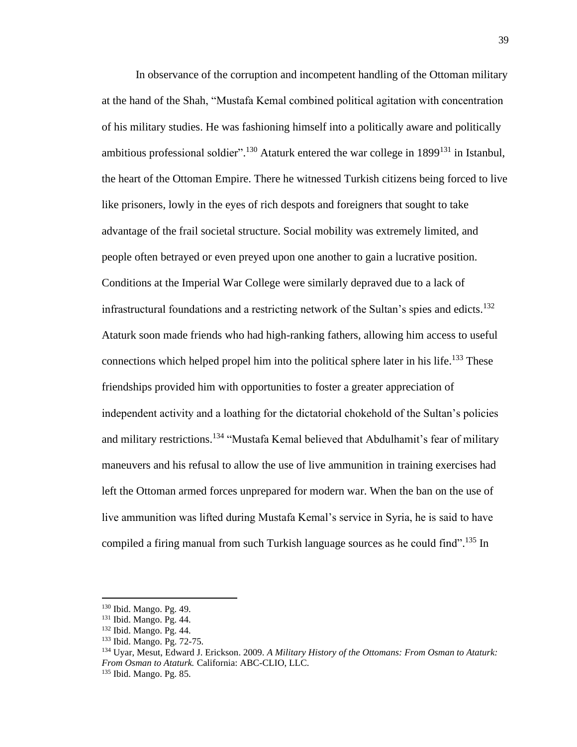In observance of the corruption and incompetent handling of the Ottoman military at the hand of the Shah, "Mustafa Kemal combined political agitation with concentration of his military studies. He was fashioning himself into a politically aware and politically ambitious professional soldier".[130] Ataturk entered the war college in 1899[131] in Istanbul, the heart of the Ottoman Empire. There he witnessed Turkish citizens being forced to live like prisoners, lowly in the eyes of rich despots and foreigners that sought to take advantage of the frail societal structure. Social mobility was extremely limited, and people often betrayed or even preyed upon one another to gain a lucrative position. Conditions at the Imperial War College were similarly depraved due to a lack of infrastructural foundations and a restricting network of the Sultan's spies and edicts.[132] Ataturk soon made friends who had high-ranking fathers, allowing him access to useful connections which helped propel him into the political sphere later in his life.[133] These friendships provided him with opportunities to foster a greater appreciation of independent activity and a loathing for the dictatorial chokehold of the Sultan's policies and military restrictions.[134] "Mustafa Kemal believed that Abdulhamit's fear of military maneuvers and his refusal to allow the use of live ammunition in training exercises had left the Ottoman armed forces unprepared for modern war. When the ban on the use of live ammunition was lifted during Mustafa Kemal's service in Syria, he is said to have compiled a firing manual from such Turkish language sources as he could find".[135] In

---

[130] Ibid. Mango. Pg. 49.
[131] Ibid. Mango. Pg. 44.
[132] Ibid. Mango. Pg. 44.
[133] Ibid. Mango. Pg. 72-75.
[134] Uyar, Mesut, Edward J. Erickson. 2009. *A Military History of the Ottomans: From Osman to Ataturk: From Osman to Ataturk.* California: ABC-CLIO, LLC.
[135] Ibid. Mango. Pg. 85.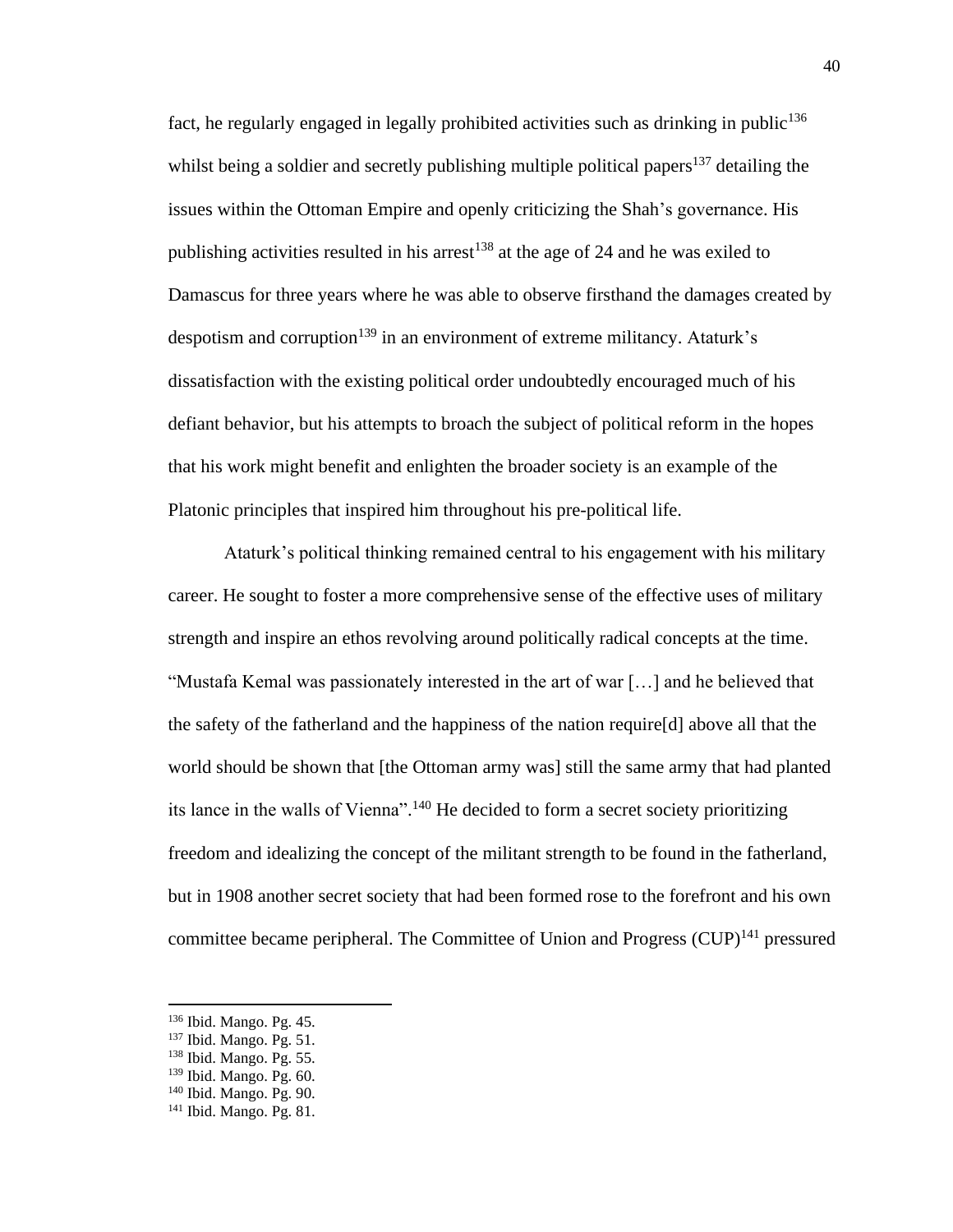fact, he regularly engaged in legally prohibited activities such as drinking in public[136] whilst being a soldier and secretly publishing multiple political papers[137] detailing the issues within the Ottoman Empire and openly criticizing the Shah's governance. His publishing activities resulted in his arrest[138] at the age of 24 and he was exiled to Damascus for three years where he was able to observe firsthand the damages created by despotism and corruption[139] in an environment of extreme militancy. Ataturk's dissatisfaction with the existing political order undoubtedly encouraged much of his defiant behavior, but his attempts to broach the subject of political reform in the hopes that his work might benefit and enlighten the broader society is an example of the Platonic principles that inspired him throughout his pre-political life.

Ataturk's political thinking remained central to his engagement with his military career. He sought to foster a more comprehensive sense of the effective uses of military strength and inspire an ethos revolving around politically radical concepts at the time. "Mustafa Kemal was passionately interested in the art of war […] and he believed that the safety of the fatherland and the happiness of the nation require[d] above all that the world should be shown that [the Ottoman army was] still the same army that had planted its lance in the walls of Vienna".[140] He decided to form a secret society prioritizing freedom and idealizing the concept of the militant strength to be found in the fatherland, but in 1908 another secret society that had been formed rose to the forefront and his own committee became peripheral. The Committee of Union and Progress (CUP)[141] pressured

---

[136] Ibid. Mango. Pg. 45.
[137] Ibid. Mango. Pg. 51.
[138] Ibid. Mango. Pg. 55.
[139] Ibid. Mango. Pg. 60.
[140] Ibid. Mango. Pg. 90.
[141] Ibid. Mango. Pg. 81.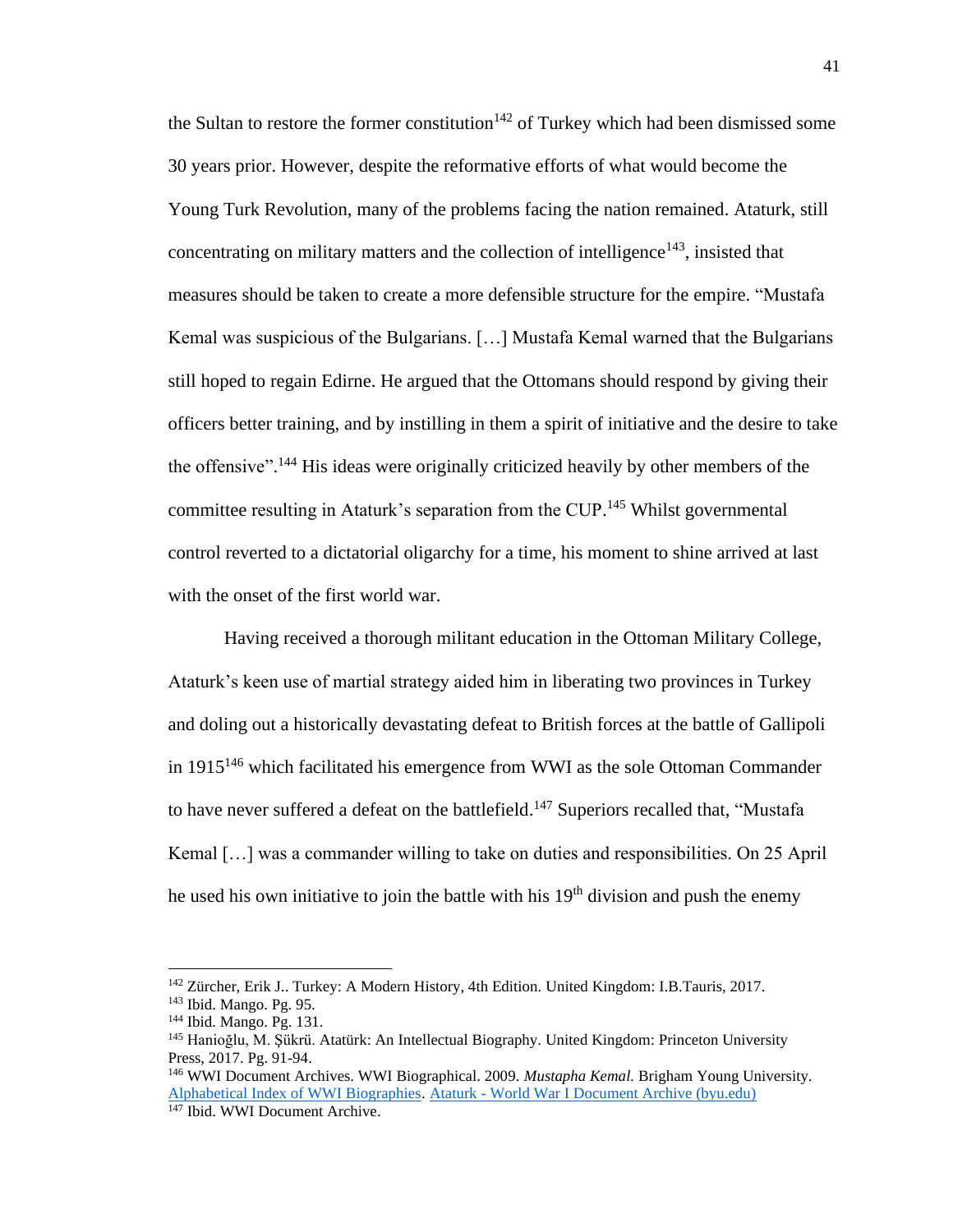the Sultan to restore the former constitution[142] of Turkey which had been dismissed some 30 years prior. However, despite the reformative efforts of what would become the Young Turk Revolution, many of the problems facing the nation remained. Ataturk, still concentrating on military matters and the collection of intelligence[143], insisted that measures should be taken to create a more defensible structure for the empire. "Mustafa Kemal was suspicious of the Bulgarians. […] Mustafa Kemal warned that the Bulgarians still hoped to regain Edirne. He argued that the Ottomans should respond by giving their officers better training, and by instilling in them a spirit of initiative and the desire to take the offensive".[144] His ideas were originally criticized heavily by other members of the committee resulting in Ataturk's separation from the CUP.[145] Whilst governmental control reverted to a dictatorial oligarchy for a time, his moment to shine arrived at last with the onset of the first world war.

Having received a thorough militant education in the Ottoman Military College, Ataturk's keen use of martial strategy aided him in liberating two provinces in Turkey and doling out a historically devastating defeat to British forces at the battle of Gallipoli in 1915[146] which facilitated his emergence from WWI as the sole Ottoman Commander to have never suffered a defeat on the battlefield.[147] Superiors recalled that, "Mustafa Kemal […] was a commander willing to take on duties and responsibilities. On 25 April he used his own initiative to join the battle with his 19th division and push the enemy

---

[142] Zürcher, Erik J.. Turkey: A Modern History, 4th Edition. United Kingdom: I.B.Tauris, 2017.

[143] Ibid. Mango. Pg. 95.

[144] Ibid. Mango. Pg. 131.

[145] Hanioğlu, M. Şükrü. Atatürk: An Intellectual Biography. United Kingdom: Princeton University Press, 2017. Pg. 91-94.

[146] WWI Document Archives. WWI Biographical. 2009. *Mustapha Kemal.* Brigham Young University. Alphabetical Index of WWI Biographies. Ataturk - World War I Document Archive (byu.edu)

[147] Ibid. WWI Document Archive.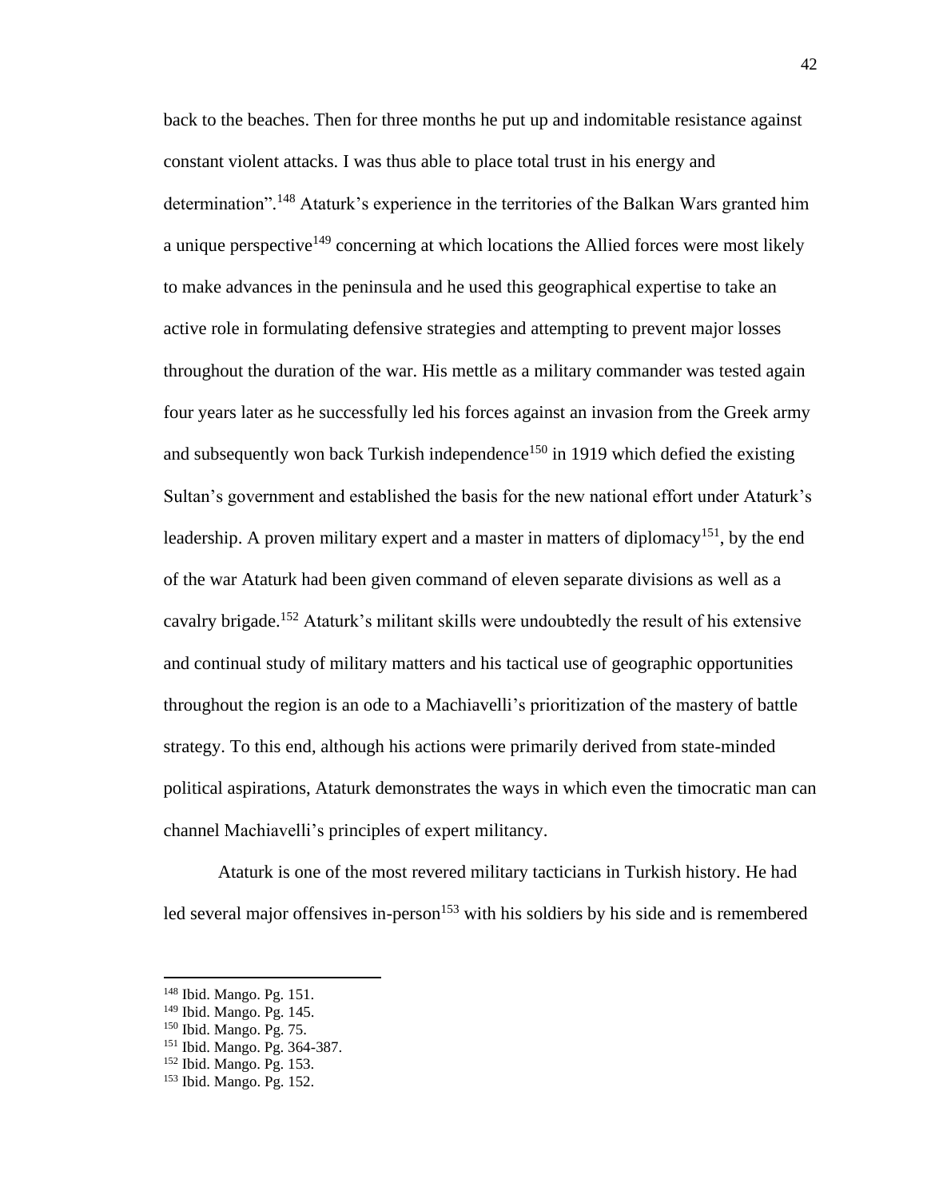back to the beaches. Then for three months he put up and indomitable resistance against constant violent attacks. I was thus able to place total trust in his energy and determination".[148] Ataturk's experience in the territories of the Balkan Wars granted him a unique perspective[149] concerning at which locations the Allied forces were most likely to make advances in the peninsula and he used this geographical expertise to take an active role in formulating defensive strategies and attempting to prevent major losses throughout the duration of the war. His mettle as a military commander was tested again four years later as he successfully led his forces against an invasion from the Greek army and subsequently won back Turkish independence[150] in 1919 which defied the existing Sultan's government and established the basis for the new national effort under Ataturk's leadership. A proven military expert and a master in matters of diplomacy[151], by the end of the war Ataturk had been given command of eleven separate divisions as well as a cavalry brigade.[152] Ataturk's militant skills were undoubtedly the result of his extensive and continual study of military matters and his tactical use of geographic opportunities throughout the region is an ode to a Machiavelli's prioritization of the mastery of battle strategy. To this end, although his actions were primarily derived from state-minded political aspirations, Ataturk demonstrates the ways in which even the timocratic man can channel Machiavelli's principles of expert militancy.

Ataturk is one of the most revered military tacticians in Turkish history. He had led several major offensives in-person[153] with his soldiers by his side and is remembered

---

[148] Ibid. Mango. Pg. 151.
[149] Ibid. Mango. Pg. 145.
[150] Ibid. Mango. Pg. 75.
[151] Ibid. Mango. Pg. 364-387.
[152] Ibid. Mango. Pg. 153.
[153] Ibid. Mango. Pg. 152.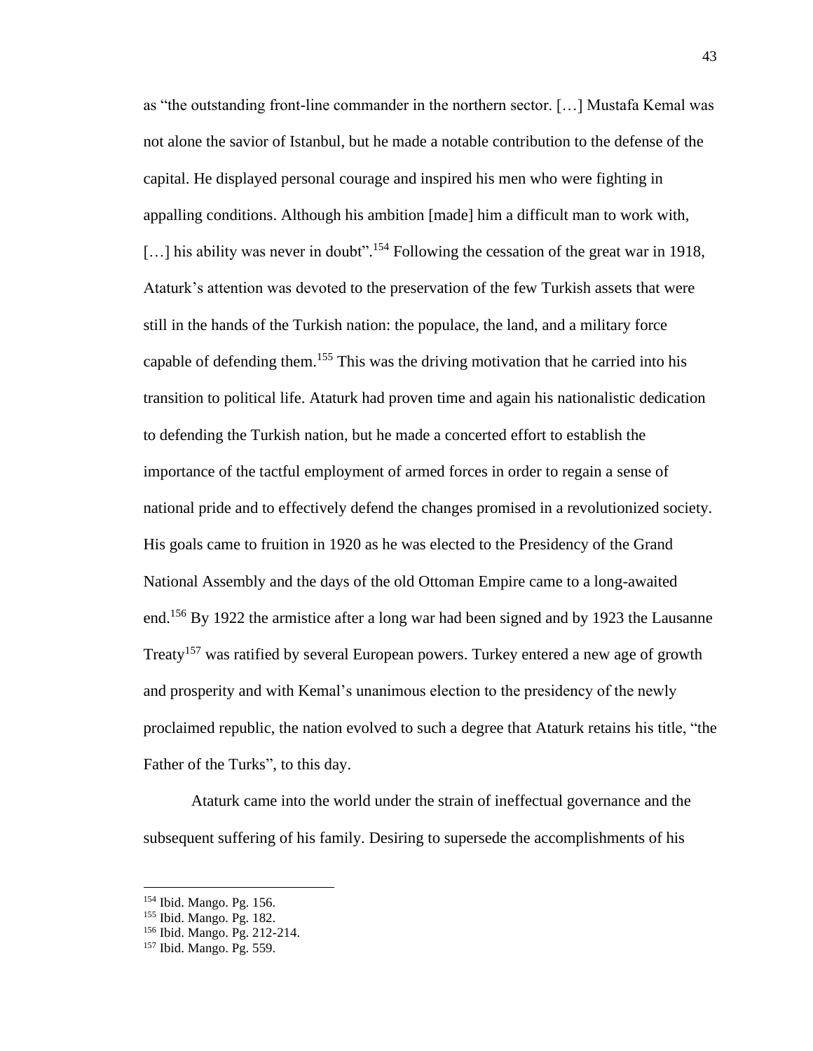as "the outstanding front-line commander in the northern sector. […] Mustafa Kemal was not alone the savior of Istanbul, but he made a notable contribution to the defense of the capital. He displayed personal courage and inspired his men who were fighting in appalling conditions. Although his ambition [made] him a difficult man to work with, […] his ability was never in doubt".[154] Following the cessation of the great war in 1918, Ataturk's attention was devoted to the preservation of the few Turkish assets that were still in the hands of the Turkish nation: the populace, the land, and a military force capable of defending them.[155] This was the driving motivation that he carried into his transition to political life. Ataturk had proven time and again his nationalistic dedication to defending the Turkish nation, but he made a concerted effort to establish the importance of the tactful employment of armed forces in order to regain a sense of national pride and to effectively defend the changes promised in a revolutionized society. His goals came to fruition in 1920 as he was elected to the Presidency of the Grand National Assembly and the days of the old Ottoman Empire came to a long-awaited end.[156] By 1922 the armistice after a long war had been signed and by 1923 the Lausanne Treaty[157] was ratified by several European powers. Turkey entered a new age of growth and prosperity and with Kemal's unanimous election to the presidency of the newly proclaimed republic, the nation evolved to such a degree that Ataturk retains his title, "the Father of the Turks", to this day.

Ataturk came into the world under the strain of ineffectual governance and the subsequent suffering of his family. Desiring to supersede the accomplishments of his

---

[154] Ibid. Mango. Pg. 156.

[155] Ibid. Mango. Pg. 182.

[156] Ibid. Mango. Pg. 212-214.

[157] Ibid. Mango. Pg. 559.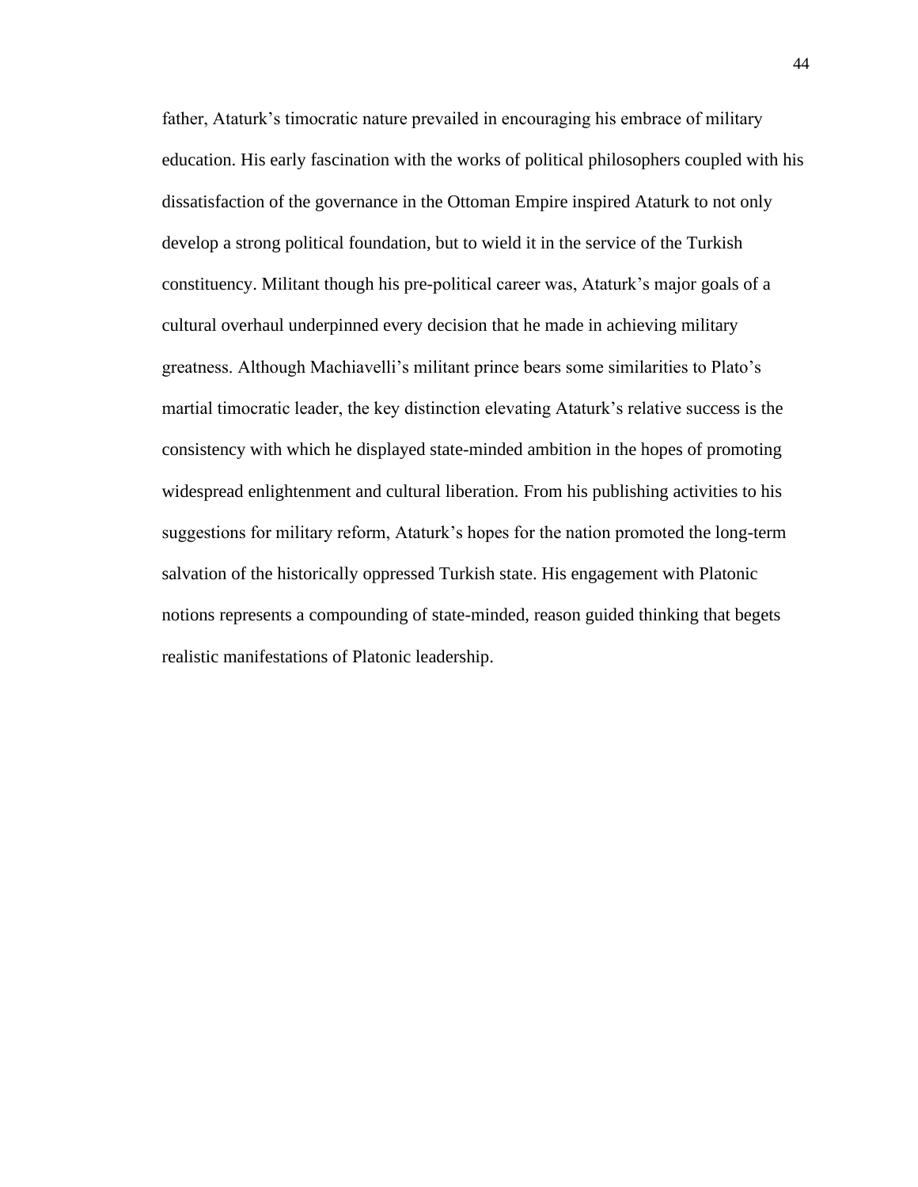father, Ataturk's timocratic nature prevailed in encouraging his embrace of military education. His early fascination with the works of political philosophers coupled with his dissatisfaction of the governance in the Ottoman Empire inspired Ataturk to not only develop a strong political foundation, but to wield it in the service of the Turkish constituency. Militant though his pre-political career was, Ataturk's major goals of a cultural overhaul underpinned every decision that he made in achieving military greatness. Although Machiavelli's militant prince bears some similarities to Plato's martial timocratic leader, the key distinction elevating Ataturk's relative success is the consistency with which he displayed state-minded ambition in the hopes of promoting widespread enlightenment and cultural liberation. From his publishing activities to his suggestions for military reform, Ataturk's hopes for the nation promoted the long-term salvation of the historically oppressed Turkish state. His engagement with Platonic notions represents a compounding of state-minded, reason guided thinking that begets realistic manifestations of Platonic leadership.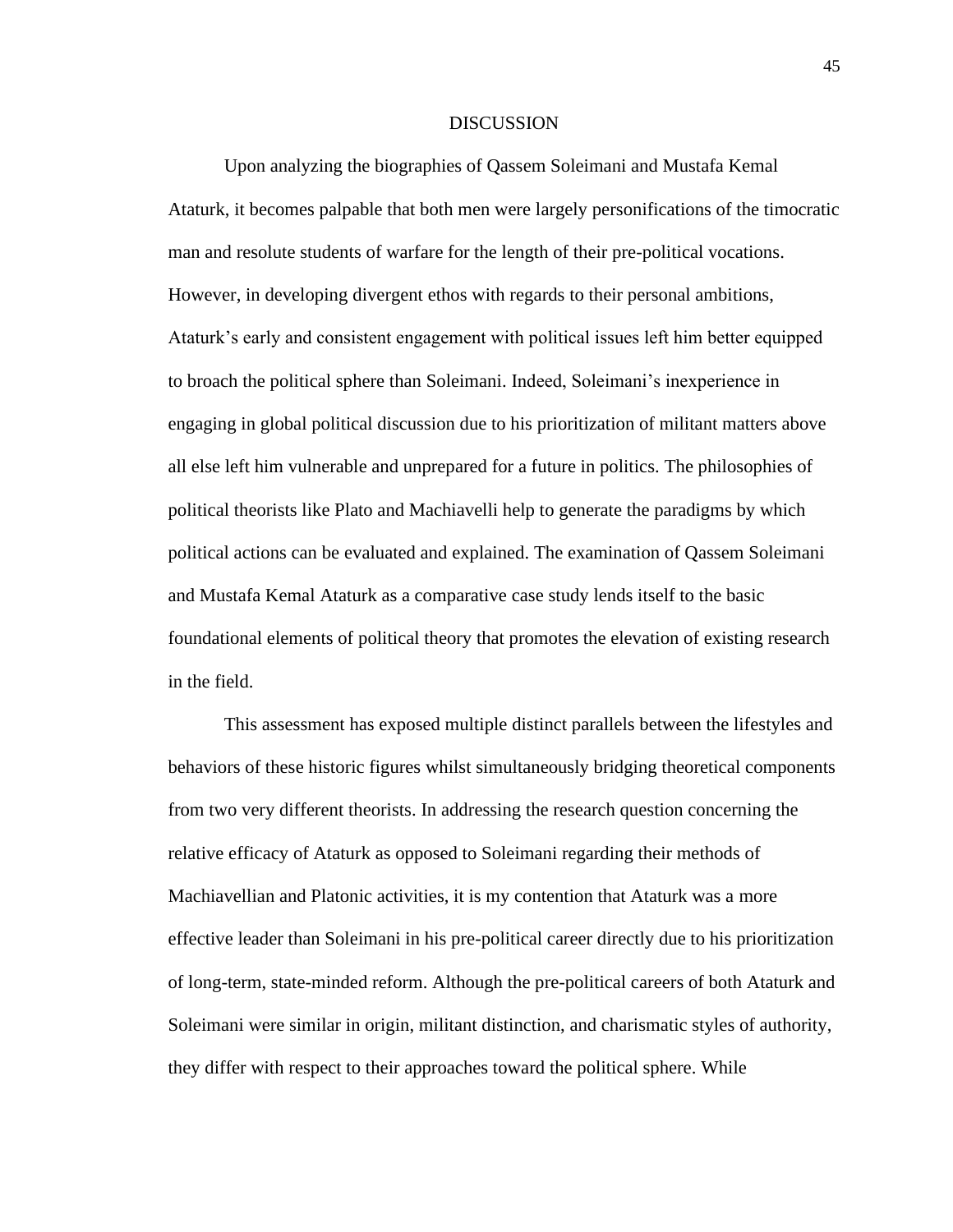# DISCUSSION

Upon analyzing the biographies of Qassem Soleimani and Mustafa Kemal Ataturk, it becomes palpable that both men were largely personifications of the timocratic man and resolute students of warfare for the length of their pre-political vocations. However, in developing divergent ethos with regards to their personal ambitions, Ataturk's early and consistent engagement with political issues left him better equipped to broach the political sphere than Soleimani. Indeed, Soleimani's inexperience in engaging in global political discussion due to his prioritization of militant matters above all else left him vulnerable and unprepared for a future in politics. The philosophies of political theorists like Plato and Machiavelli help to generate the paradigms by which political actions can be evaluated and explained. The examination of Qassem Soleimani and Mustafa Kemal Ataturk as a comparative case study lends itself to the basic foundational elements of political theory that promotes the elevation of existing research in the field.

This assessment has exposed multiple distinct parallels between the lifestyles and behaviors of these historic figures whilst simultaneously bridging theoretical components from two very different theorists. In addressing the research question concerning the relative efficacy of Ataturk as opposed to Soleimani regarding their methods of Machiavellian and Platonic activities, it is my contention that Ataturk was a more effective leader than Soleimani in his pre-political career directly due to his prioritization of long-term, state-minded reform. Although the pre-political careers of both Ataturk and Soleimani were similar in origin, militant distinction, and charismatic styles of authority, they differ with respect to their approaches toward the political sphere. While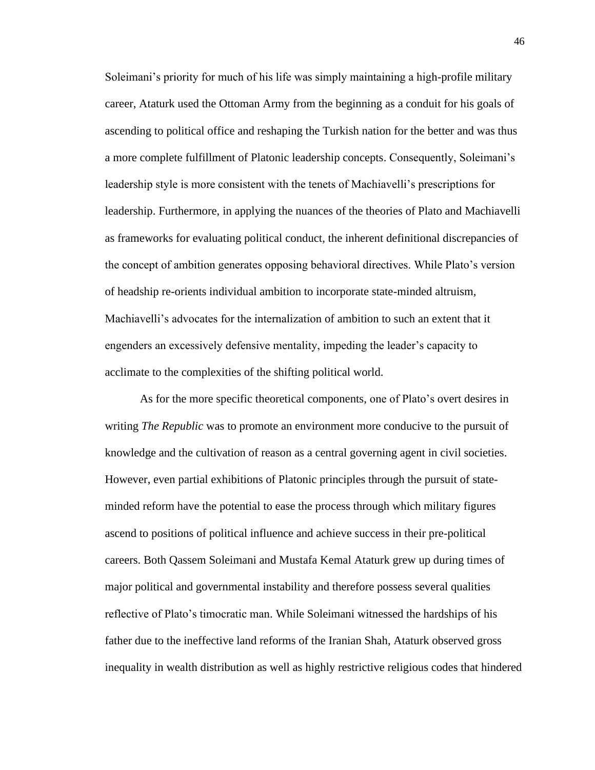Soleimani's priority for much of his life was simply maintaining a high-profile military career, Ataturk used the Ottoman Army from the beginning as a conduit for his goals of ascending to political office and reshaping the Turkish nation for the better and was thus a more complete fulfillment of Platonic leadership concepts. Consequently, Soleimani's leadership style is more consistent with the tenets of Machiavelli's prescriptions for leadership. Furthermore, in applying the nuances of the theories of Plato and Machiavelli as frameworks for evaluating political conduct, the inherent definitional discrepancies of the concept of ambition generates opposing behavioral directives. While Plato's version of headship re-orients individual ambition to incorporate state-minded altruism, Machiavelli's advocates for the internalization of ambition to such an extent that it engenders an excessively defensive mentality, impeding the leader's capacity to acclimate to the complexities of the shifting political world.

As for the more specific theoretical components, one of Plato's overt desires in writing *The Republic* was to promote an environment more conducive to the pursuit of knowledge and the cultivation of reason as a central governing agent in civil societies. However, even partial exhibitions of Platonic principles through the pursuit of state-minded reform have the potential to ease the process through which military figures ascend to positions of political influence and achieve success in their pre-political careers. Both Qassem Soleimani and Mustafa Kemal Ataturk grew up during times of major political and governmental instability and therefore possess several qualities reflective of Plato's timocratic man. While Soleimani witnessed the hardships of his father due to the ineffective land reforms of the Iranian Shah, Ataturk observed gross inequality in wealth distribution as well as highly restrictive religious codes that hindered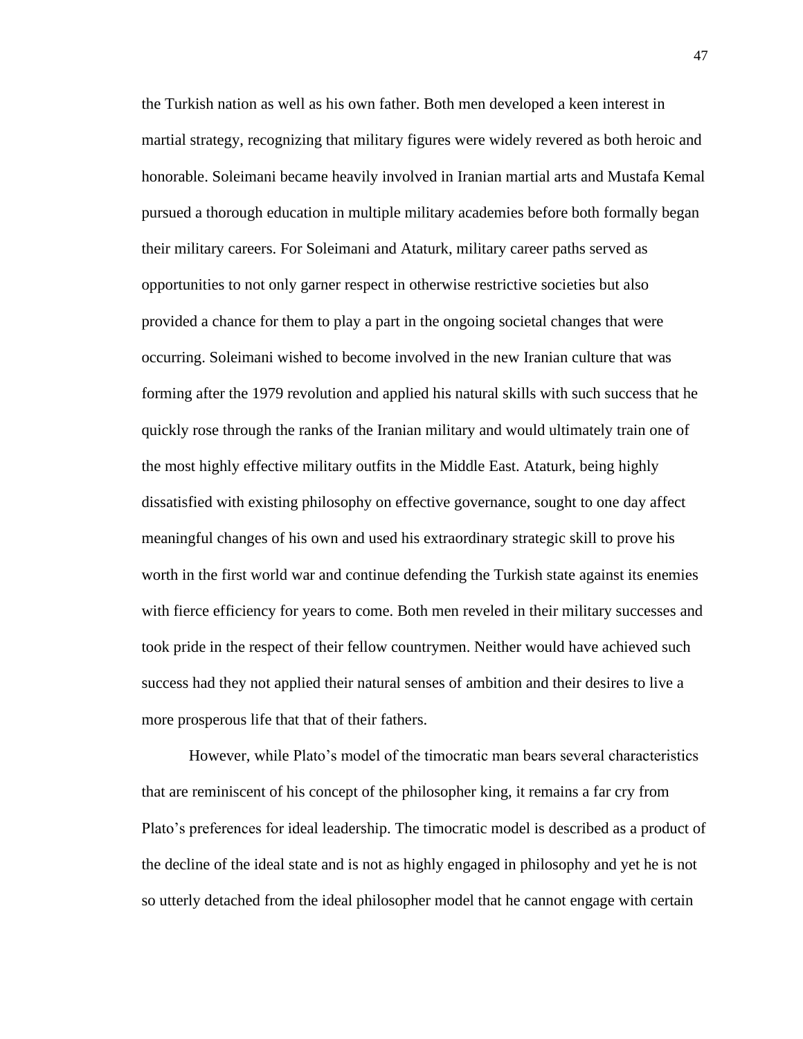the Turkish nation as well as his own father. Both men developed a keen interest in martial strategy, recognizing that military figures were widely revered as both heroic and honorable. Soleimani became heavily involved in Iranian martial arts and Mustafa Kemal pursued a thorough education in multiple military academies before both formally began their military careers. For Soleimani and Ataturk, military career paths served as opportunities to not only garner respect in otherwise restrictive societies but also provided a chance for them to play a part in the ongoing societal changes that were occurring. Soleimani wished to become involved in the new Iranian culture that was forming after the 1979 revolution and applied his natural skills with such success that he quickly rose through the ranks of the Iranian military and would ultimately train one of the most highly effective military outfits in the Middle East. Ataturk, being highly dissatisfied with existing philosophy on effective governance, sought to one day affect meaningful changes of his own and used his extraordinary strategic skill to prove his worth in the first world war and continue defending the Turkish state against its enemies with fierce efficiency for years to come. Both men reveled in their military successes and took pride in the respect of their fellow countrymen. Neither would have achieved such success had they not applied their natural senses of ambition and their desires to live a more prosperous life that that of their fathers.

However, while Plato's model of the timocratic man bears several characteristics that are reminiscent of his concept of the philosopher king, it remains a far cry from Plato's preferences for ideal leadership. The timocratic model is described as a product of the decline of the ideal state and is not as highly engaged in philosophy and yet he is not so utterly detached from the ideal philosopher model that he cannot engage with certain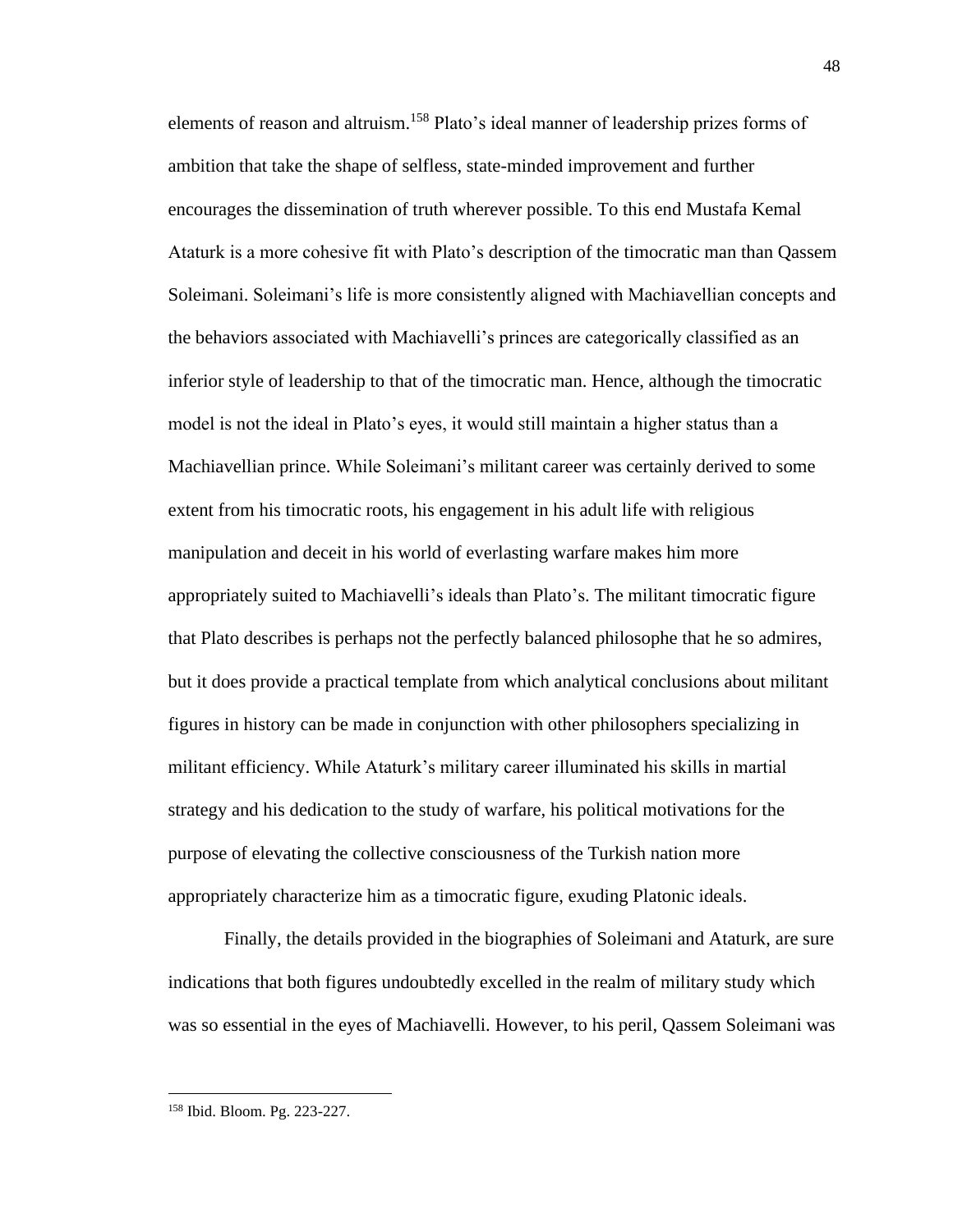elements of reason and altruism.[158] Plato's ideal manner of leadership prizes forms of ambition that take the shape of selfless, state-minded improvement and further encourages the dissemination of truth wherever possible. To this end Mustafa Kemal Ataturk is a more cohesive fit with Plato's description of the timocratic man than Qassem Soleimani. Soleimani's life is more consistently aligned with Machiavellian concepts and the behaviors associated with Machiavelli's princes are categorically classified as an inferior style of leadership to that of the timocratic man. Hence, although the timocratic model is not the ideal in Plato's eyes, it would still maintain a higher status than a Machiavellian prince. While Soleimani's militant career was certainly derived to some extent from his timocratic roots, his engagement in his adult life with religious manipulation and deceit in his world of everlasting warfare makes him more appropriately suited to Machiavelli's ideals than Plato's. The militant timocratic figure that Plato describes is perhaps not the perfectly balanced philosophe that he so admires, but it does provide a practical template from which analytical conclusions about militant figures in history can be made in conjunction with other philosophers specializing in militant efficiency. While Ataturk's military career illuminated his skills in martial strategy and his dedication to the study of warfare, his political motivations for the purpose of elevating the collective consciousness of the Turkish nation more appropriately characterize him as a timocratic figure, exuding Platonic ideals.

Finally, the details provided in the biographies of Soleimani and Ataturk, are sure indications that both figures undoubtedly excelled in the realm of military study which was so essential in the eyes of Machiavelli. However, to his peril, Qassem Soleimani was

[158] Ibid. Bloom. Pg. 223-227.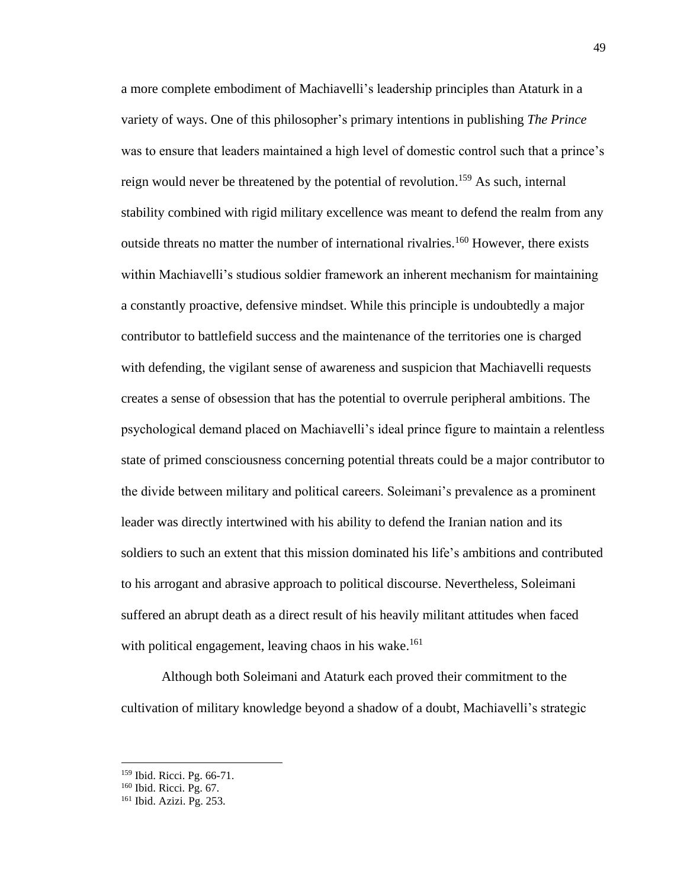a more complete embodiment of Machiavelli's leadership principles than Ataturk in a variety of ways. One of this philosopher's primary intentions in publishing *The Prince* was to ensure that leaders maintained a high level of domestic control such that a prince's reign would never be threatened by the potential of revolution.[159] As such, internal stability combined with rigid military excellence was meant to defend the realm from any outside threats no matter the number of international rivalries.[160] However, there exists within Machiavelli's studious soldier framework an inherent mechanism for maintaining a constantly proactive, defensive mindset. While this principle is undoubtedly a major contributor to battlefield success and the maintenance of the territories one is charged with defending, the vigilant sense of awareness and suspicion that Machiavelli requests creates a sense of obsession that has the potential to overrule peripheral ambitions. The psychological demand placed on Machiavelli's ideal prince figure to maintain a relentless state of primed consciousness concerning potential threats could be a major contributor to the divide between military and political careers. Soleimani's prevalence as a prominent leader was directly intertwined with his ability to defend the Iranian nation and its soldiers to such an extent that this mission dominated his life's ambitions and contributed to his arrogant and abrasive approach to political discourse. Nevertheless, Soleimani suffered an abrupt death as a direct result of his heavily militant attitudes when faced with political engagement, leaving chaos in his wake.[161]

Although both Soleimani and Ataturk each proved their commitment to the cultivation of military knowledge beyond a shadow of a doubt, Machiavelli's strategic

---

[159] Ibid. Ricci. Pg. 66-71.

[160] Ibid. Ricci. Pg. 67.

[161] Ibid. Azizi. Pg. 253.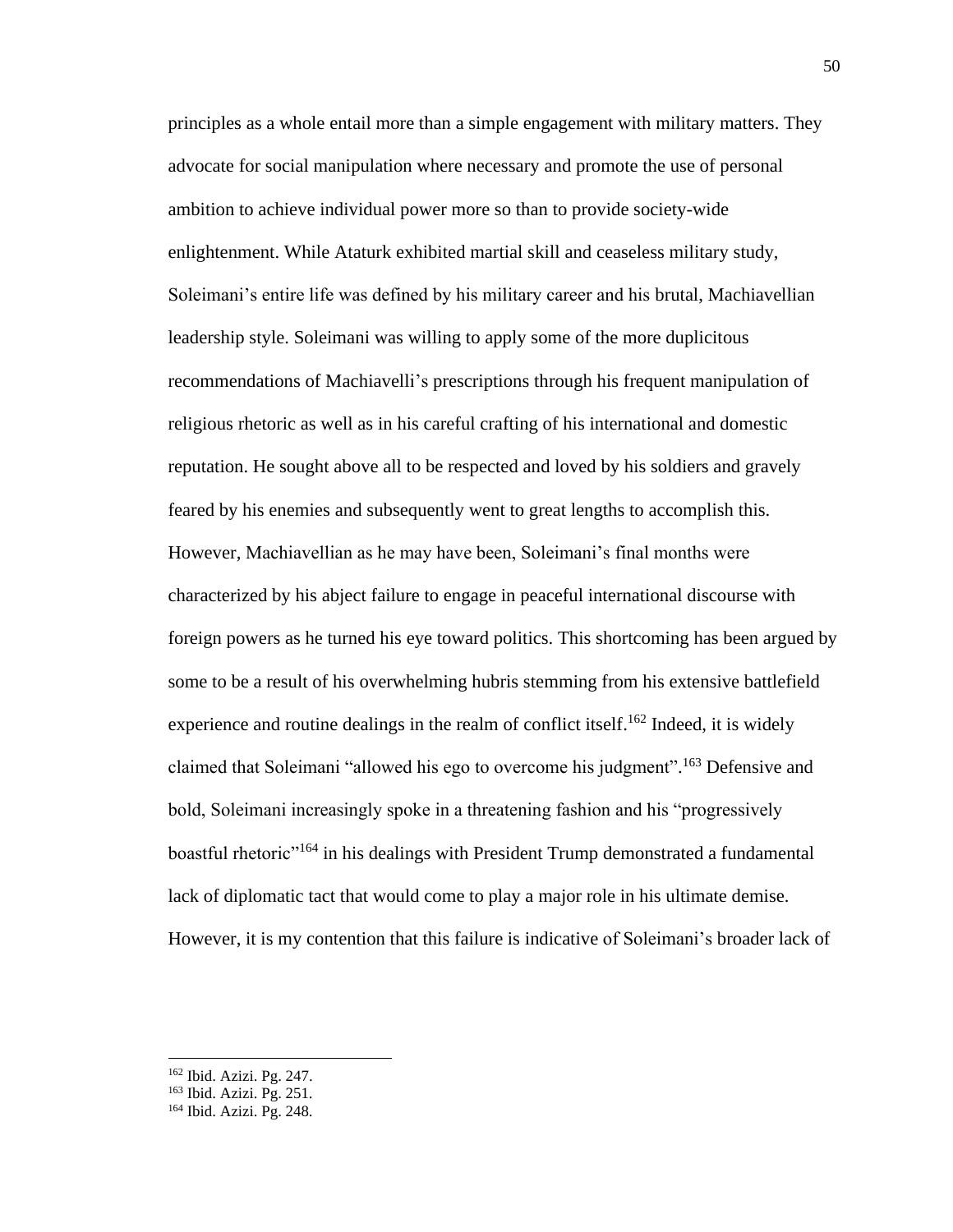principles as a whole entail more than a simple engagement with military matters. They advocate for social manipulation where necessary and promote the use of personal ambition to achieve individual power more so than to provide society-wide enlightenment. While Ataturk exhibited martial skill and ceaseless military study, Soleimani's entire life was defined by his military career and his brutal, Machiavellian leadership style. Soleimani was willing to apply some of the more duplicitous recommendations of Machiavelli's prescriptions through his frequent manipulation of religious rhetoric as well as in his careful crafting of his international and domestic reputation. He sought above all to be respected and loved by his soldiers and gravely feared by his enemies and subsequently went to great lengths to accomplish this. However, Machiavellian as he may have been, Soleimani's final months were characterized by his abject failure to engage in peaceful international discourse with foreign powers as he turned his eye toward politics. This shortcoming has been argued by some to be a result of his overwhelming hubris stemming from his extensive battlefield experience and routine dealings in the realm of conflict itself.[162] Indeed, it is widely claimed that Soleimani "allowed his ego to overcome his judgment".[163] Defensive and bold, Soleimani increasingly spoke in a threatening fashion and his "progressively boastful rhetoric"[164] in his dealings with President Trump demonstrated a fundamental lack of diplomatic tact that would come to play a major role in his ultimate demise. However, it is my contention that this failure is indicative of Soleimani's broader lack of

---

[162] Ibid. Azizi. Pg. 247.

[163] Ibid. Azizi. Pg. 251.

[164] Ibid. Azizi. Pg. 248.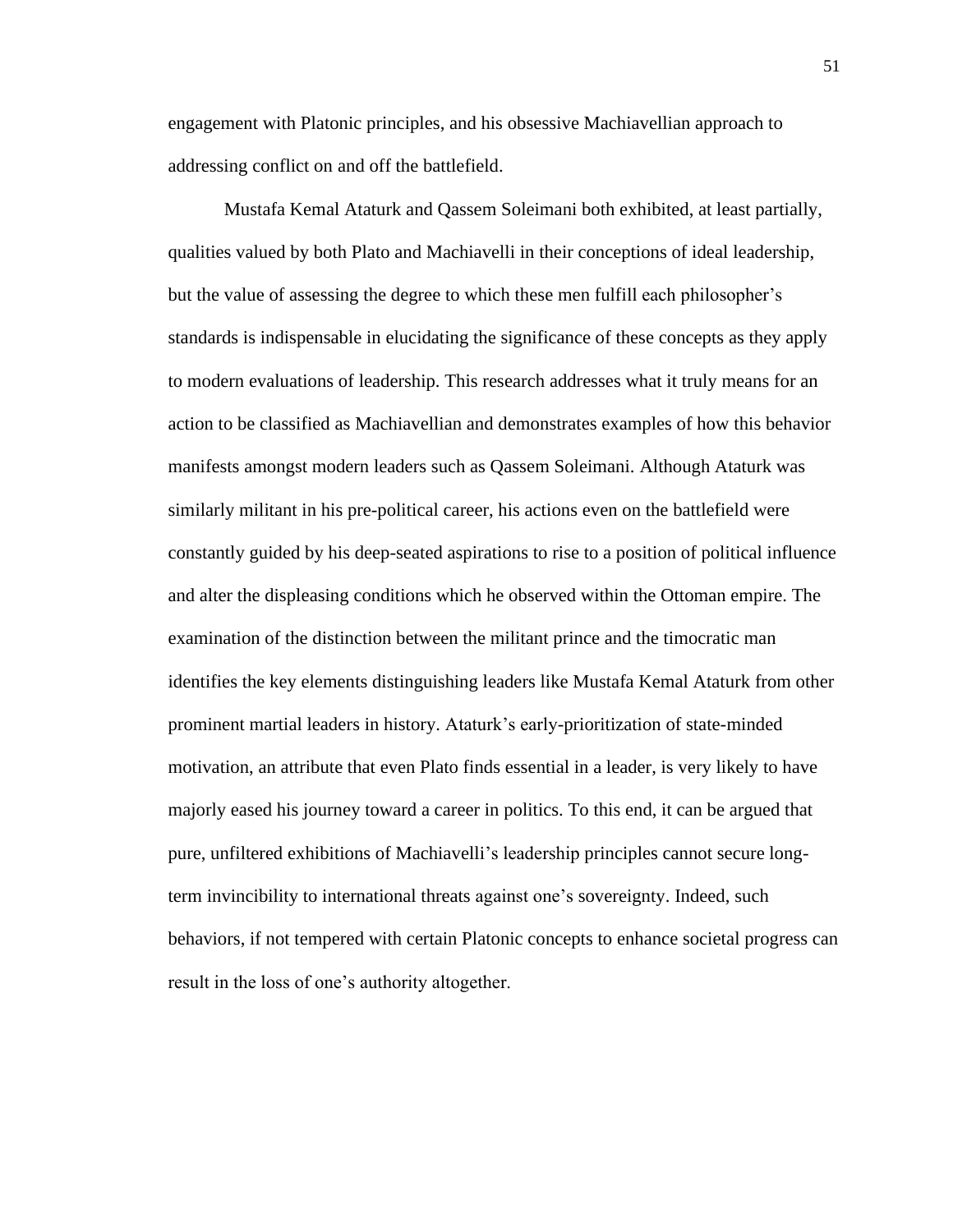engagement with Platonic principles, and his obsessive Machiavellian approach to addressing conflict on and off the battlefield.

Mustafa Kemal Ataturk and Qassem Soleimani both exhibited, at least partially, qualities valued by both Plato and Machiavelli in their conceptions of ideal leadership, but the value of assessing the degree to which these men fulfill each philosopher's standards is indispensable in elucidating the significance of these concepts as they apply to modern evaluations of leadership. This research addresses what it truly means for an action to be classified as Machiavellian and demonstrates examples of how this behavior manifests amongst modern leaders such as Qassem Soleimani. Although Ataturk was similarly militant in his pre-political career, his actions even on the battlefield were constantly guided by his deep-seated aspirations to rise to a position of political influence and alter the displeasing conditions which he observed within the Ottoman empire. The examination of the distinction between the militant prince and the timocratic man identifies the key elements distinguishing leaders like Mustafa Kemal Ataturk from other prominent martial leaders in history. Ataturk's early-prioritization of state-minded motivation, an attribute that even Plato finds essential in a leader, is very likely to have majorly eased his journey toward a career in politics. To this end, it can be argued that pure, unfiltered exhibitions of Machiavelli's leadership principles cannot secure long-term invincibility to international threats against one's sovereignty. Indeed, such behaviors, if not tempered with certain Platonic concepts to enhance societal progress can result in the loss of one's authority altogether.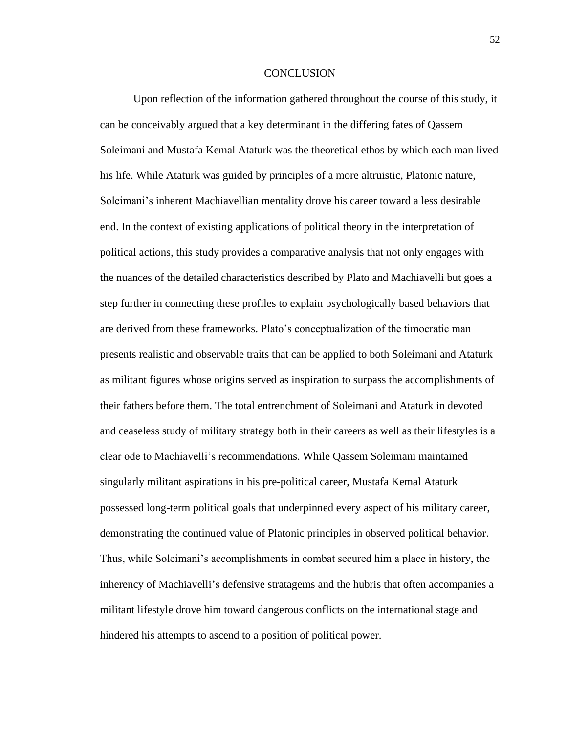# CONCLUSION

Upon reflection of the information gathered throughout the course of this study, it can be conceivably argued that a key determinant in the differing fates of Qassem Soleimani and Mustafa Kemal Ataturk was the theoretical ethos by which each man lived his life. While Ataturk was guided by principles of a more altruistic, Platonic nature, Soleimani's inherent Machiavellian mentality drove his career toward a less desirable end. In the context of existing applications of political theory in the interpretation of political actions, this study provides a comparative analysis that not only engages with the nuances of the detailed characteristics described by Plato and Machiavelli but goes a step further in connecting these profiles to explain psychologically based behaviors that are derived from these frameworks. Plato's conceptualization of the timocratic man presents realistic and observable traits that can be applied to both Soleimani and Ataturk as militant figures whose origins served as inspiration to surpass the accomplishments of their fathers before them. The total entrenchment of Soleimani and Ataturk in devoted and ceaseless study of military strategy both in their careers as well as their lifestyles is a clear ode to Machiavelli's recommendations. While Qassem Soleimani maintained singularly militant aspirations in his pre-political career, Mustafa Kemal Ataturk possessed long-term political goals that underpinned every aspect of his military career, demonstrating the continued value of Platonic principles in observed political behavior. Thus, while Soleimani's accomplishments in combat secured him a place in history, the inherency of Machiavelli's defensive stratagems and the hubris that often accompanies a militant lifestyle drove him toward dangerous conflicts on the international stage and hindered his attempts to ascend to a position of political power.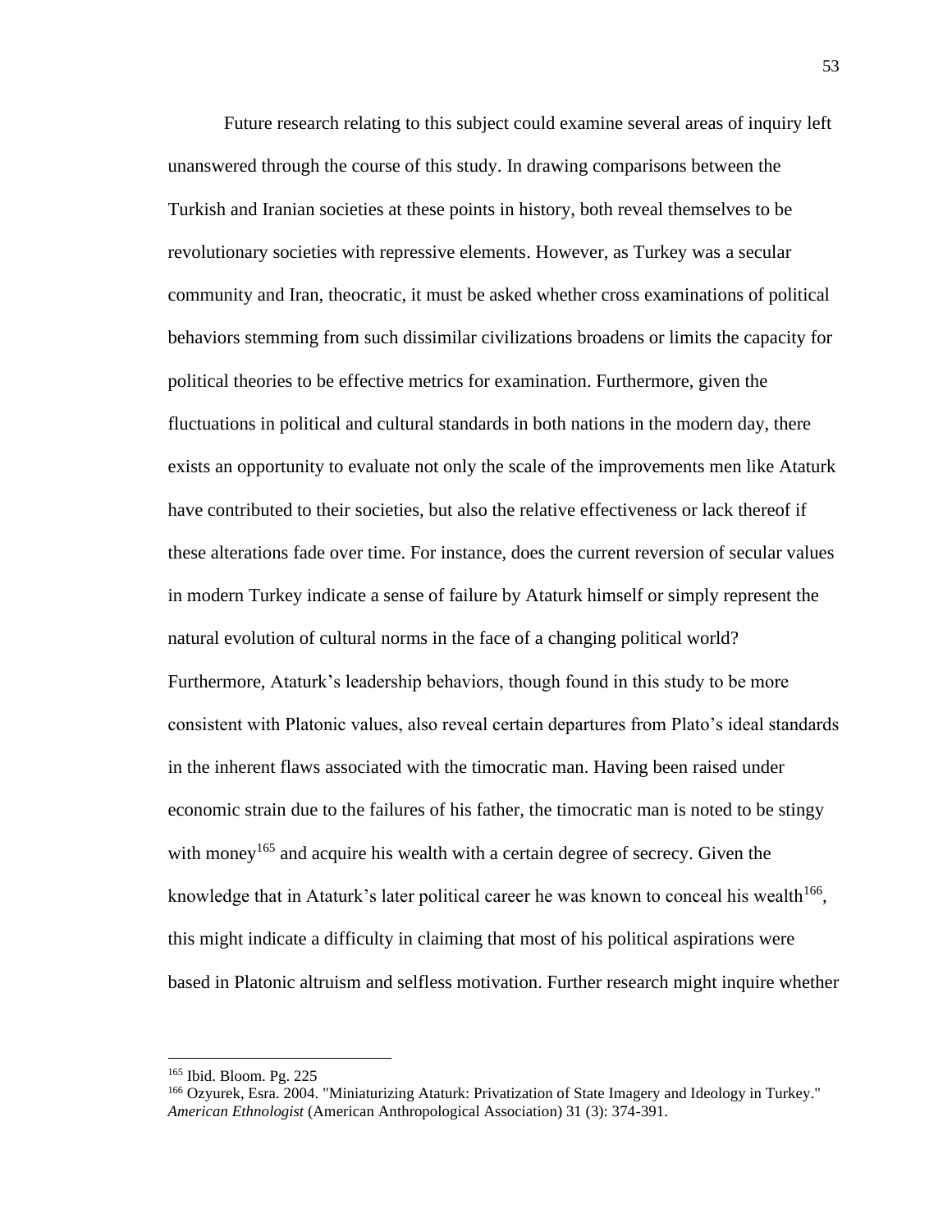Future research relating to this subject could examine several areas of inquiry left unanswered through the course of this study. In drawing comparisons between the Turkish and Iranian societies at these points in history, both reveal themselves to be revolutionary societies with repressive elements. However, as Turkey was a secular community and Iran, theocratic, it must be asked whether cross examinations of political behaviors stemming from such dissimilar civilizations broadens or limits the capacity for political theories to be effective metrics for examination. Furthermore, given the fluctuations in political and cultural standards in both nations in the modern day, there exists an opportunity to evaluate not only the scale of the improvements men like Ataturk have contributed to their societies, but also the relative effectiveness or lack thereof if these alterations fade over time. For instance, does the current reversion of secular values in modern Turkey indicate a sense of failure by Ataturk himself or simply represent the natural evolution of cultural norms in the face of a changing political world? Furthermore, Ataturk's leadership behaviors, though found in this study to be more consistent with Platonic values, also reveal certain departures from Plato's ideal standards in the inherent flaws associated with the timocratic man. Having been raised under economic strain due to the failures of his father, the timocratic man is noted to be stingy with money[165] and acquire his wealth with a certain degree of secrecy. Given the knowledge that in Ataturk's later political career he was known to conceal his wealth[166], this might indicate a difficulty in claiming that most of his political aspirations were based in Platonic altruism and selfless motivation. Further research might inquire whether

---

[165] Ibid. Bloom. Pg. 225

[166] Ozyurek, Esra. 2004. "Miniaturizing Ataturk: Privatization of State Imagery and Ideology in Turkey." *American Ethnologist* (American Anthropological Association) 31 (3): 374-391.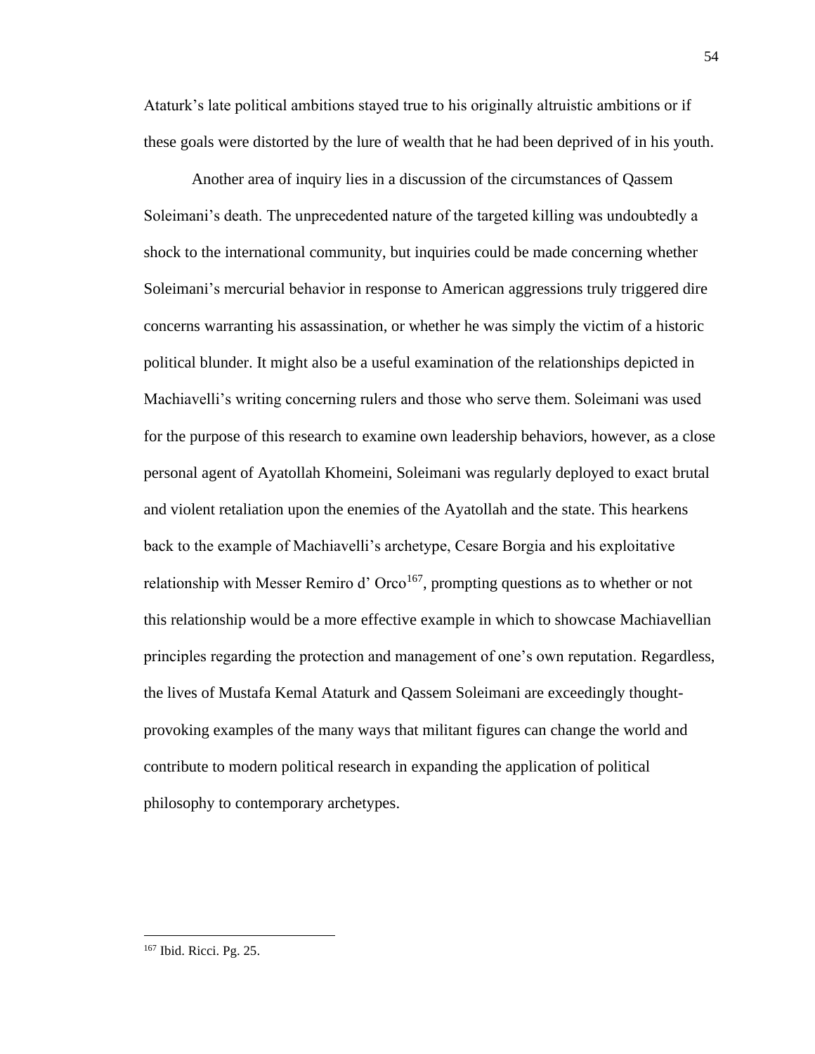Ataturk's late political ambitions stayed true to his originally altruistic ambitions or if these goals were distorted by the lure of wealth that he had been deprived of in his youth.

Another area of inquiry lies in a discussion of the circumstances of Qassem Soleimani's death. The unprecedented nature of the targeted killing was undoubtedly a shock to the international community, but inquiries could be made concerning whether Soleimani's mercurial behavior in response to American aggressions truly triggered dire concerns warranting his assassination, or whether he was simply the victim of a historic political blunder. It might also be a useful examination of the relationships depicted in Machiavelli's writing concerning rulers and those who serve them. Soleimani was used for the purpose of this research to examine own leadership behaviors, however, as a close personal agent of Ayatollah Khomeini, Soleimani was regularly deployed to exact brutal and violent retaliation upon the enemies of the Ayatollah and the state. This hearkens back to the example of Machiavelli's archetype, Cesare Borgia and his exploitative relationship with Messer Remiro d' Orco[167], prompting questions as to whether or not this relationship would be a more effective example in which to showcase Machiavellian principles regarding the protection and management of one's own reputation. Regardless, the lives of Mustafa Kemal Ataturk and Qassem Soleimani are exceedingly thought-provoking examples of the many ways that militant figures can change the world and contribute to modern political research in expanding the application of political philosophy to contemporary archetypes.

[167] Ibid. Ricci. Pg. 25.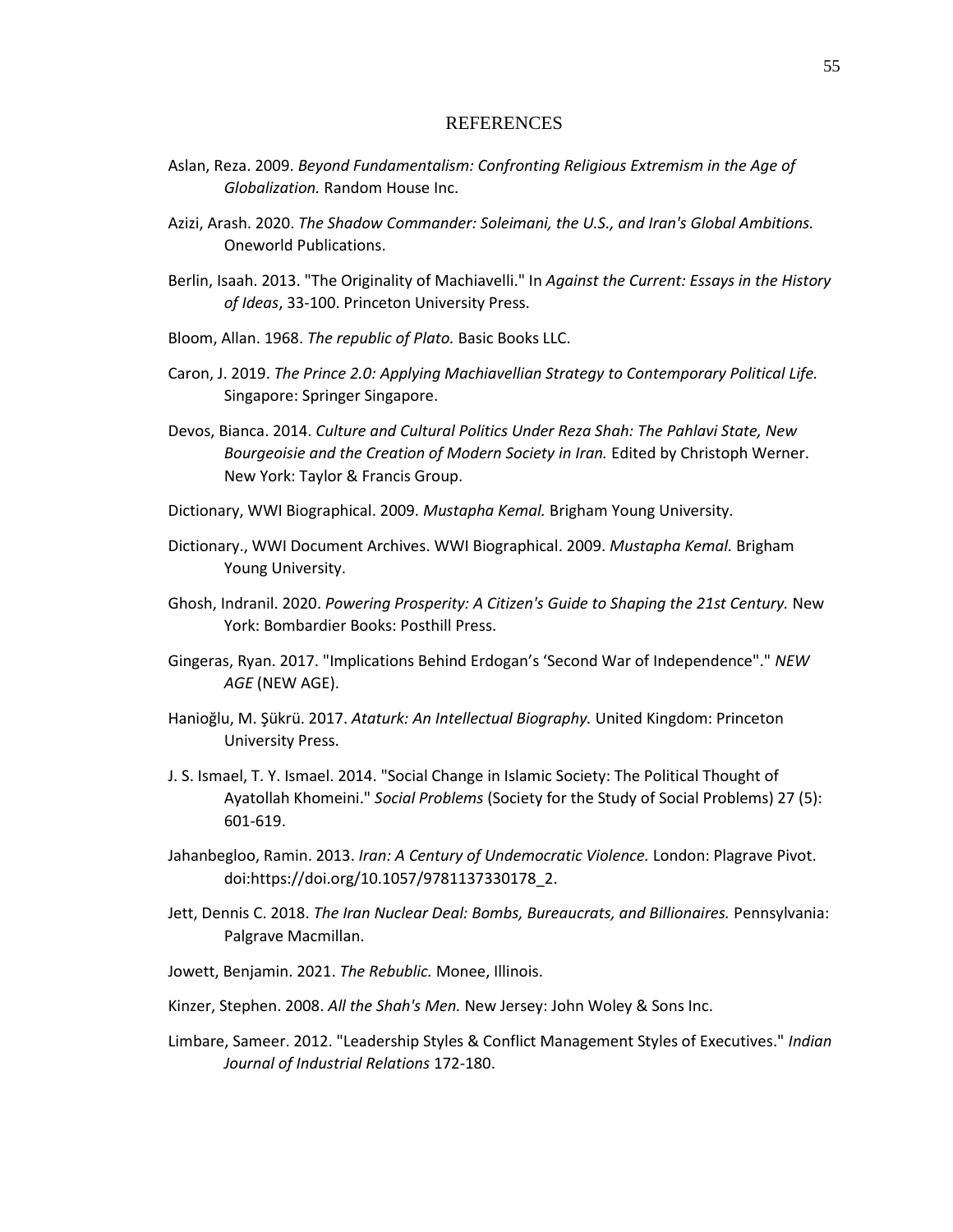# REFERENCES

Aslan, Reza. 2009. *Beyond Fundamentalism: Confronting Religious Extremism in the Age of Globalization.* Random House Inc.

Azizi, Arash. 2020. *The Shadow Commander: Soleimani, the U.S., and Iran's Global Ambitions.* Oneworld Publications.

Berlin, Isaah. 2013. "The Originality of Machiavelli." In *Against the Current: Essays in the History of Ideas*, 33-100. Princeton University Press.

Bloom, Allan. 1968. *The republic of Plato.* Basic Books LLC.

Caron, J. 2019. *The Prince 2.0: Applying Machiavellian Strategy to Contemporary Political Life.* Singapore: Springer Singapore.

Devos, Bianca. 2014. *Culture and Cultural Politics Under Reza Shah: The Pahlavi State, New Bourgeoisie and the Creation of Modern Society in Iran.* Edited by Christoph Werner. New York: Taylor & Francis Group.

Dictionary, WWI Biographical. 2009. *Mustapha Kemal.* Brigham Young University.

Dictionary., WWI Document Archives. WWI Biographical. 2009. *Mustapha Kemal.* Brigham Young University.

Ghosh, Indranil. 2020. *Powering Prosperity: A Citizen's Guide to Shaping the 21st Century.* New York: Bombardier Books: Posthill Press.

Gingeras, Ryan. 2017. "Implications Behind Erdogan's 'Second War of Independence"." *NEW AGE* (NEW AGE).

Hanioğlu, M. Şükrü. 2017. *Ataturk: An Intellectual Biography.* United Kingdom: Princeton University Press.

J. S. Ismael, T. Y. Ismael. 2014. "Social Change in Islamic Society: The Political Thought of Ayatollah Khomeini." *Social Problems* (Society for the Study of Social Problems) 27 (5): 601-619.

Jahanbegloo, Ramin. 2013. *Iran: A Century of Undemocratic Violence.* London: Plagrave Pivot. doi:https://doi.org/10.1057/9781137330178_2.

Jett, Dennis C. 2018. *The Iran Nuclear Deal: Bombs, Bureaucrats, and Billionaires.* Pennsylvania: Palgrave Macmillan.

Jowett, Benjamin. 2021. *The Rebublic.* Monee, Illinois.

Kinzer, Stephen. 2008. *All the Shah's Men.* New Jersey: John Woley & Sons Inc.

Limbare, Sameer. 2012. "Leadership Styles & Conflict Management Styles of Executives." *Indian Journal of Industrial Relations* 172-180.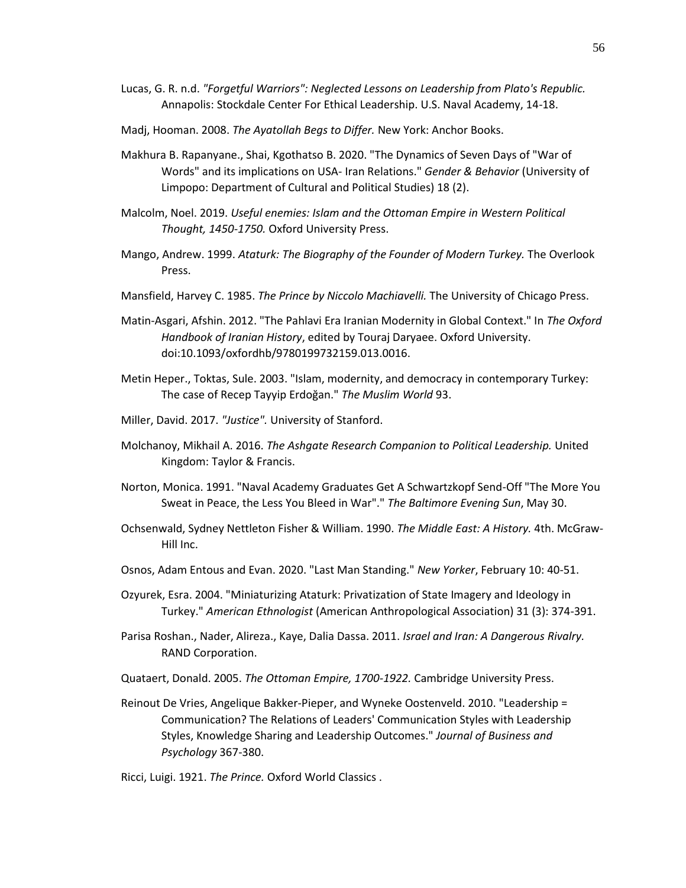Lucas, G. R. n.d. *"Forgetful Warriors": Neglected Lessons on Leadership from Plato's Republic.* Annapolis: Stockdale Center For Ethical Leadership. U.S. Naval Academy, 14-18.

Madj, Hooman. 2008. *The Ayatollah Begs to Differ.* New York: Anchor Books.

Makhura B. Rapanyane., Shai, Kgothatso B. 2020. "The Dynamics of Seven Days of "War of Words" and its implications on USA- Iran Relations." *Gender & Behavior* (University of Limpopo: Department of Cultural and Political Studies) 18 (2).

Malcolm, Noel. 2019. *Useful enemies: Islam and the Ottoman Empire in Western Political Thought, 1450-1750.* Oxford University Press.

Mango, Andrew. 1999. *Ataturk: The Biography of the Founder of Modern Turkey.* The Overlook Press.

Mansfield, Harvey C. 1985. *The Prince by Niccolo Machiavelli.* The University of Chicago Press.

Matin-Asgari, Afshin. 2012. "The Pahlavi Era Iranian Modernity in Global Context." In *The Oxford Handbook of Iranian History*, edited by Touraj Daryaee. Oxford University. doi:10.1093/oxfordhb/9780199732159.013.0016.

Metin Heper., Toktas, Sule. 2003. "Islam, modernity, and democracy in contemporary Turkey: The case of Recep Tayyip Erdoğan." *The Muslim World* 93.

Miller, David. 2017. *"Justice".* University of Stanford.

Molchanoy, Mikhail A. 2016. *The Ashgate Research Companion to Political Leadership.* United Kingdom: Taylor & Francis.

Norton, Monica. 1991. "Naval Academy Graduates Get A Schwartzkopf Send-Off "The More You Sweat in Peace, the Less You Bleed in War"." *The Baltimore Evening Sun*, May 30.

Ochsenwald, Sydney Nettleton Fisher & William. 1990. *The Middle East: A History.* 4th. McGraw-Hill Inc.

Osnos, Adam Entous and Evan. 2020. "Last Man Standing." *New Yorker*, February 10: 40-51.

Ozyurek, Esra. 2004. "Miniaturizing Ataturk: Privatization of State Imagery and Ideology in Turkey." *American Ethnologist* (American Anthropological Association) 31 (3): 374-391.

Parisa Roshan., Nader, Alireza., Kaye, Dalia Dassa. 2011. *Israel and Iran: A Dangerous Rivalry.* RAND Corporation.

Quataert, Donald. 2005. *The Ottoman Empire, 1700-1922.* Cambridge University Press.

Reinout De Vries, Angelique Bakker-Pieper, and Wyneke Oostenveld. 2010. "Leadership = Communication? The Relations of Leaders' Communication Styles with Leadership Styles, Knowledge Sharing and Leadership Outcomes." *Journal of Business and Psychology* 367-380.

Ricci, Luigi. 1921. *The Prince.* Oxford World Classics .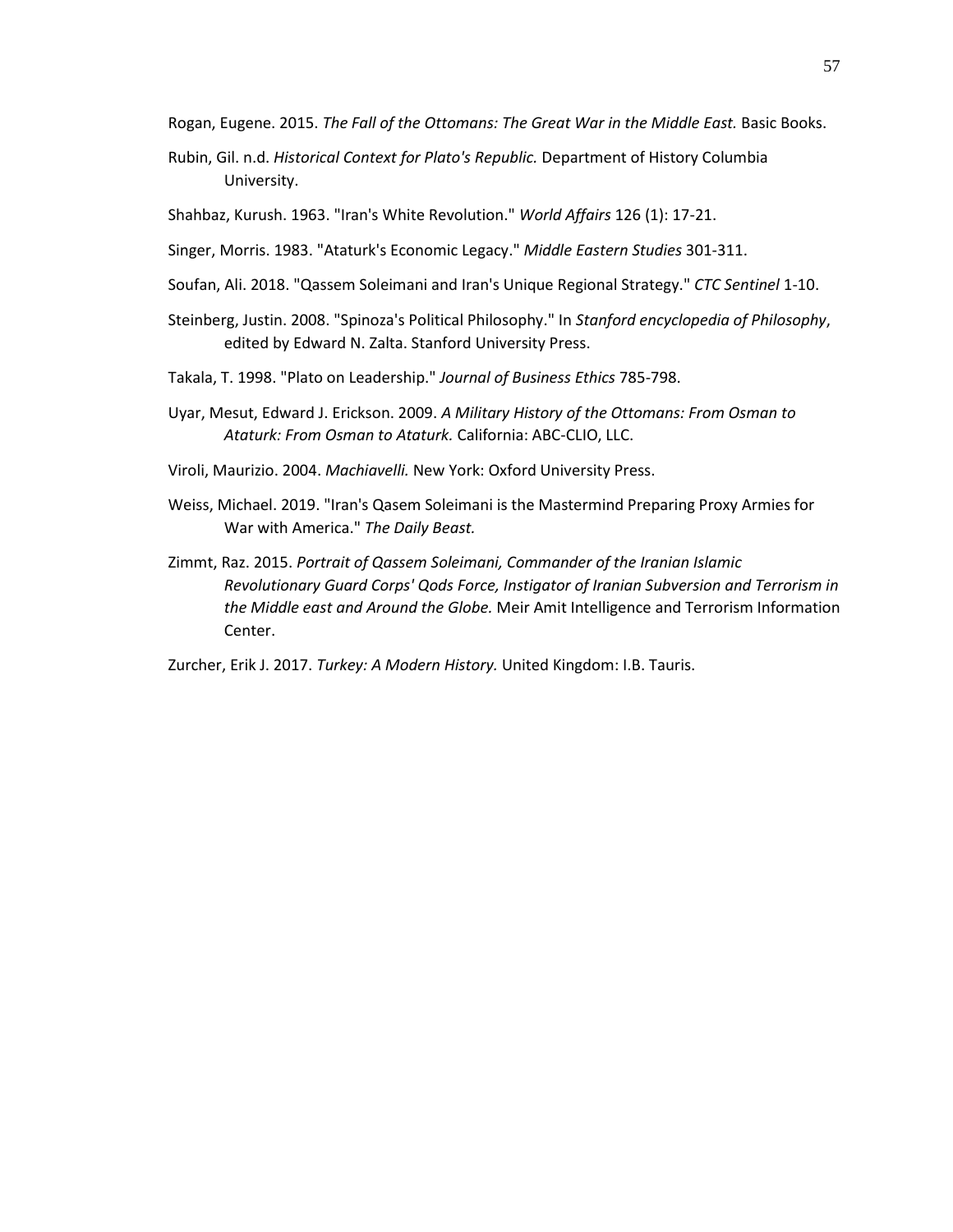Rogan, Eugene. 2015. *The Fall of the Ottomans: The Great War in the Middle East.* Basic Books.

Rubin, Gil. n.d. *Historical Context for Plato's Republic.* Department of History Columbia University.

Shahbaz, Kurush. 1963. "Iran's White Revolution." *World Affairs* 126 (1): 17-21.

Singer, Morris. 1983. "Ataturk's Economic Legacy." *Middle Eastern Studies* 301-311.

Soufan, Ali. 2018. "Qassem Soleimani and Iran's Unique Regional Strategy." *CTC Sentinel* 1-10.

Steinberg, Justin. 2008. "Spinoza's Political Philosophy." In *Stanford encyclopedia of Philosophy*, edited by Edward N. Zalta. Stanford University Press.

Takala, T. 1998. "Plato on Leadership." *Journal of Business Ethics* 785-798.

Uyar, Mesut, Edward J. Erickson. 2009. *A Military History of the Ottomans: From Osman to Ataturk: From Osman to Ataturk.* California: ABC-CLIO, LLC.

Viroli, Maurizio. 2004. *Machiavelli.* New York: Oxford University Press.

Weiss, Michael. 2019. "Iran's Qasem Soleimani is the Mastermind Preparing Proxy Armies for War with America." *The Daily Beast.*

Zimmt, Raz. 2015. *Portrait of Qassem Soleimani, Commander of the Iranian Islamic Revolutionary Guard Corps' Qods Force, Instigator of Iranian Subversion and Terrorism in the Middle east and Around the Globe.* Meir Amit Intelligence and Terrorism Information Center.

Zurcher, Erik J. 2017. *Turkey: A Modern History.* United Kingdom: I.B. Tauris.